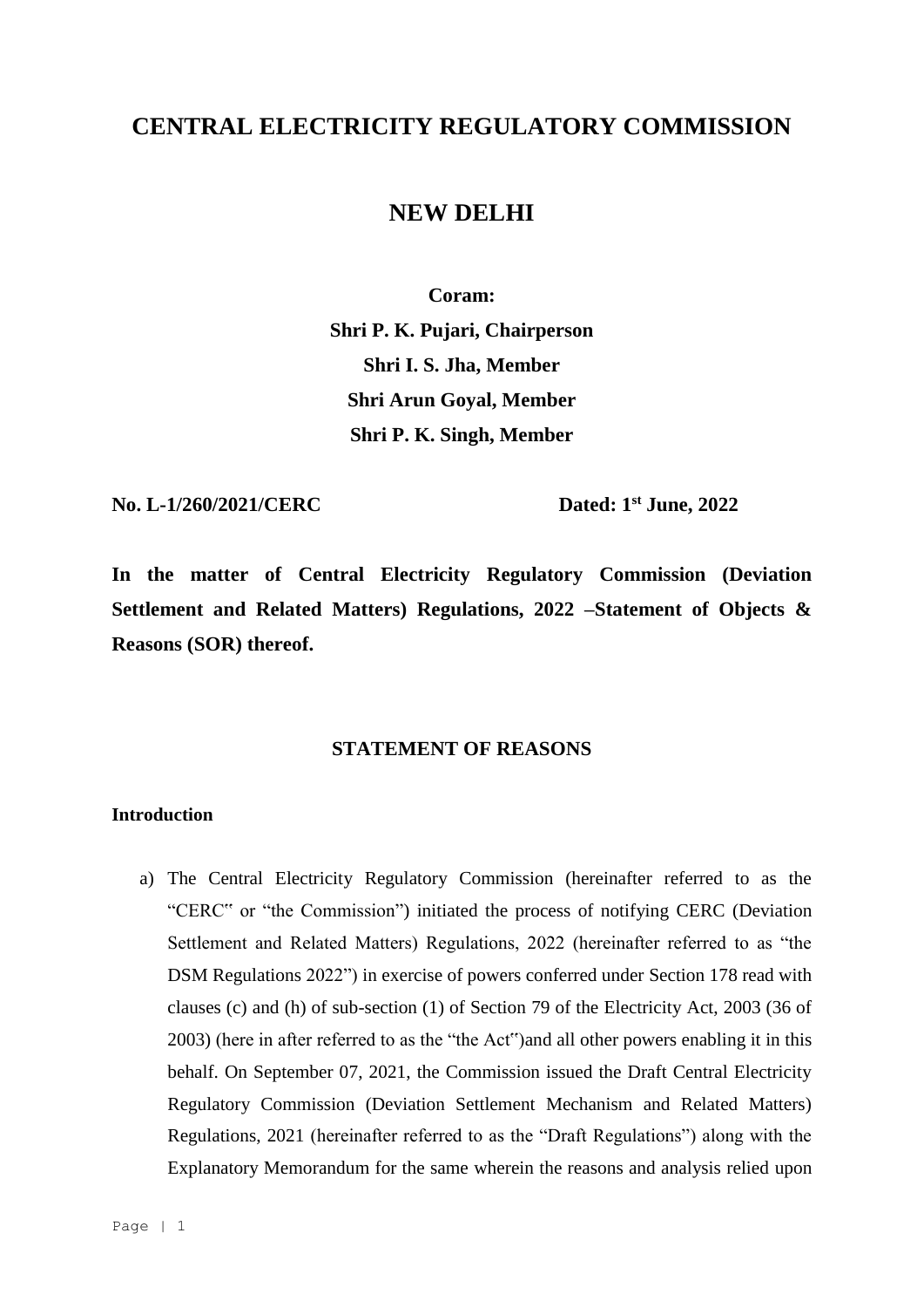# CENTRAL ELECTRICITY REGULATORY COMMISSION

## NEW DELHI

**Coram:**
**Shri P. K. Pujari, Chairperson**
**Shri I. S. Jha, Member**
**Shri Arun Goyal, Member**
**Shri P. K. Singh, Member**

**No. L-1/260/2021/CERC** **Dated: 1st June, 2022**

**In the matter of Central Electricity Regulatory Commission (Deviation Settlement and Related Matters) Regulations, 2022 –Statement of Objects & Reasons (SOR) thereof.**

### STATEMENT OF REASONS

**Introduction**

a) The Central Electricity Regulatory Commission (hereinafter referred to as the "CERC" or "the Commission") initiated the process of notifying CERC (Deviation Settlement and Related Matters) Regulations, 2022 (hereinafter referred to as "the DSM Regulations 2022") in exercise of powers conferred under Section 178 read with clauses (c) and (h) of sub-section (1) of Section 79 of the Electricity Act, 2003 (36 of 2003) (here in after referred to as the "the Act")and all other powers enabling it in this behalf. On September 07, 2021, the Commission issued the Draft Central Electricity Regulatory Commission (Deviation Settlement Mechanism and Related Matters) Regulations, 2021 (hereinafter referred to as the "Draft Regulations") along with the Explanatory Memorandum for the same wherein the reasons and analysis relied upon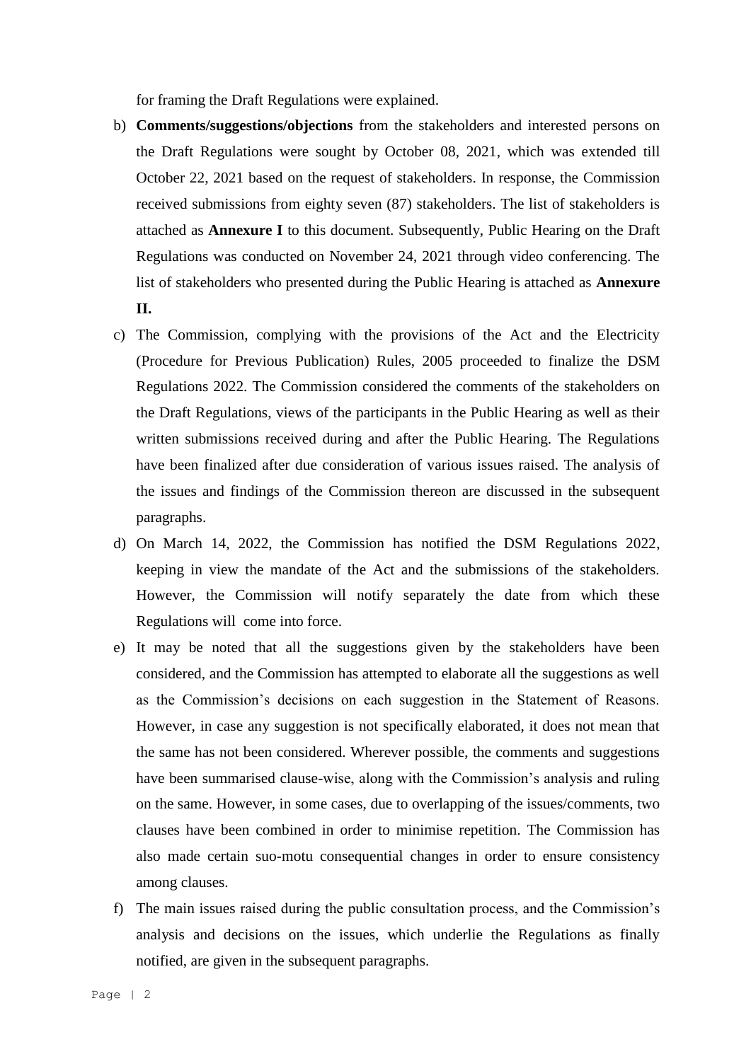for framing the Draft Regulations were explained.

b) **Comments/suggestions/objections** from the stakeholders and interested persons on the Draft Regulations were sought by October 08, 2021, which was extended till October 22, 2021 based on the request of stakeholders. In response, the Commission received submissions from eighty seven (87) stakeholders. The list of stakeholders is attached as **Annexure I** to this document. Subsequently, Public Hearing on the Draft Regulations was conducted on November 24, 2021 through video conferencing. The list of stakeholders who presented during the Public Hearing is attached as **Annexure II.**

c) The Commission, complying with the provisions of the Act and the Electricity (Procedure for Previous Publication) Rules, 2005 proceeded to finalize the DSM Regulations 2022. The Commission considered the comments of the stakeholders on the Draft Regulations, views of the participants in the Public Hearing as well as their written submissions received during and after the Public Hearing. The Regulations have been finalized after due consideration of various issues raised. The analysis of the issues and findings of the Commission thereon are discussed in the subsequent paragraphs.

d) On March 14, 2022, the Commission has notified the DSM Regulations 2022, keeping in view the mandate of the Act and the submissions of the stakeholders. However, the Commission will notify separately the date from which these Regulations will come into force.

e) It may be noted that all the suggestions given by the stakeholders have been considered, and the Commission has attempted to elaborate all the suggestions as well as the Commission's decisions on each suggestion in the Statement of Reasons. However, in case any suggestion is not specifically elaborated, it does not mean that the same has not been considered. Wherever possible, the comments and suggestions have been summarised clause-wise, along with the Commission's analysis and ruling on the same. However, in some cases, due to overlapping of the issues/comments, two clauses have been combined in order to minimise repetition. The Commission has also made certain suo-motu consequential changes in order to ensure consistency among clauses.

f) The main issues raised during the public consultation process, and the Commission's analysis and decisions on the issues, which underlie the Regulations as finally notified, are given in the subsequent paragraphs.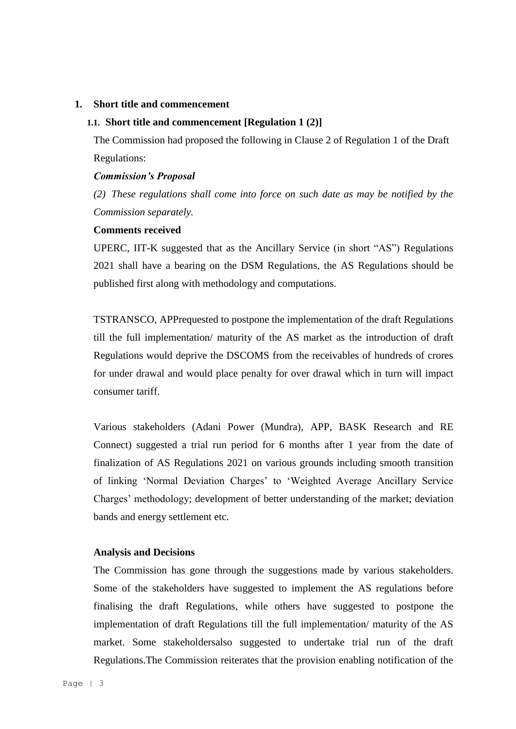# 1. Short title and commencement

## 1.1. Short title and commencement [Regulation 1 (2)]

The Commission had proposed the following in Clause 2 of Regulation 1 of the Draft Regulations:

***Commission's Proposal***

*(2) These regulations shall come into force on such date as may be notified by the Commission separately.*

**Comments received**

UPERC, IIT-K suggested that as the Ancillary Service (in short "AS") Regulations 2021 shall have a bearing on the DSM Regulations, the AS Regulations should be published first along with methodology and computations.

TSTRANSCO, APPrequested to postpone the implementation of the draft Regulations till the full implementation/ maturity of the AS market as the introduction of draft Regulations would deprive the DSCOMS from the receivables of hundreds of crores for under drawal and would place penalty for over drawal which in turn will impact consumer tariff.

Various stakeholders (Adani Power (Mundra), APP, BASK Research and RE Connect) suggested a trial run period for 6 months after 1 year from the date of finalization of AS Regulations 2021 on various grounds including smooth transition of linking 'Normal Deviation Charges' to 'Weighted Average Ancillary Service Charges' methodology; development of better understanding of the market; deviation bands and energy settlement etc.

**Analysis and Decisions**

The Commission has gone through the suggestions made by various stakeholders. Some of the stakeholders have suggested to implement the AS regulations before finalising the draft Regulations, while others have suggested to postpone the implementation of draft Regulations till the full implementation/ maturity of the AS market. Some stakeholdersalso suggested to undertake trial run of the draft Regulations.The Commission reiterates that the provision enabling notification of the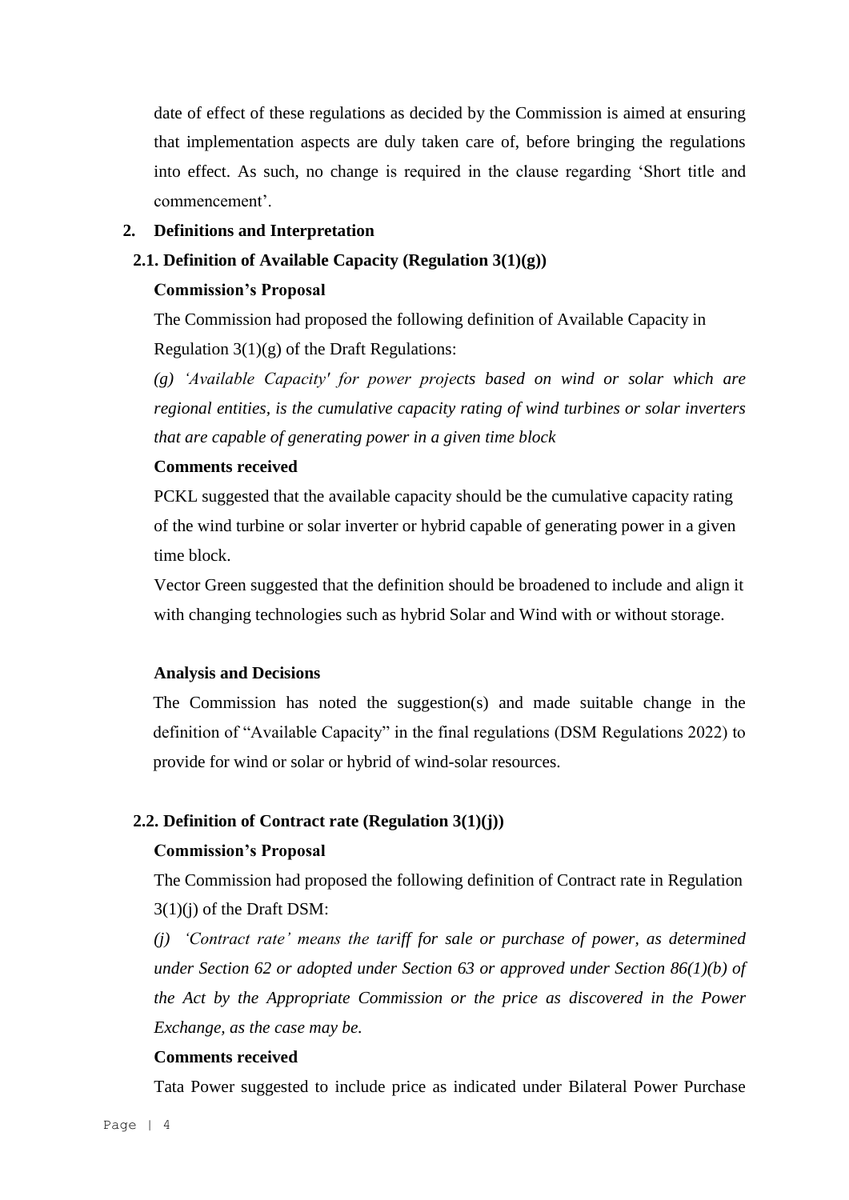date of effect of these regulations as decided by the Commission is aimed at ensuring that implementation aspects are duly taken care of, before bringing the regulations into effect. As such, no change is required in the clause regarding 'Short title and commencement'.

## 2. Definitions and Interpretation

### 2.1. Definition of Available Capacity (Regulation 3(1)(g))

**Commission's Proposal**

The Commission had proposed the following definition of Available Capacity in Regulation 3(1)(g) of the Draft Regulations:

*(g) 'Available Capacity' for power projects based on wind or solar which are regional entities, is the cumulative capacity rating of wind turbines or solar inverters that are capable of generating power in a given time block*

**Comments received**

PCKL suggested that the available capacity should be the cumulative capacity rating of the wind turbine or solar inverter or hybrid capable of generating power in a given time block.

Vector Green suggested that the definition should be broadened to include and align it with changing technologies such as hybrid Solar and Wind with or without storage.

**Analysis and Decisions**

The Commission has noted the suggestion(s) and made suitable change in the definition of "Available Capacity" in the final regulations (DSM Regulations 2022) to provide for wind or solar or hybrid of wind-solar resources.

### 2.2. Definition of Contract rate (Regulation 3(1)(j))

**Commission's Proposal**

The Commission had proposed the following definition of Contract rate in Regulation 3(1)(j) of the Draft DSM:

*(j) 'Contract rate' means the tariff for sale or purchase of power, as determined under Section 62 or adopted under Section 63 or approved under Section 86(1)(b) of the Act by the Appropriate Commission or the price as discovered in the Power Exchange, as the case may be.*

**Comments received**

Tata Power suggested to include price as indicated under Bilateral Power Purchase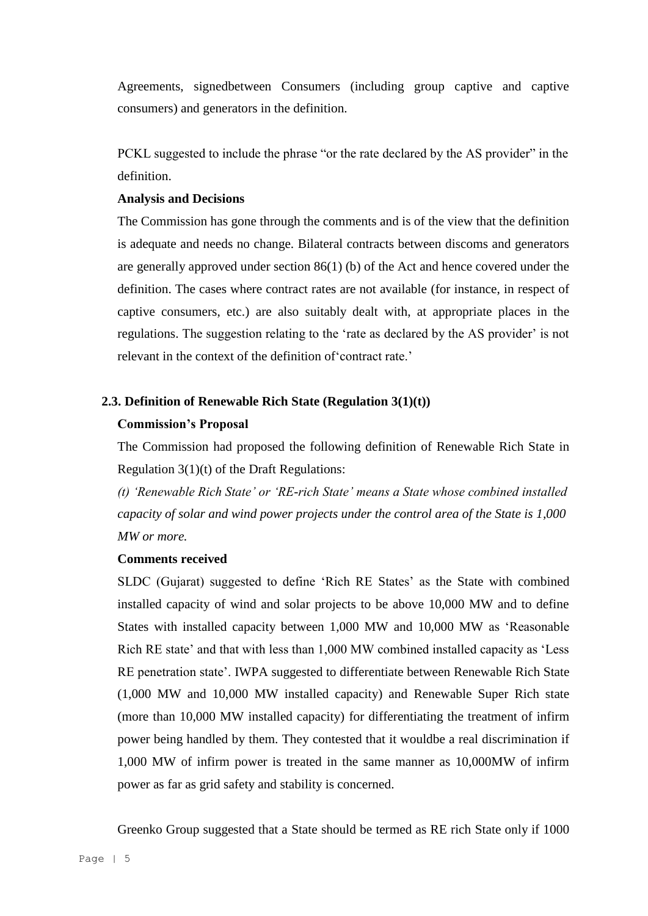Agreements, signedbetween Consumers (including group captive and captive consumers) and generators in the definition.

PCKL suggested to include the phrase "or the rate declared by the AS provider" in the definition.

**Analysis and Decisions**

The Commission has gone through the comments and is of the view that the definition is adequate and needs no change. Bilateral contracts between discoms and generators are generally approved under section 86(1) (b) of the Act and hence covered under the definition. The cases where contract rates are not available (for instance, in respect of captive consumers, etc.) are also suitably dealt with, at appropriate places in the regulations. The suggestion relating to the 'rate as declared by the AS provider' is not relevant in the context of the definition of'contract rate.'

### 2.3. Definition of Renewable Rich State (Regulation 3(1)(t))

**Commission's Proposal**

The Commission had proposed the following definition of Renewable Rich State in Regulation 3(1)(t) of the Draft Regulations:

*(t) 'Renewable Rich State' or 'RE-rich State' means a State whose combined installed capacity of solar and wind power projects under the control area of the State is 1,000 MW or more.*

**Comments received**

SLDC (Gujarat) suggested to define 'Rich RE States' as the State with combined installed capacity of wind and solar projects to be above 10,000 MW and to define States with installed capacity between 1,000 MW and 10,000 MW as 'Reasonable Rich RE state' and that with less than 1,000 MW combined installed capacity as 'Less RE penetration state'. IWPA suggested to differentiate between Renewable Rich State (1,000 MW and 10,000 MW installed capacity) and Renewable Super Rich state (more than 10,000 MW installed capacity) for differentiating the treatment of infirm power being handled by them. They contested that it wouldbe a real discrimination if 1,000 MW of infirm power is treated in the same manner as 10,000MW of infirm power as far as grid safety and stability is concerned.

Greenko Group suggested that a State should be termed as RE rich State only if 1000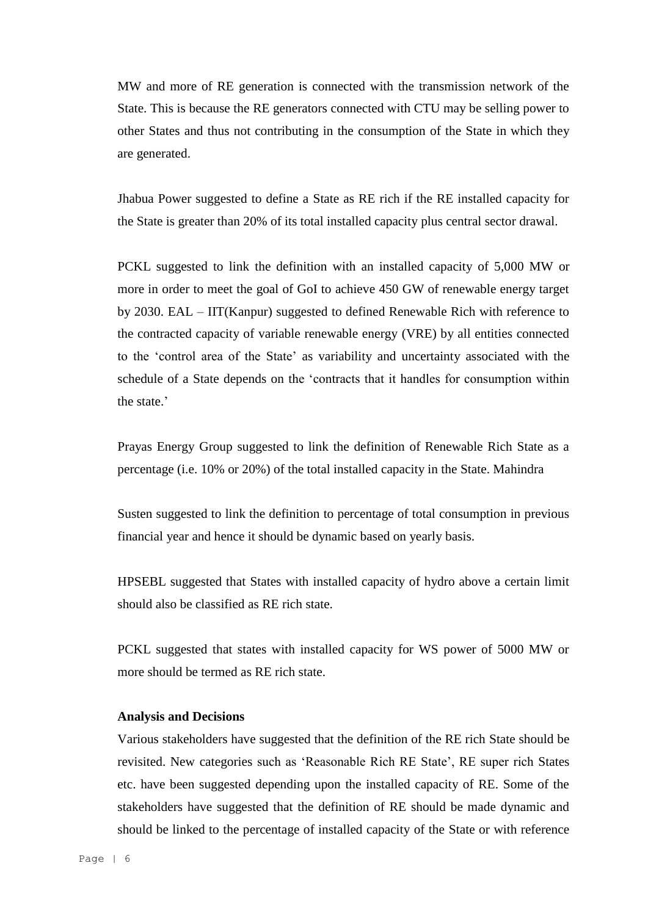MW and more of RE generation is connected with the transmission network of the State. This is because the RE generators connected with CTU may be selling power to other States and thus not contributing in the consumption of the State in which they are generated.

Jhabua Power suggested to define a State as RE rich if the RE installed capacity for the State is greater than 20% of its total installed capacity plus central sector drawal.

PCKL suggested to link the definition with an installed capacity of 5,000 MW or more in order to meet the goal of GoI to achieve 450 GW of renewable energy target by 2030. EAL – IIT(Kanpur) suggested to defined Renewable Rich with reference to the contracted capacity of variable renewable energy (VRE) by all entities connected to the 'control area of the State' as variability and uncertainty associated with the schedule of a State depends on the 'contracts that it handles for consumption within the state.'

Prayas Energy Group suggested to link the definition of Renewable Rich State as a percentage (i.e. 10% or 20%) of the total installed capacity in the State. Mahindra

Susten suggested to link the definition to percentage of total consumption in previous financial year and hence it should be dynamic based on yearly basis.

HPSEBL suggested that States with installed capacity of hydro above a certain limit should also be classified as RE rich state.

PCKL suggested that states with installed capacity for WS power of 5000 MW or more should be termed as RE rich state.

**Analysis and Decisions**

Various stakeholders have suggested that the definition of the RE rich State should be revisited. New categories such as 'Reasonable Rich RE State', RE super rich States etc. have been suggested depending upon the installed capacity of RE. Some of the stakeholders have suggested that the definition of RE should be made dynamic and should be linked to the percentage of installed capacity of the State or with reference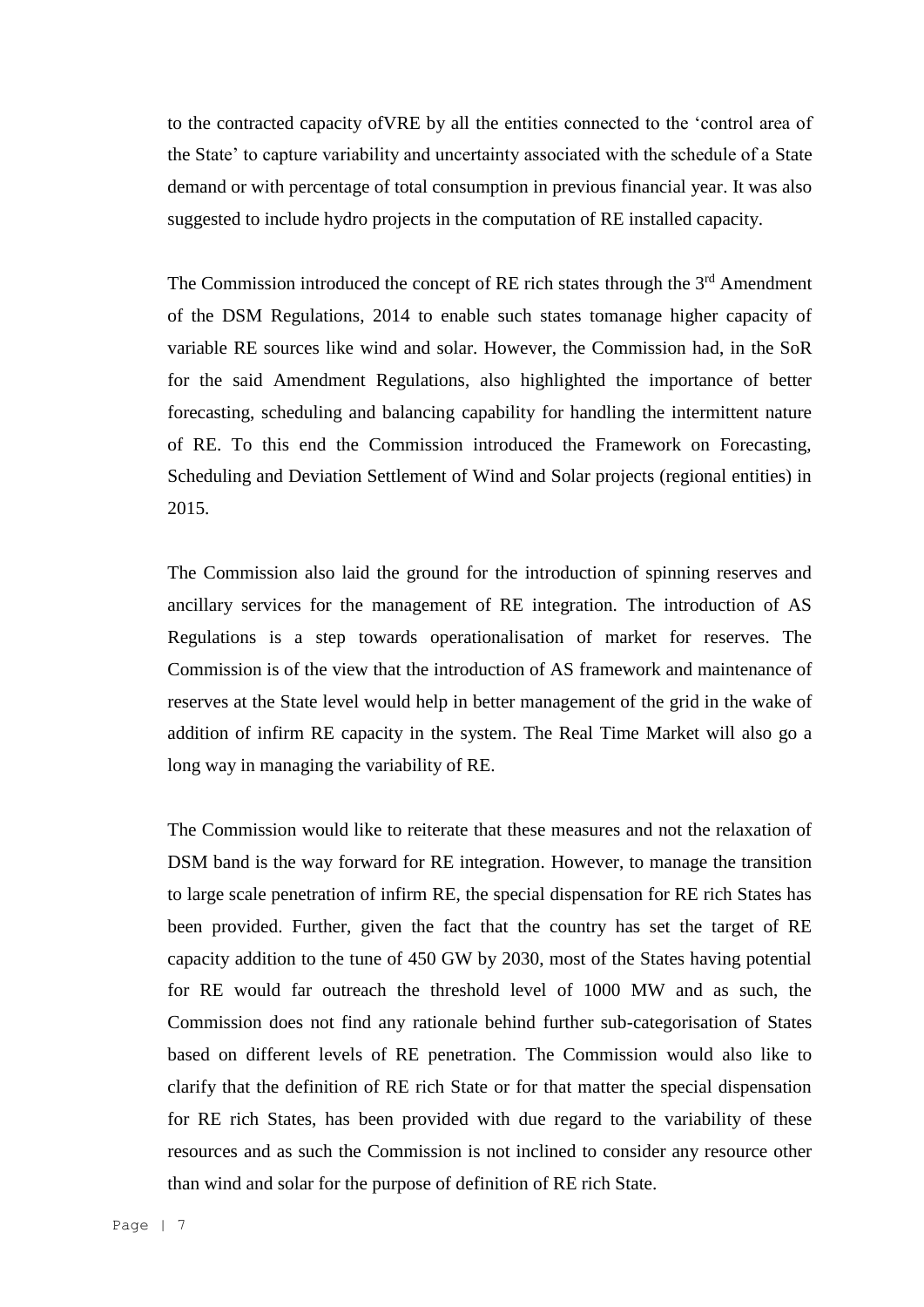to the contracted capacity ofVRE by all the entities connected to the 'control area of the State' to capture variability and uncertainty associated with the schedule of a State demand or with percentage of total consumption in previous financial year. It was also suggested to include hydro projects in the computation of RE installed capacity.

The Commission introduced the concept of RE rich states through the 3rd Amendment of the DSM Regulations, 2014 to enable such states tomanage higher capacity of variable RE sources like wind and solar. However, the Commission had, in the SoR for the said Amendment Regulations, also highlighted the importance of better forecasting, scheduling and balancing capability for handling the intermittent nature of RE. To this end the Commission introduced the Framework on Forecasting, Scheduling and Deviation Settlement of Wind and Solar projects (regional entities) in 2015.

The Commission also laid the ground for the introduction of spinning reserves and ancillary services for the management of RE integration. The introduction of AS Regulations is a step towards operationalisation of market for reserves. The Commission is of the view that the introduction of AS framework and maintenance of reserves at the State level would help in better management of the grid in the wake of addition of infirm RE capacity in the system. The Real Time Market will also go a long way in managing the variability of RE.

The Commission would like to reiterate that these measures and not the relaxation of DSM band is the way forward for RE integration. However, to manage the transition to large scale penetration of infirm RE, the special dispensation for RE rich States has been provided. Further, given the fact that the country has set the target of RE capacity addition to the tune of 450 GW by 2030, most of the States having potential for RE would far outreach the threshold level of 1000 MW and as such, the Commission does not find any rationale behind further sub-categorisation of States based on different levels of RE penetration. The Commission would also like to clarify that the definition of RE rich State or for that matter the special dispensation for RE rich States, has been provided with due regard to the variability of these resources and as such the Commission is not inclined to consider any resource other than wind and solar for the purpose of definition of RE rich State.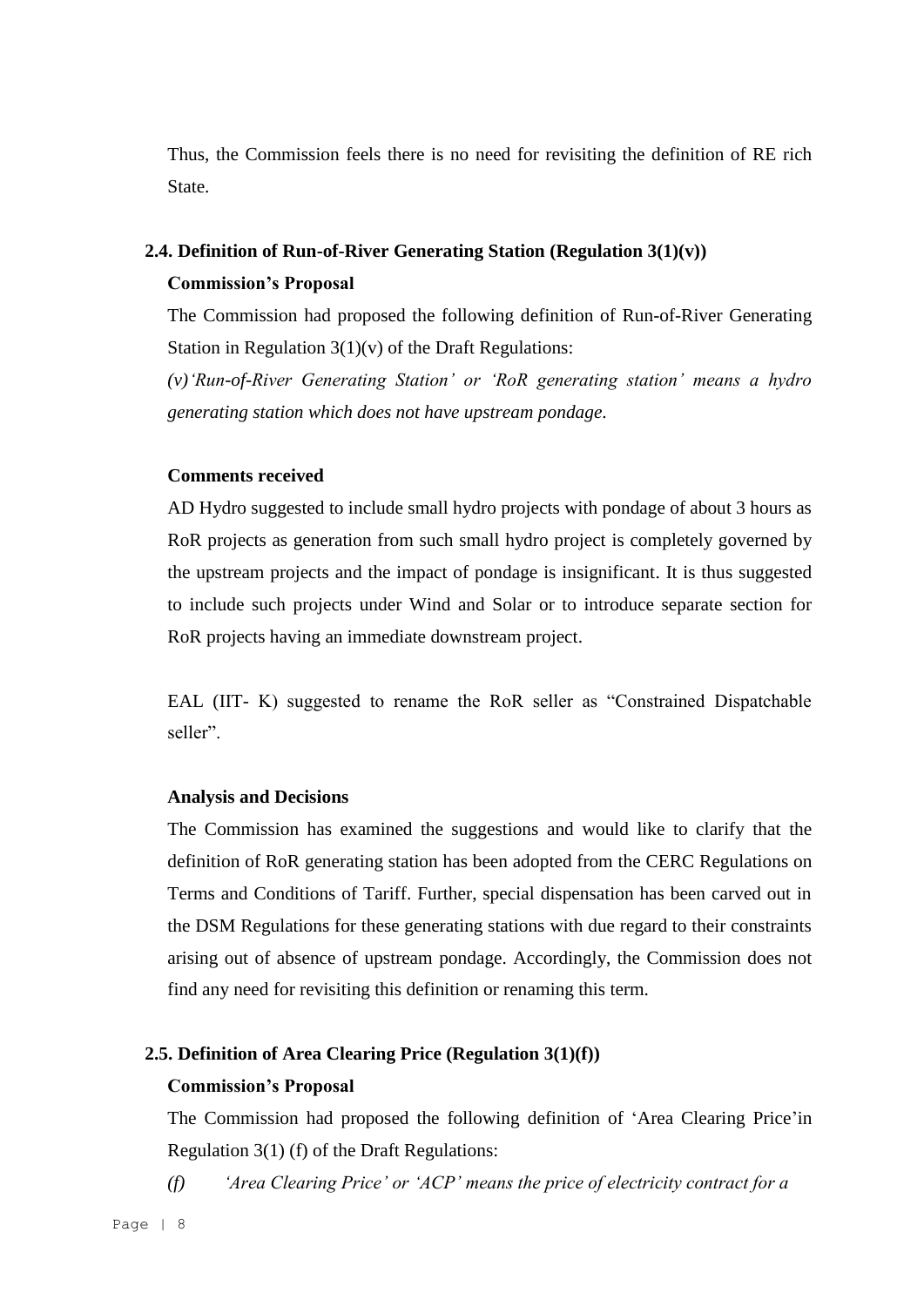Thus, the Commission feels there is no need for revisiting the definition of RE rich State.

### 2.4. Definition of Run-of-River Generating Station (Regulation 3(1)(v))

**Commission's Proposal**

The Commission had proposed the following definition of Run-of-River Generating Station in Regulation 3(1)(v) of the Draft Regulations:

*(v) 'Run-of-River Generating Station' or 'RoR generating station' means a hydro generating station which does not have upstream pondage.*

**Comments received**

AD Hydro suggested to include small hydro projects with pondage of about 3 hours as RoR projects as generation from such small hydro project is completely governed by the upstream projects and the impact of pondage is insignificant. It is thus suggested to include such projects under Wind and Solar or to introduce separate section for RoR projects having an immediate downstream project.

EAL (IIT- K) suggested to rename the RoR seller as "Constrained Dispatchable seller".

**Analysis and Decisions**

The Commission has examined the suggestions and would like to clarify that the definition of RoR generating station has been adopted from the CERC Regulations on Terms and Conditions of Tariff. Further, special dispensation has been carved out in the DSM Regulations for these generating stations with due regard to their constraints arising out of absence of upstream pondage. Accordingly, the Commission does not find any need for revisiting this definition or renaming this term.

### 2.5. Definition of Area Clearing Price (Regulation 3(1)(f))

**Commission's Proposal**

The Commission had proposed the following definition of 'Area Clearing Price'in Regulation 3(1) (f) of the Draft Regulations:

*(f) 'Area Clearing Price' or 'ACP' means the price of electricity contract for a*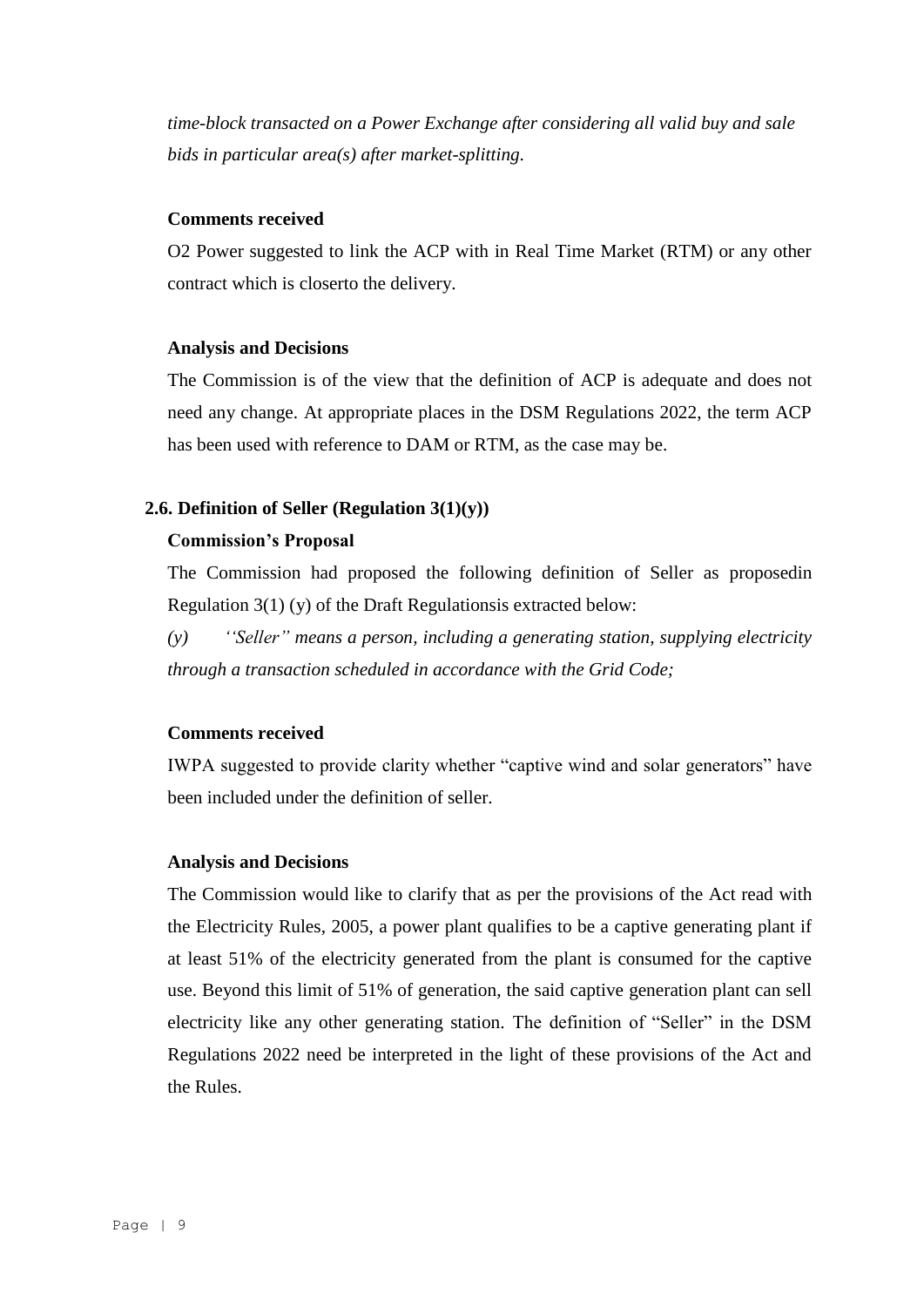*time-block transacted on a Power Exchange after considering all valid buy and sale bids in particular area(s) after market-splitting.*

**Comments received**

O2 Power suggested to link the ACP with in Real Time Market (RTM) or any other contract which is closerto the delivery.

**Analysis and Decisions**

The Commission is of the view that the definition of ACP is adequate and does not need any change. At appropriate places in the DSM Regulations 2022, the term ACP has been used with reference to DAM or RTM, as the case may be.

### 2.6. Definition of Seller (Regulation 3(1)(y))

**Commission's Proposal**

The Commission had proposed the following definition of Seller as proposedin Regulation 3(1) (y) of the Draft Regulationsis extracted below:

*(y) ''Seller'' means a person, including a generating station, supplying electricity through a transaction scheduled in accordance with the Grid Code;*

**Comments received**

IWPA suggested to provide clarity whether "captive wind and solar generators" have been included under the definition of seller.

**Analysis and Decisions**

The Commission would like to clarify that as per the provisions of the Act read with the Electricity Rules, 2005, a power plant qualifies to be a captive generating plant if at least 51% of the electricity generated from the plant is consumed for the captive use. Beyond this limit of 51% of generation, the said captive generation plant can sell electricity like any other generating station. The definition of "Seller" in the DSM Regulations 2022 need be interpreted in the light of these provisions of the Act and the Rules.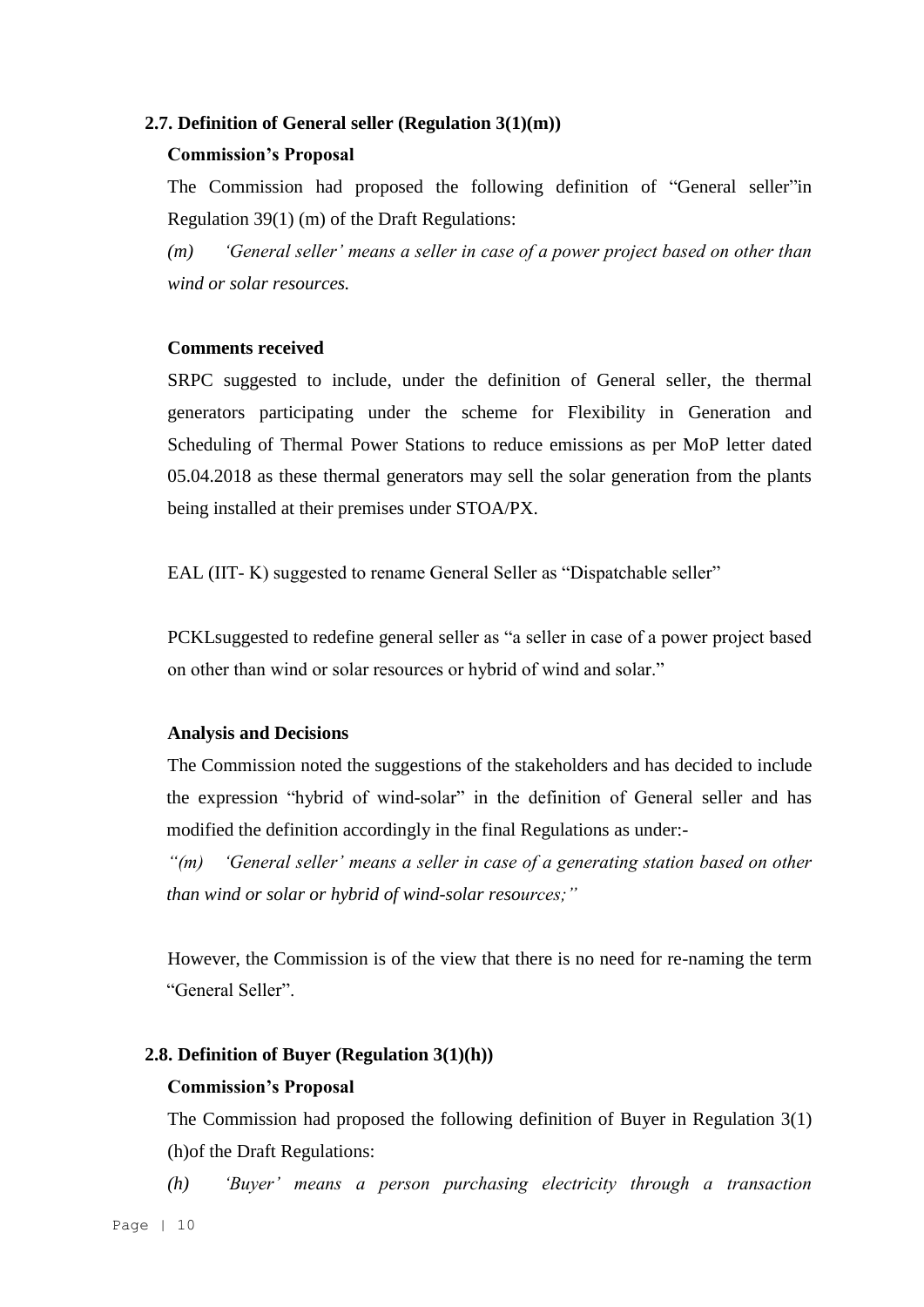### 2.7. Definition of General seller (Regulation 3(1)(m))

**Commission's Proposal**

The Commission had proposed the following definition of "General seller"in Regulation 39(1) (m) of the Draft Regulations:

*(m) 'General seller' means a seller in case of a power project based on other than wind or solar resources.*

**Comments received**

SRPC suggested to include, under the definition of General seller, the thermal generators participating under the scheme for Flexibility in Generation and Scheduling of Thermal Power Stations to reduce emissions as per MoP letter dated 05.04.2018 as these thermal generators may sell the solar generation from the plants being installed at their premises under STOA/PX.

EAL (IIT- K) suggested to rename General Seller as "Dispatchable seller"

PCKLsuggested to redefine general seller as "a seller in case of a power project based on other than wind or solar resources or hybrid of wind and solar."

**Analysis and Decisions**

The Commission noted the suggestions of the stakeholders and has decided to include the expression "hybrid of wind-solar" in the definition of General seller and has modified the definition accordingly in the final Regulations as under:-

*"(m) 'General seller' means a seller in case of a generating station based on other than wind or solar or hybrid of wind-solar resources;"*

However, the Commission is of the view that there is no need for re-naming the term "General Seller".

### 2.8. Definition of Buyer (Regulation 3(1)(h))

**Commission's Proposal**

The Commission had proposed the following definition of Buyer in Regulation 3(1)(h)of the Draft Regulations:

*(h) 'Buyer' means a person purchasing electricity through a transaction*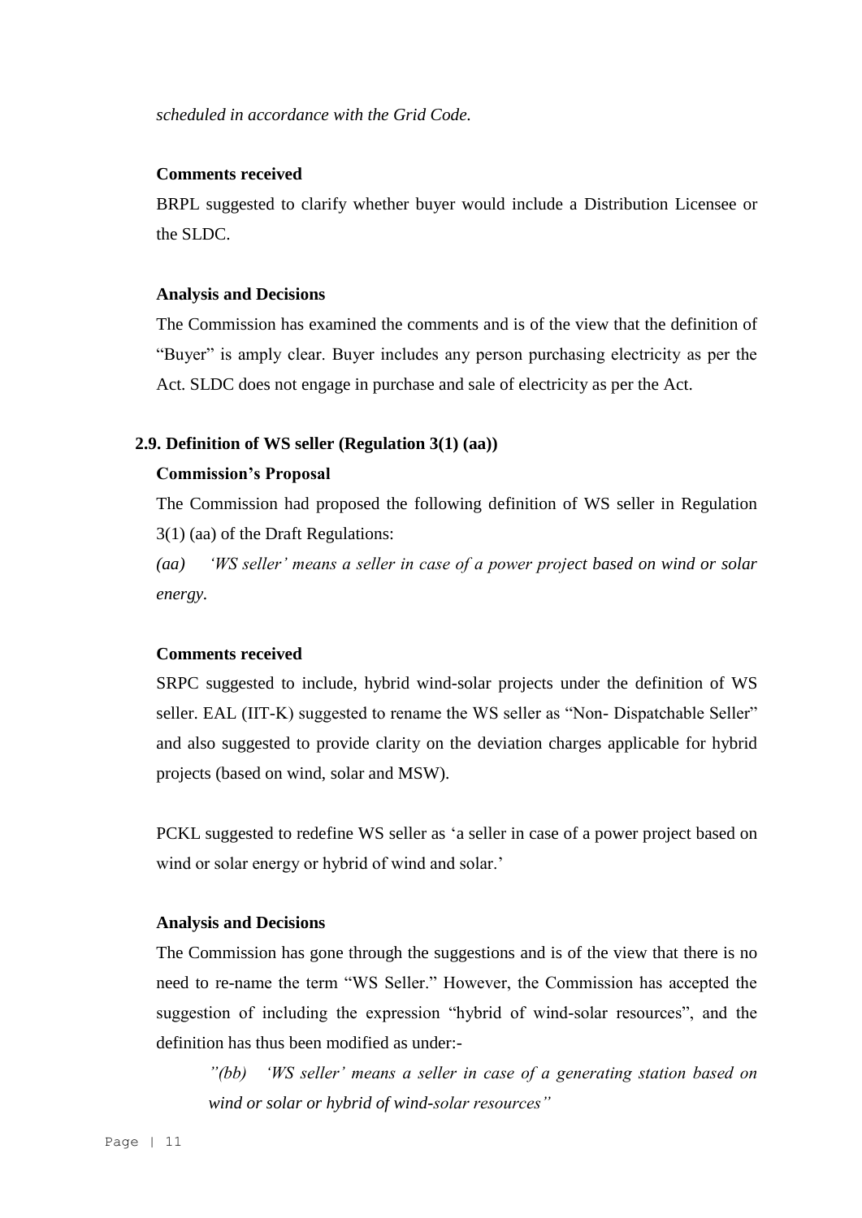*scheduled in accordance with the Grid Code.*

**Comments received**

BRPL suggested to clarify whether buyer would include a Distribution Licensee or the SLDC.

**Analysis and Decisions**

The Commission has examined the comments and is of the view that the definition of "Buyer" is amply clear. Buyer includes any person purchasing electricity as per the Act. SLDC does not engage in purchase and sale of electricity as per the Act.

### 2.9. Definition of WS seller (Regulation 3(1) (aa))

**Commission's Proposal**

The Commission had proposed the following definition of WS seller in Regulation 3(1) (aa) of the Draft Regulations:

*(aa) 'WS seller' means a seller in case of a power project based on wind or solar energy.*

**Comments received**

SRPC suggested to include, hybrid wind-solar projects under the definition of WS seller. EAL (IIT-K) suggested to rename the WS seller as "Non- Dispatchable Seller" and also suggested to provide clarity on the deviation charges applicable for hybrid projects (based on wind, solar and MSW).

PCKL suggested to redefine WS seller as 'a seller in case of a power project based on wind or solar energy or hybrid of wind and solar.'

**Analysis and Decisions**

The Commission has gone through the suggestions and is of the view that there is no need to re-name the term "WS Seller." However, the Commission has accepted the suggestion of including the expression "hybrid of wind-solar resources", and the definition has thus been modified as under:-

> *"(bb) 'WS seller' means a seller in case of a generating station based on wind or solar or hybrid of wind-solar resources"*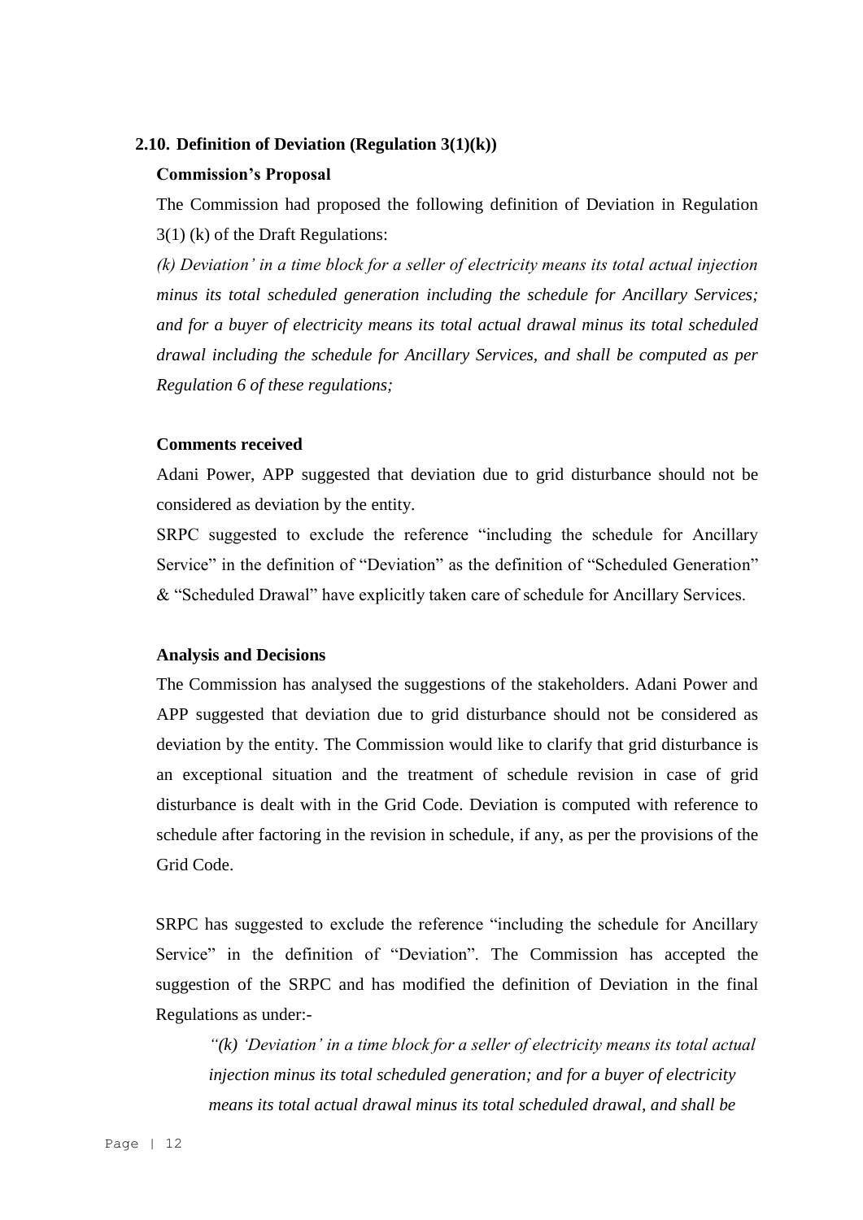### 2.10. Definition of Deviation (Regulation 3(1)(k))

**Commission's Proposal**

The Commission had proposed the following definition of Deviation in Regulation 3(1) (k) of the Draft Regulations:

*(k) Deviation' in a time block for a seller of electricity means its total actual injection minus its total scheduled generation including the schedule for Ancillary Services; and for a buyer of electricity means its total actual drawal minus its total scheduled drawal including the schedule for Ancillary Services, and shall be computed as per Regulation 6 of these regulations;*

**Comments received**

Adani Power, APP suggested that deviation due to grid disturbance should not be considered as deviation by the entity.

SRPC suggested to exclude the reference "including the schedule for Ancillary Service" in the definition of "Deviation" as the definition of "Scheduled Generation" & "Scheduled Drawal" have explicitly taken care of schedule for Ancillary Services.

**Analysis and Decisions**

The Commission has analysed the suggestions of the stakeholders. Adani Power and APP suggested that deviation due to grid disturbance should not be considered as deviation by the entity. The Commission would like to clarify that grid disturbance is an exceptional situation and the treatment of schedule revision in case of grid disturbance is dealt with in the Grid Code. Deviation is computed with reference to schedule after factoring in the revision in schedule, if any, as per the provisions of the Grid Code.

SRPC has suggested to exclude the reference "including the schedule for Ancillary Service" in the definition of "Deviation". The Commission has accepted the suggestion of the SRPC and has modified the definition of Deviation in the final Regulations as under:-

> *"(k) 'Deviation' in a time block for a seller of electricity means its total actual injection minus its total scheduled generation; and for a buyer of electricity means its total actual drawal minus its total scheduled drawal, and shall be*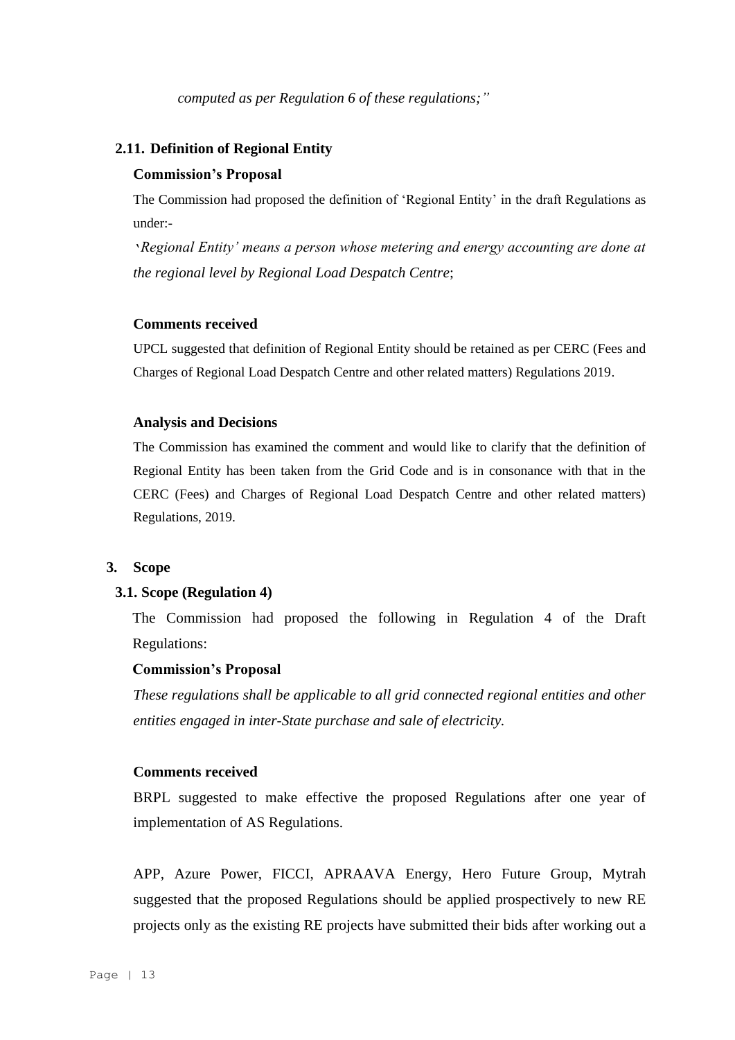*computed as per Regulation 6 of these regulations;"*

### 2.11. Definition of Regional Entity

**Commission's Proposal**

The Commission had proposed the definition of 'Regional Entity' in the draft Regulations as under:-

*'Regional Entity' means a person whose metering and energy accounting are done at the regional level by Regional Load Despatch Centre*;

**Comments received**

UPCL suggested that definition of Regional Entity should be retained as per CERC (Fees and Charges of Regional Load Despatch Centre and other related matters) Regulations 2019.

**Analysis and Decisions**

The Commission has examined the comment and would like to clarify that the definition of Regional Entity has been taken from the Grid Code and is in consonance with that in the CERC (Fees) and Charges of Regional Load Despatch Centre and other related matters) Regulations, 2019.

## 3. Scope

### 3.1. Scope (Regulation 4)

The Commission had proposed the following in Regulation 4 of the Draft Regulations:

**Commission's Proposal**

*These regulations shall be applicable to all grid connected regional entities and other entities engaged in inter-State purchase and sale of electricity.*

**Comments received**

BRPL suggested to make effective the proposed Regulations after one year of implementation of AS Regulations.

APP, Azure Power, FICCI, APRAAVA Energy, Hero Future Group, Mytrah suggested that the proposed Regulations should be applied prospectively to new RE projects only as the existing RE projects have submitted their bids after working out a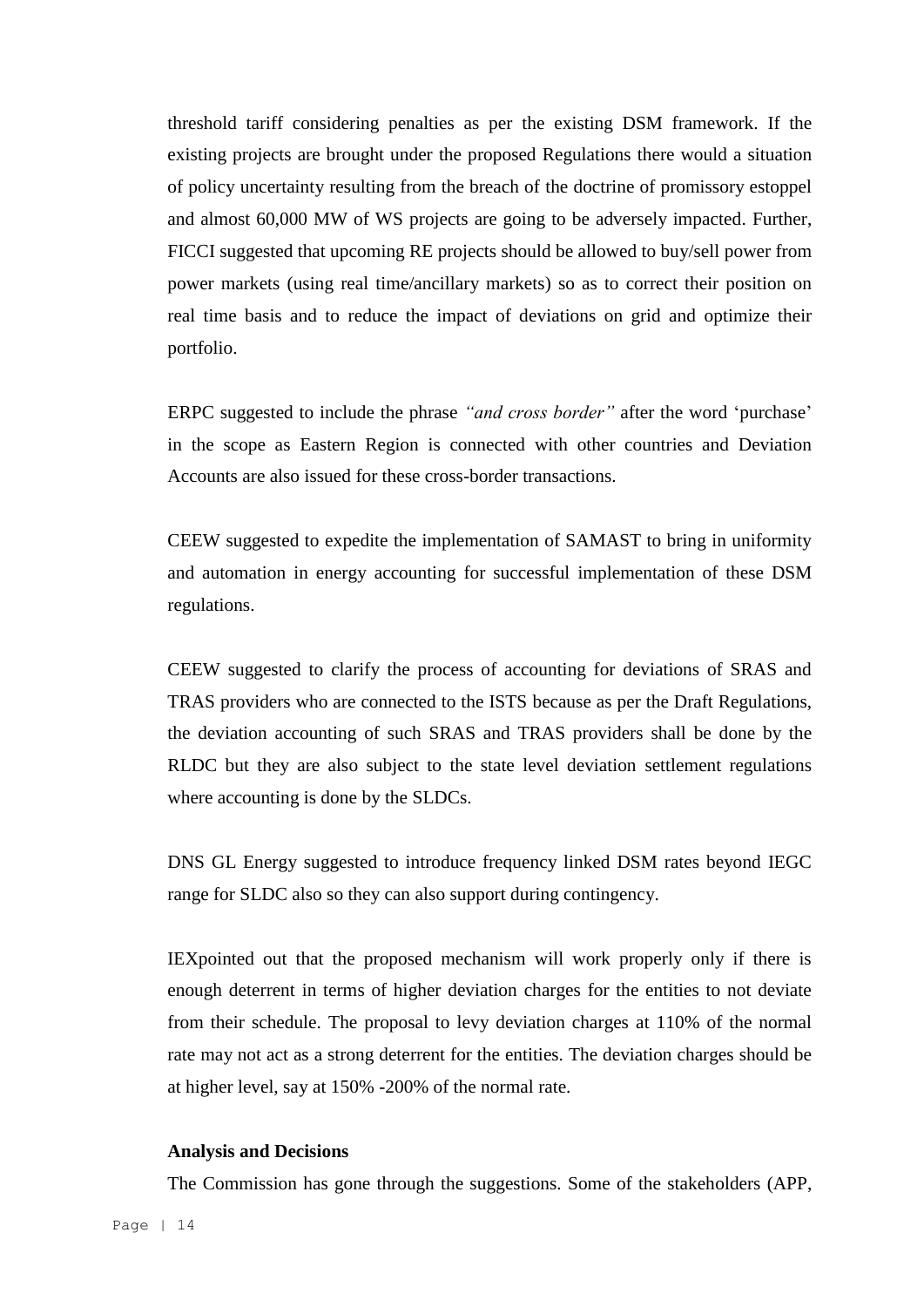threshold tariff considering penalties as per the existing DSM framework. If the existing projects are brought under the proposed Regulations there would a situation of policy uncertainty resulting from the breach of the doctrine of promissory estoppel and almost 60,000 MW of WS projects are going to be adversely impacted. Further, FICCI suggested that upcoming RE projects should be allowed to buy/sell power from power markets (using real time/ancillary markets) so as to correct their position on real time basis and to reduce the impact of deviations on grid and optimize their portfolio.

ERPC suggested to include the phrase *"and cross border"* after the word 'purchase' in the scope as Eastern Region is connected with other countries and Deviation Accounts are also issued for these cross-border transactions.

CEEW suggested to expedite the implementation of SAMAST to bring in uniformity and automation in energy accounting for successful implementation of these DSM regulations.

CEEW suggested to clarify the process of accounting for deviations of SRAS and TRAS providers who are connected to the ISTS because as per the Draft Regulations, the deviation accounting of such SRAS and TRAS providers shall be done by the RLDC but they are also subject to the state level deviation settlement regulations where accounting is done by the SLDCs.

DNS GL Energy suggested to introduce frequency linked DSM rates beyond IEGC range for SLDC also so they can also support during contingency.

IEXpointed out that the proposed mechanism will work properly only if there is enough deterrent in terms of higher deviation charges for the entities to not deviate from their schedule. The proposal to levy deviation charges at 110% of the normal rate may not act as a strong deterrent for the entities. The deviation charges should be at higher level, say at 150% -200% of the normal rate.

**Analysis and Decisions**

The Commission has gone through the suggestions. Some of the stakeholders (APP,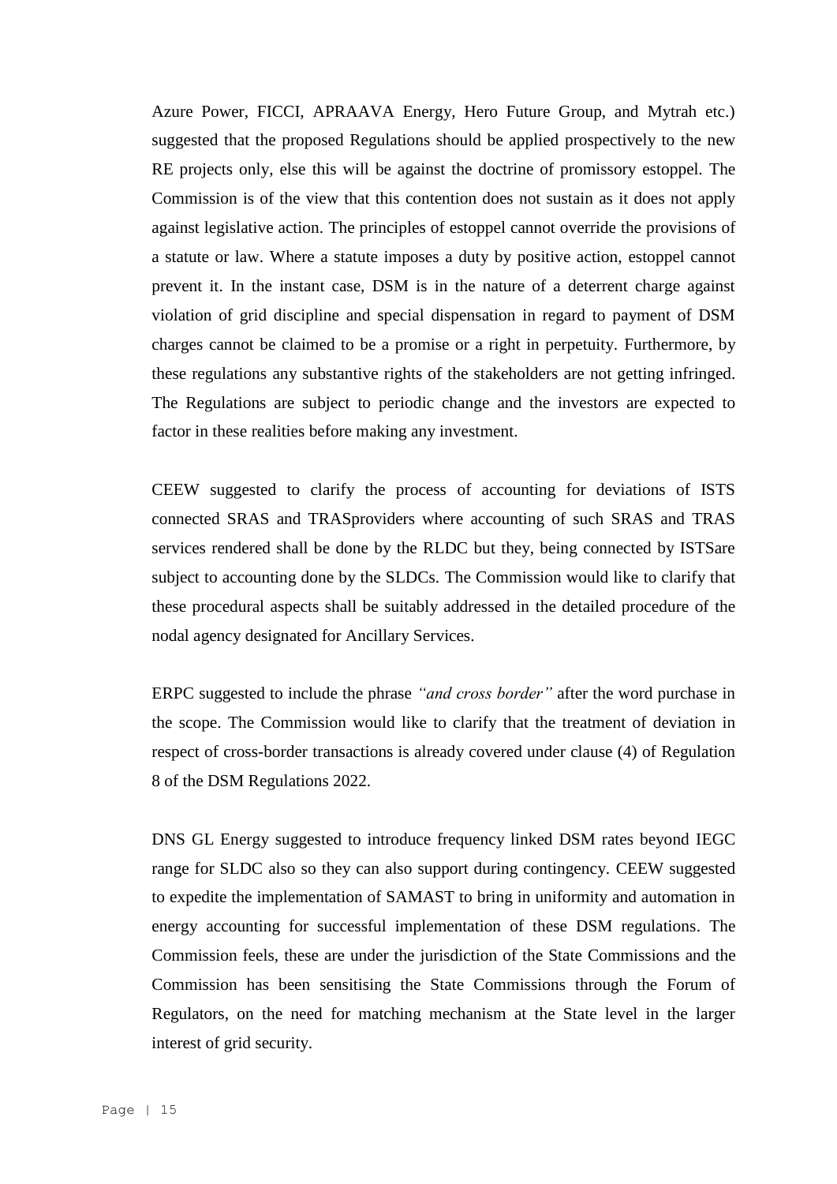Azure Power, FICCI, APRAAVA Energy, Hero Future Group, and Mytrah etc.) suggested that the proposed Regulations should be applied prospectively to the new RE projects only, else this will be against the doctrine of promissory estoppel. The Commission is of the view that this contention does not sustain as it does not apply against legislative action. The principles of estoppel cannot override the provisions of a statute or law. Where a statute imposes a duty by positive action, estoppel cannot prevent it. In the instant case, DSM is in the nature of a deterrent charge against violation of grid discipline and special dispensation in regard to payment of DSM charges cannot be claimed to be a promise or a right in perpetuity. Furthermore, by these regulations any substantive rights of the stakeholders are not getting infringed. The Regulations are subject to periodic change and the investors are expected to factor in these realities before making any investment.

CEEW suggested to clarify the process of accounting for deviations of ISTS connected SRAS and TRASproviders where accounting of such SRAS and TRAS services rendered shall be done by the RLDC but they, being connected by ISTSare subject to accounting done by the SLDCs. The Commission would like to clarify that these procedural aspects shall be suitably addressed in the detailed procedure of the nodal agency designated for Ancillary Services.

ERPC suggested to include the phrase *"and cross border"* after the word purchase in the scope. The Commission would like to clarify that the treatment of deviation in respect of cross-border transactions is already covered under clause (4) of Regulation 8 of the DSM Regulations 2022.

DNS GL Energy suggested to introduce frequency linked DSM rates beyond IEGC range for SLDC also so they can also support during contingency. CEEW suggested to expedite the implementation of SAMAST to bring in uniformity and automation in energy accounting for successful implementation of these DSM regulations. The Commission feels, these are under the jurisdiction of the State Commissions and the Commission has been sensitising the State Commissions through the Forum of Regulators, on the need for matching mechanism at the State level in the larger interest of grid security.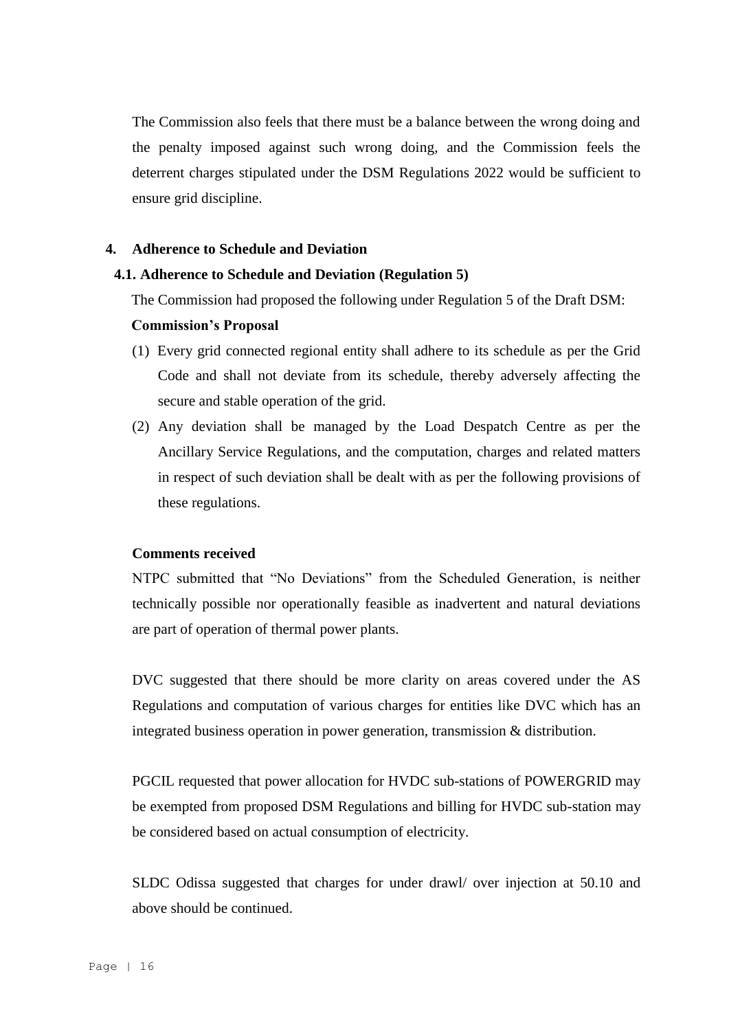The Commission also feels that there must be a balance between the wrong doing and the penalty imposed against such wrong doing, and the Commission feels the deterrent charges stipulated under the DSM Regulations 2022 would be sufficient to ensure grid discipline.

## 4. Adherence to Schedule and Deviation

### 4.1. Adherence to Schedule and Deviation (Regulation 5)

The Commission had proposed the following under Regulation 5 of the Draft DSM:

**Commission's Proposal**

(1) Every grid connected regional entity shall adhere to its schedule as per the Grid Code and shall not deviate from its schedule, thereby adversely affecting the secure and stable operation of the grid.

(2) Any deviation shall be managed by the Load Despatch Centre as per the Ancillary Service Regulations, and the computation, charges and related matters in respect of such deviation shall be dealt with as per the following provisions of these regulations.

**Comments received**

NTPC submitted that "No Deviations" from the Scheduled Generation, is neither technically possible nor operationally feasible as inadvertent and natural deviations are part of operation of thermal power plants.

DVC suggested that there should be more clarity on areas covered under the AS Regulations and computation of various charges for entities like DVC which has an integrated business operation in power generation, transmission & distribution.

PGCIL requested that power allocation for HVDC sub-stations of POWERGRID may be exempted from proposed DSM Regulations and billing for HVDC sub-station may be considered based on actual consumption of electricity.

SLDC Odissa suggested that charges for under drawl/ over injection at 50.10 and above should be continued.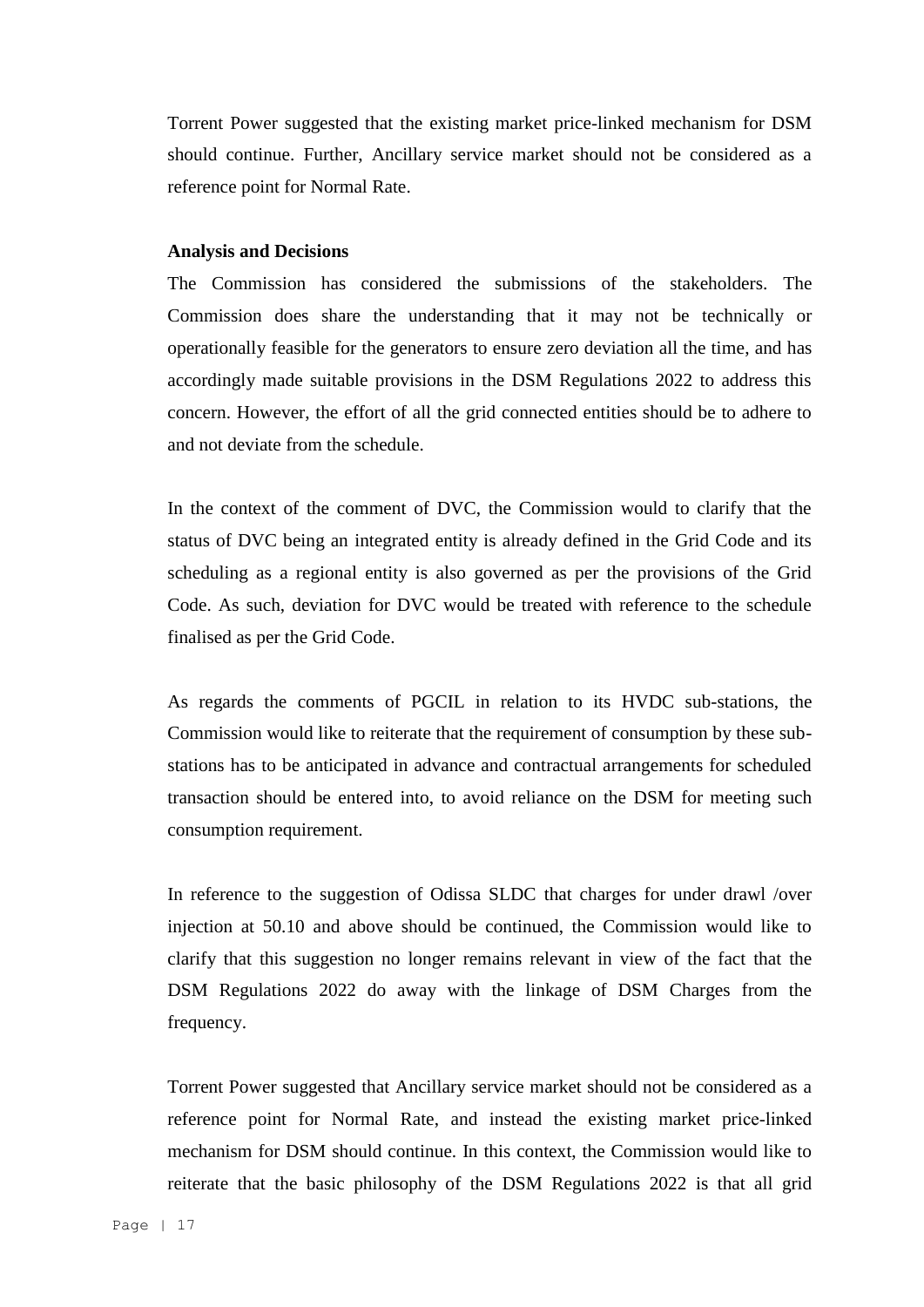Torrent Power suggested that the existing market price-linked mechanism for DSM should continue. Further, Ancillary service market should not be considered as a reference point for Normal Rate.

**Analysis and Decisions**

The Commission has considered the submissions of the stakeholders. The Commission does share the understanding that it may not be technically or operationally feasible for the generators to ensure zero deviation all the time, and has accordingly made suitable provisions in the DSM Regulations 2022 to address this concern. However, the effort of all the grid connected entities should be to adhere to and not deviate from the schedule.

In the context of the comment of DVC, the Commission would to clarify that the status of DVC being an integrated entity is already defined in the Grid Code and its scheduling as a regional entity is also governed as per the provisions of the Grid Code. As such, deviation for DVC would be treated with reference to the schedule finalised as per the Grid Code.

As regards the comments of PGCIL in relation to its HVDC sub-stations, the Commission would like to reiterate that the requirement of consumption by these sub-stations has to be anticipated in advance and contractual arrangements for scheduled transaction should be entered into, to avoid reliance on the DSM for meeting such consumption requirement.

In reference to the suggestion of Odissa SLDC that charges for under drawl /over injection at 50.10 and above should be continued, the Commission would like to clarify that this suggestion no longer remains relevant in view of the fact that the DSM Regulations 2022 do away with the linkage of DSM Charges from the frequency.

Torrent Power suggested that Ancillary service market should not be considered as a reference point for Normal Rate, and instead the existing market price-linked mechanism for DSM should continue. In this context, the Commission would like to reiterate that the basic philosophy of the DSM Regulations 2022 is that all grid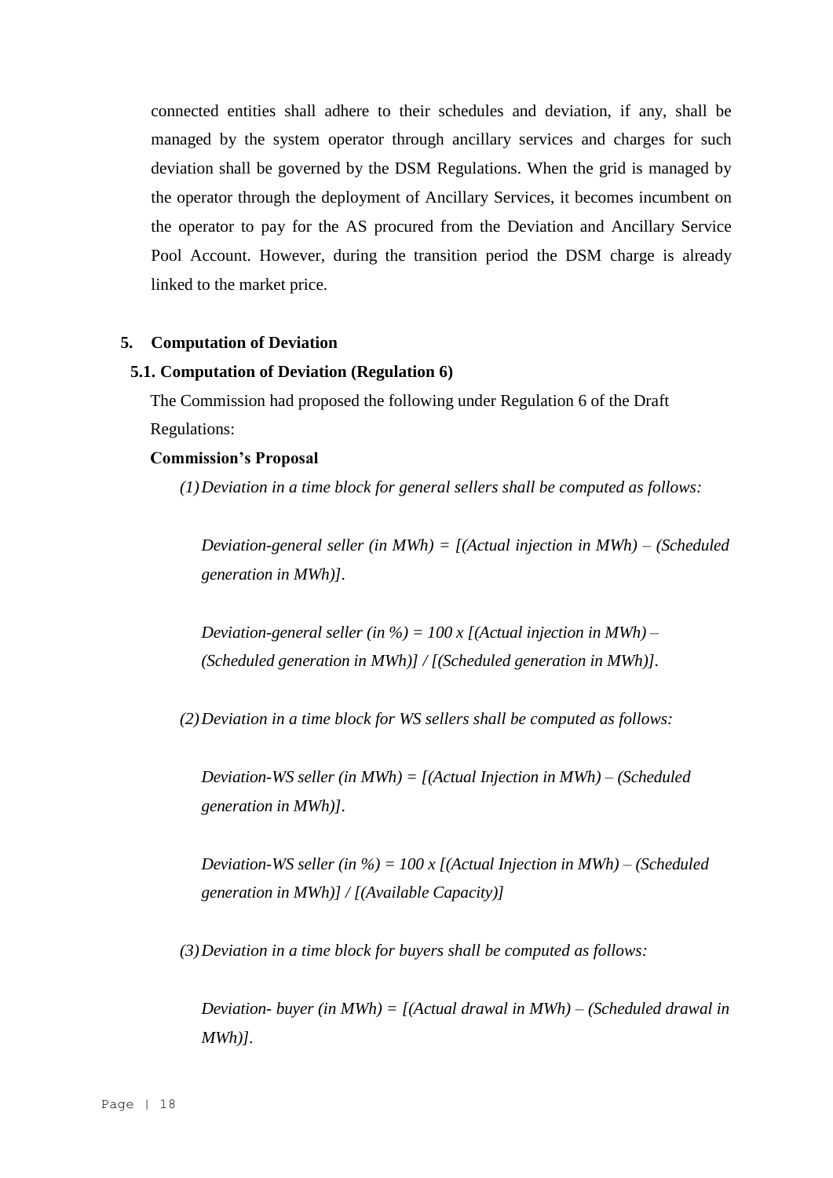connected entities shall adhere to their schedules and deviation, if any, shall be managed by the system operator through ancillary services and charges for such deviation shall be governed by the DSM Regulations. When the grid is managed by the operator through the deployment of Ancillary Services, it becomes incumbent on the operator to pay for the AS procured from the Deviation and Ancillary Service Pool Account. However, during the transition period the DSM charge is already linked to the market price.

## 5. Computation of Deviation

### 5.1. Computation of Deviation (Regulation 6)

The Commission had proposed the following under Regulation 6 of the Draft Regulations:

**Commission's Proposal**

*(1) Deviation in a time block for general sellers shall be computed as follows:*

*Deviation-general seller (in MWh) = [(Actual injection in MWh) – (Scheduled generation in MWh)].*

*Deviation-general seller (in %) = 100 x [(Actual injection in MWh) – (Scheduled generation in MWh)] / [(Scheduled generation in MWh)].*

*(2) Deviation in a time block for WS sellers shall be computed as follows:*

*Deviation-WS seller (in MWh) = [(Actual Injection in MWh) – (Scheduled generation in MWh)].*

*Deviation-WS seller (in %) = 100 x [(Actual Injection in MWh) – (Scheduled generation in MWh)] / [(Available Capacity)]*

*(3) Deviation in a time block for buyers shall be computed as follows:*

*Deviation- buyer (in MWh) = [(Actual drawal in MWh) – (Scheduled drawal in MWh)].*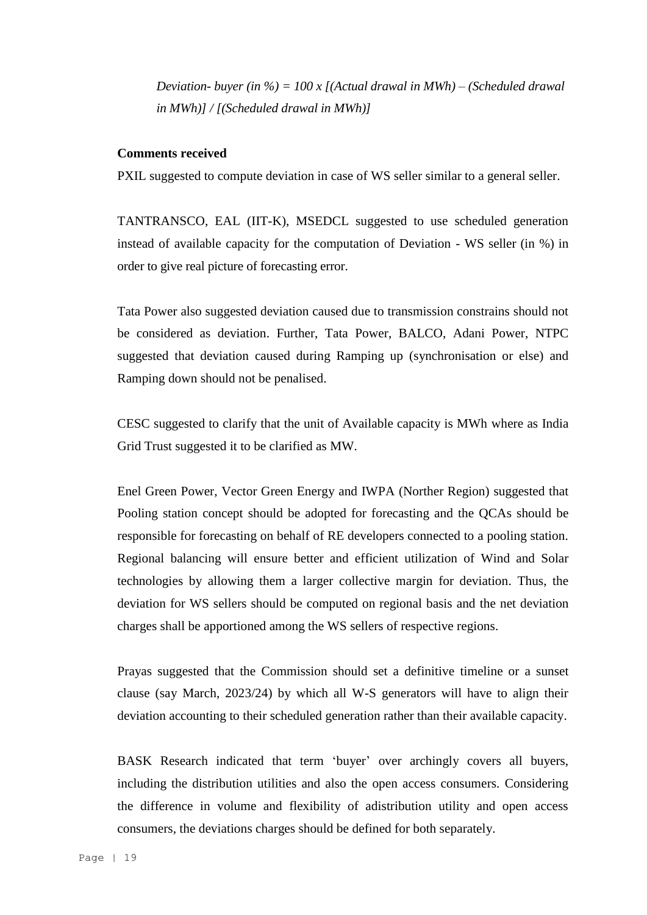*Deviation- buyer (in %) = 100 x [(Actual drawal in MWh) – (Scheduled drawal in MWh)] / [(Scheduled drawal in MWh)]*

**Comments received**

PXIL suggested to compute deviation in case of WS seller similar to a general seller.

TANTRANSCO, EAL (IIT-K), MSEDCL suggested to use scheduled generation instead of available capacity for the computation of Deviation - WS seller (in %) in order to give real picture of forecasting error.

Tata Power also suggested deviation caused due to transmission constrains should not be considered as deviation. Further, Tata Power, BALCO, Adani Power, NTPC suggested that deviation caused during Ramping up (synchronisation or else) and Ramping down should not be penalised.

CESC suggested to clarify that the unit of Available capacity is MWh where as India Grid Trust suggested it to be clarified as MW.

Enel Green Power, Vector Green Energy and IWPA (Norther Region) suggested that Pooling station concept should be adopted for forecasting and the QCAs should be responsible for forecasting on behalf of RE developers connected to a pooling station. Regional balancing will ensure better and efficient utilization of Wind and Solar technologies by allowing them a larger collective margin for deviation. Thus, the deviation for WS sellers should be computed on regional basis and the net deviation charges shall be apportioned among the WS sellers of respective regions.

Prayas suggested that the Commission should set a definitive timeline or a sunset clause (say March, 2023/24) by which all W-S generators will have to align their deviation accounting to their scheduled generation rather than their available capacity.

BASK Research indicated that term 'buyer' over archingly covers all buyers, including the distribution utilities and also the open access consumers. Considering the difference in volume and flexibility of adistribution utility and open access consumers, the deviations charges should be defined for both separately.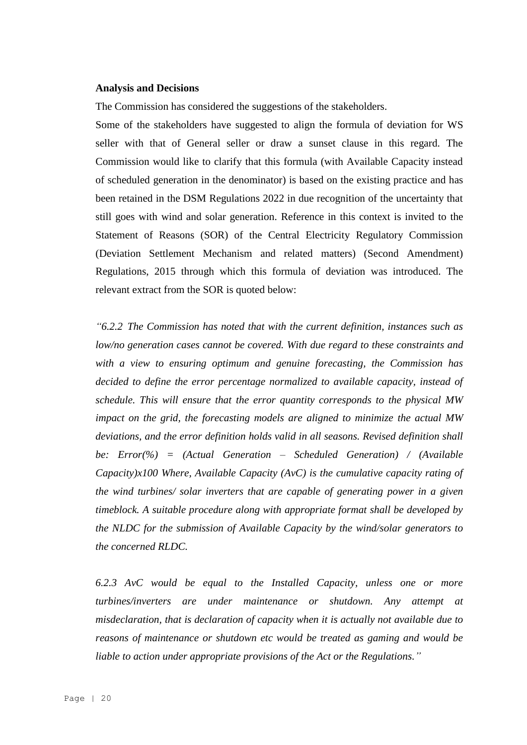**Analysis and Decisions**

The Commission has considered the suggestions of the stakeholders.

Some of the stakeholders have suggested to align the formula of deviation for WS seller with that of General seller or draw a sunset clause in this regard. The Commission would like to clarify that this formula (with Available Capacity instead of scheduled generation in the denominator) is based on the existing practice and has been retained in the DSM Regulations 2022 in due recognition of the uncertainty that still goes with wind and solar generation. Reference in this context is invited to the Statement of Reasons (SOR) of the Central Electricity Regulatory Commission (Deviation Settlement Mechanism and related matters) (Second Amendment) Regulations, 2015 through which this formula of deviation was introduced. The relevant extract from the SOR is quoted below:

*"6.2.2 The Commission has noted that with the current definition, instances such as low/no generation cases cannot be covered. With due regard to these constraints and with a view to ensuring optimum and genuine forecasting, the Commission has decided to define the error percentage normalized to available capacity, instead of schedule. This will ensure that the error quantity corresponds to the physical MW impact on the grid, the forecasting models are aligned to minimize the actual MW deviations, and the error definition holds valid in all seasons. Revised definition shall be: Error(%) = (Actual Generation – Scheduled Generation) / (Available Capacity)x100 Where, Available Capacity (AvC) is the cumulative capacity rating of the wind turbines/ solar inverters that are capable of generating power in a given timeblock. A suitable procedure along with appropriate format shall be developed by the NLDC for the submission of Available Capacity by the wind/solar generators to the concerned RLDC.*

*6.2.3 AvC would be equal to the Installed Capacity, unless one or more turbines/inverters are under maintenance or shutdown. Any attempt at misdeclaration, that is declaration of capacity when it is actually not available due to reasons of maintenance or shutdown etc would be treated as gaming and would be liable to action under appropriate provisions of the Act or the Regulations."*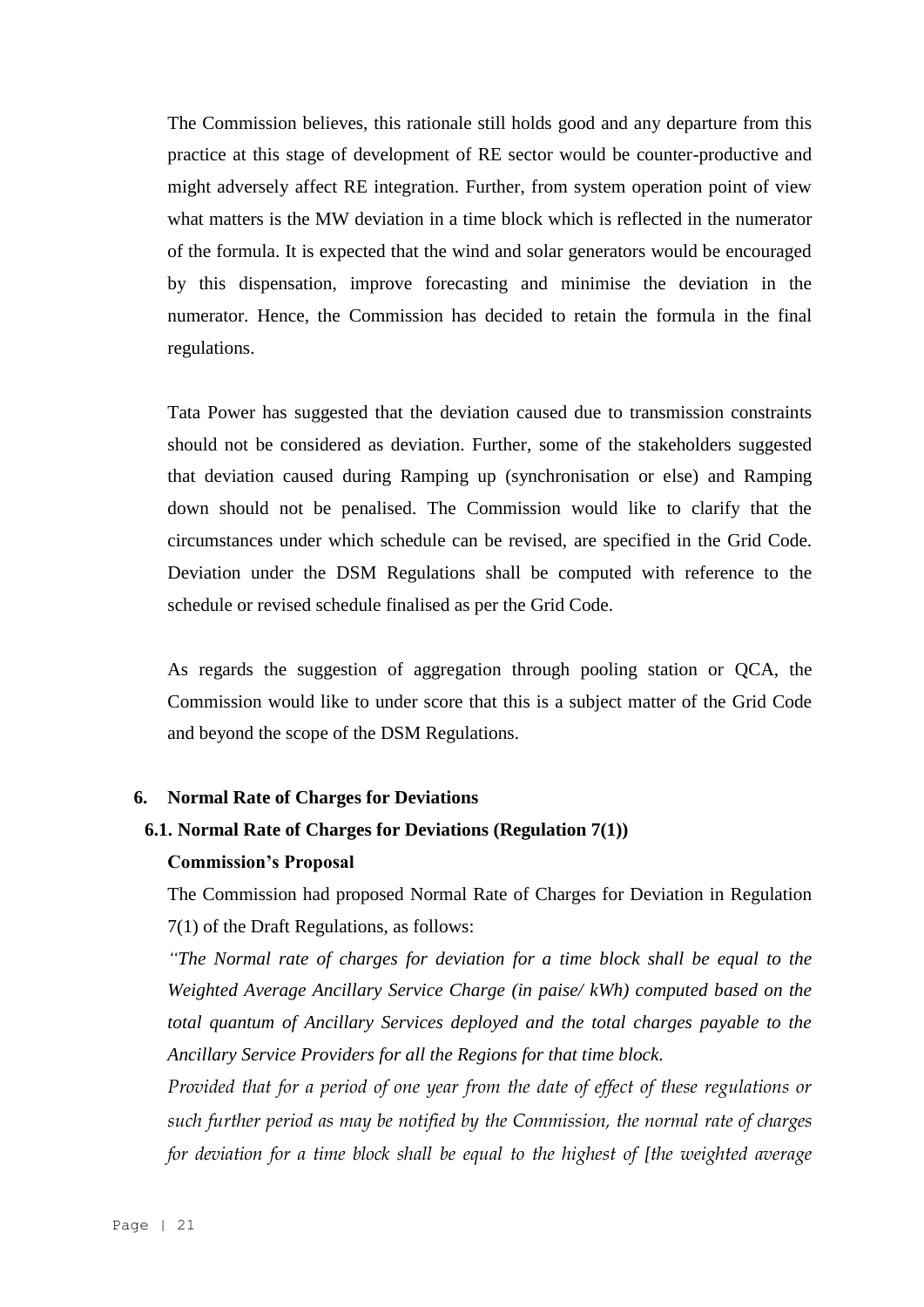The Commission believes, this rationale still holds good and any departure from this practice at this stage of development of RE sector would be counter-productive and might adversely affect RE integration. Further, from system operation point of view what matters is the MW deviation in a time block which is reflected in the numerator of the formula. It is expected that the wind and solar generators would be encouraged by this dispensation, improve forecasting and minimise the deviation in the numerator. Hence, the Commission has decided to retain the formula in the final regulations.

Tata Power has suggested that the deviation caused due to transmission constraints should not be considered as deviation. Further, some of the stakeholders suggested that deviation caused during Ramping up (synchronisation or else) and Ramping down should not be penalised. The Commission would like to clarify that the circumstances under which schedule can be revised, are specified in the Grid Code. Deviation under the DSM Regulations shall be computed with reference to the schedule or revised schedule finalised as per the Grid Code.

As regards the suggestion of aggregation through pooling station or QCA, the Commission would like to under score that this is a subject matter of the Grid Code and beyond the scope of the DSM Regulations.

## 6. Normal Rate of Charges for Deviations

### 6.1. Normal Rate of Charges for Deviations (Regulation 7(1))

**Commission's Proposal**

The Commission had proposed Normal Rate of Charges for Deviation in Regulation 7(1) of the Draft Regulations, as follows:

*"The Normal rate of charges for deviation for a time block shall be equal to the Weighted Average Ancillary Service Charge (in paise/ kWh) computed based on the total quantum of Ancillary Services deployed and the total charges payable to the Ancillary Service Providers for all the Regions for that time block.*

*Provided that for a period of one year from the date of effect of these regulations or such further period as may be notified by the Commission, the normal rate of charges for deviation for a time block shall be equal to the highest of [the weighted average*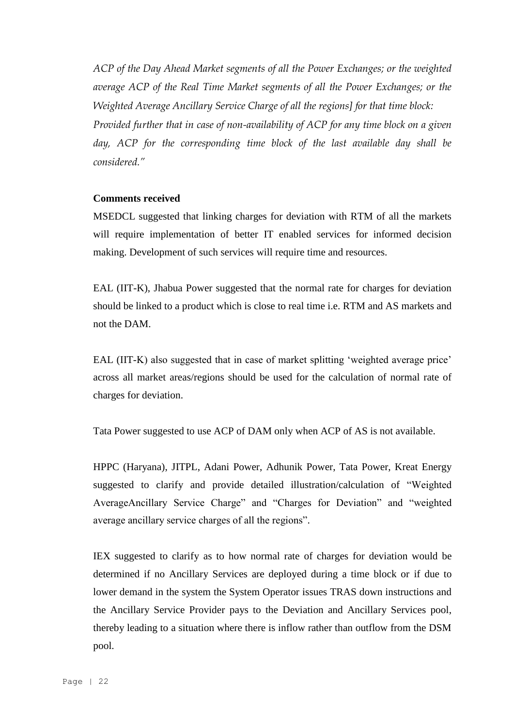*ACP of the Day Ahead Market segments of all the Power Exchanges; or the weighted average ACP of the Real Time Market segments of all the Power Exchanges; or the Weighted Average Ancillary Service Charge of all the regions] for that time block:*

*Provided further that in case of non-availability of ACP for any time block on a given day, ACP for the corresponding time block of the last available day shall be considered."*

**Comments received**

MSEDCL suggested that linking charges for deviation with RTM of all the markets will require implementation of better IT enabled services for informed decision making. Development of such services will require time and resources.

EAL (IIT-K), Jhabua Power suggested that the normal rate for charges for deviation should be linked to a product which is close to real time i.e. RTM and AS markets and not the DAM.

EAL (IIT-K) also suggested that in case of market splitting 'weighted average price' across all market areas/regions should be used for the calculation of normal rate of charges for deviation.

Tata Power suggested to use ACP of DAM only when ACP of AS is not available.

HPPC (Haryana), JITPL, Adani Power, Adhunik Power, Tata Power, Kreat Energy suggested to clarify and provide detailed illustration/calculation of "Weighted AverageAncillary Service Charge" and "Charges for Deviation" and "weighted average ancillary service charges of all the regions".

IEX suggested to clarify as to how normal rate of charges for deviation would be determined if no Ancillary Services are deployed during a time block or if due to lower demand in the system the System Operator issues TRAS down instructions and the Ancillary Service Provider pays to the Deviation and Ancillary Services pool, thereby leading to a situation where there is inflow rather than outflow from the DSM pool.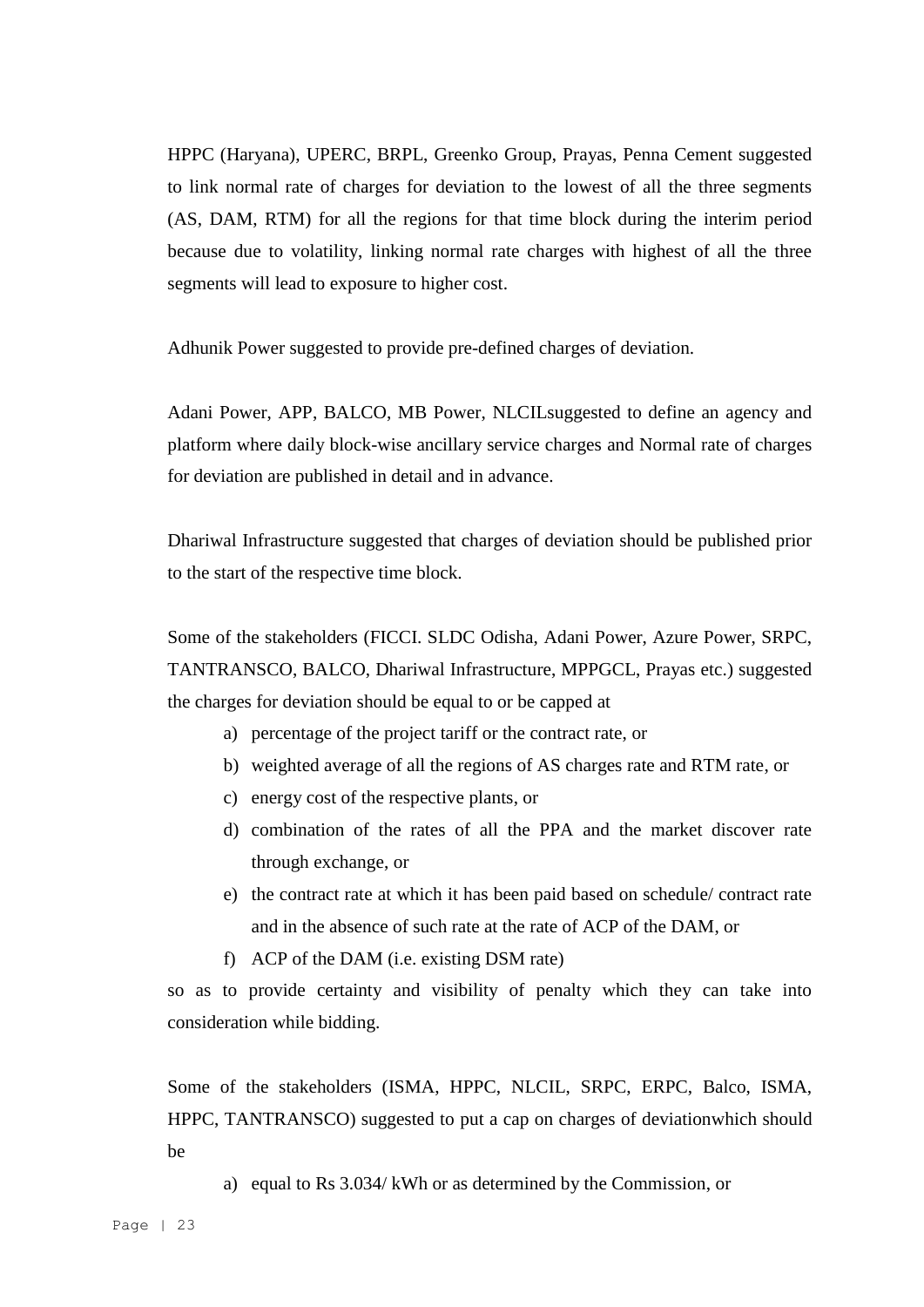HPPC (Haryana), UPERC, BRPL, Greenko Group, Prayas, Penna Cement suggested to link normal rate of charges for deviation to the lowest of all the three segments (AS, DAM, RTM) for all the regions for that time block during the interim period because due to volatility, linking normal rate charges with highest of all the three segments will lead to exposure to higher cost.

Adhunik Power suggested to provide pre-defined charges of deviation.

Adani Power, APP, BALCO, MB Power, NLCILsuggested to define an agency and platform where daily block-wise ancillary service charges and Normal rate of charges for deviation are published in detail and in advance.

Dhariwal Infrastructure suggested that charges of deviation should be published prior to the start of the respective time block.

Some of the stakeholders (FICCI. SLDC Odisha, Adani Power, Azure Power, SRPC, TANTRANSCO, BALCO, Dhariwal Infrastructure, MPPGCL, Prayas etc.) suggested the charges for deviation should be equal to or be capped at

a) percentage of the project tariff or the contract rate, or
b) weighted average of all the regions of AS charges rate and RTM rate, or
c) energy cost of the respective plants, or
d) combination of the rates of all the PPA and the market discover rate through exchange, or
e) the contract rate at which it has been paid based on schedule/ contract rate and in the absence of such rate at the rate of ACP of the DAM, or
f) ACP of the DAM (i.e. existing DSM rate)

so as to provide certainty and visibility of penalty which they can take into consideration while bidding.

Some of the stakeholders (ISMA, HPPC, NLCIL, SRPC, ERPC, Balco, ISMA, HPPC, TANTRANSCO) suggested to put a cap on charges of deviationwhich should be

a) equal to Rs 3.034/ kWh or as determined by the Commission, or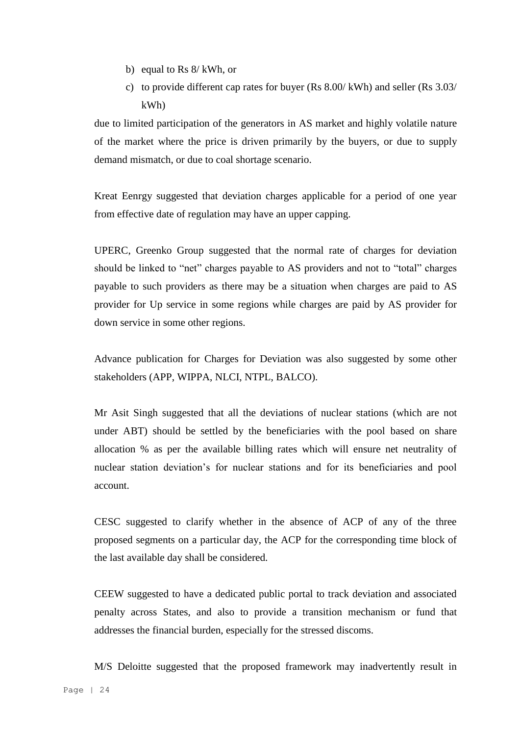b) equal to Rs 8/ kWh, or
c) to provide different cap rates for buyer (Rs 8.00/ kWh) and seller (Rs 3.03/ kWh)

due to limited participation of the generators in AS market and highly volatile nature of the market where the price is driven primarily by the buyers, or due to supply demand mismatch, or due to coal shortage scenario.

Kreat Eenrgy suggested that deviation charges applicable for a period of one year from effective date of regulation may have an upper capping.

UPERC, Greenko Group suggested that the normal rate of charges for deviation should be linked to "net" charges payable to AS providers and not to "total" charges payable to such providers as there may be a situation when charges are paid to AS provider for Up service in some regions while charges are paid by AS provider for down service in some other regions.

Advance publication for Charges for Deviation was also suggested by some other stakeholders (APP, WIPPA, NLCI, NTPL, BALCO).

Mr Asit Singh suggested that all the deviations of nuclear stations (which are not under ABT) should be settled by the beneficiaries with the pool based on share allocation % as per the available billing rates which will ensure net neutrality of nuclear station deviation's for nuclear stations and for its beneficiaries and pool account.

CESC suggested to clarify whether in the absence of ACP of any of the three proposed segments on a particular day, the ACP for the corresponding time block of the last available day shall be considered.

CEEW suggested to have a dedicated public portal to track deviation and associated penalty across States, and also to provide a transition mechanism or fund that addresses the financial burden, especially for the stressed discoms.

M/S Deloitte suggested that the proposed framework may inadvertently result in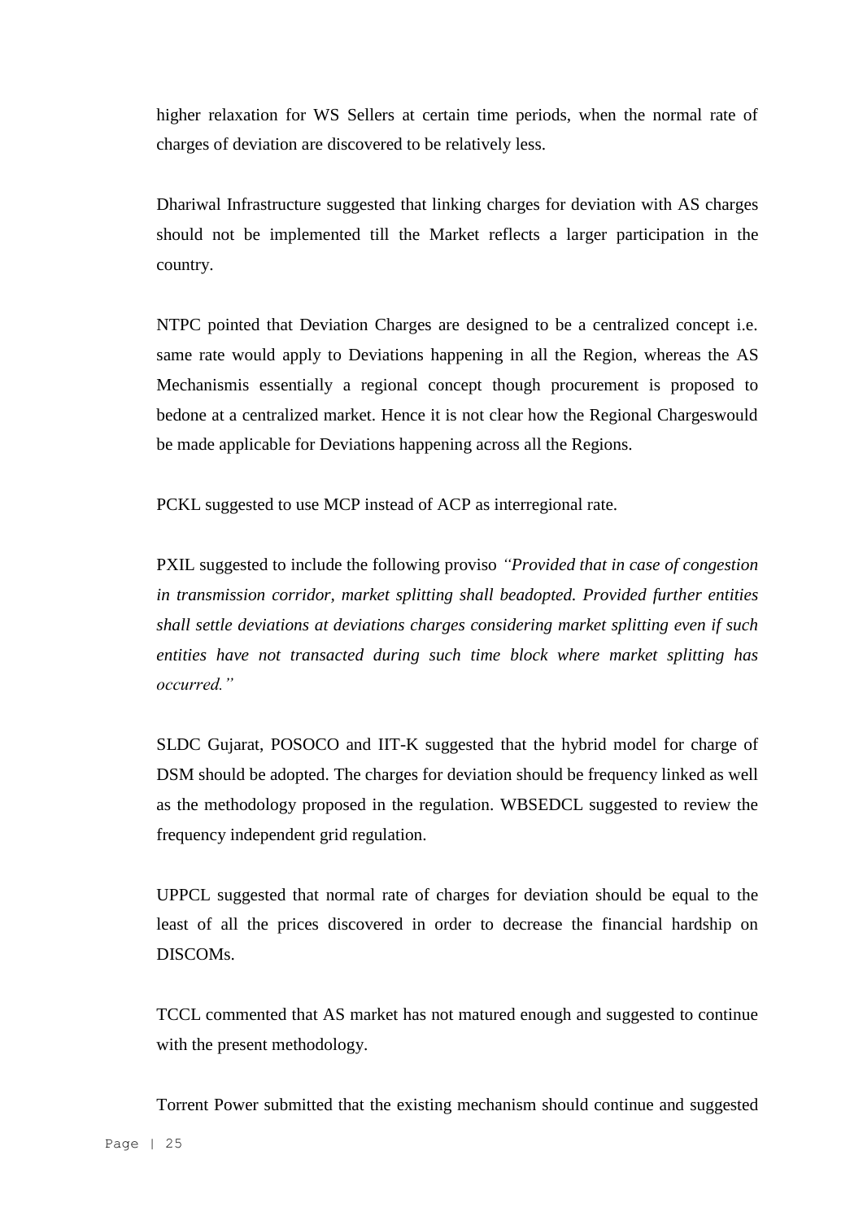higher relaxation for WS Sellers at certain time periods, when the normal rate of charges of deviation are discovered to be relatively less.

Dhariwal Infrastructure suggested that linking charges for deviation with AS charges should not be implemented till the Market reflects a larger participation in the country.

NTPC pointed that Deviation Charges are designed to be a centralized concept i.e. same rate would apply to Deviations happening in all the Region, whereas the AS Mechanismis essentially a regional concept though procurement is proposed to bedone at a centralized market. Hence it is not clear how the Regional Chargeswould be made applicable for Deviations happening across all the Regions.

PCKL suggested to use MCP instead of ACP as interregional rate.

PXIL suggested to include the following proviso *"Provided that in case of congestion in transmission corridor, market splitting shall beadopted. Provided further entities shall settle deviations at deviations charges considering market splitting even if such entities have not transacted during such time block where market splitting has occurred."*

SLDC Gujarat, POSOCO and IIT-K suggested that the hybrid model for charge of DSM should be adopted. The charges for deviation should be frequency linked as well as the methodology proposed in the regulation. WBSEDCL suggested to review the frequency independent grid regulation.

UPPCL suggested that normal rate of charges for deviation should be equal to the least of all the prices discovered in order to decrease the financial hardship on DISCOMs.

TCCL commented that AS market has not matured enough and suggested to continue with the present methodology.

Torrent Power submitted that the existing mechanism should continue and suggested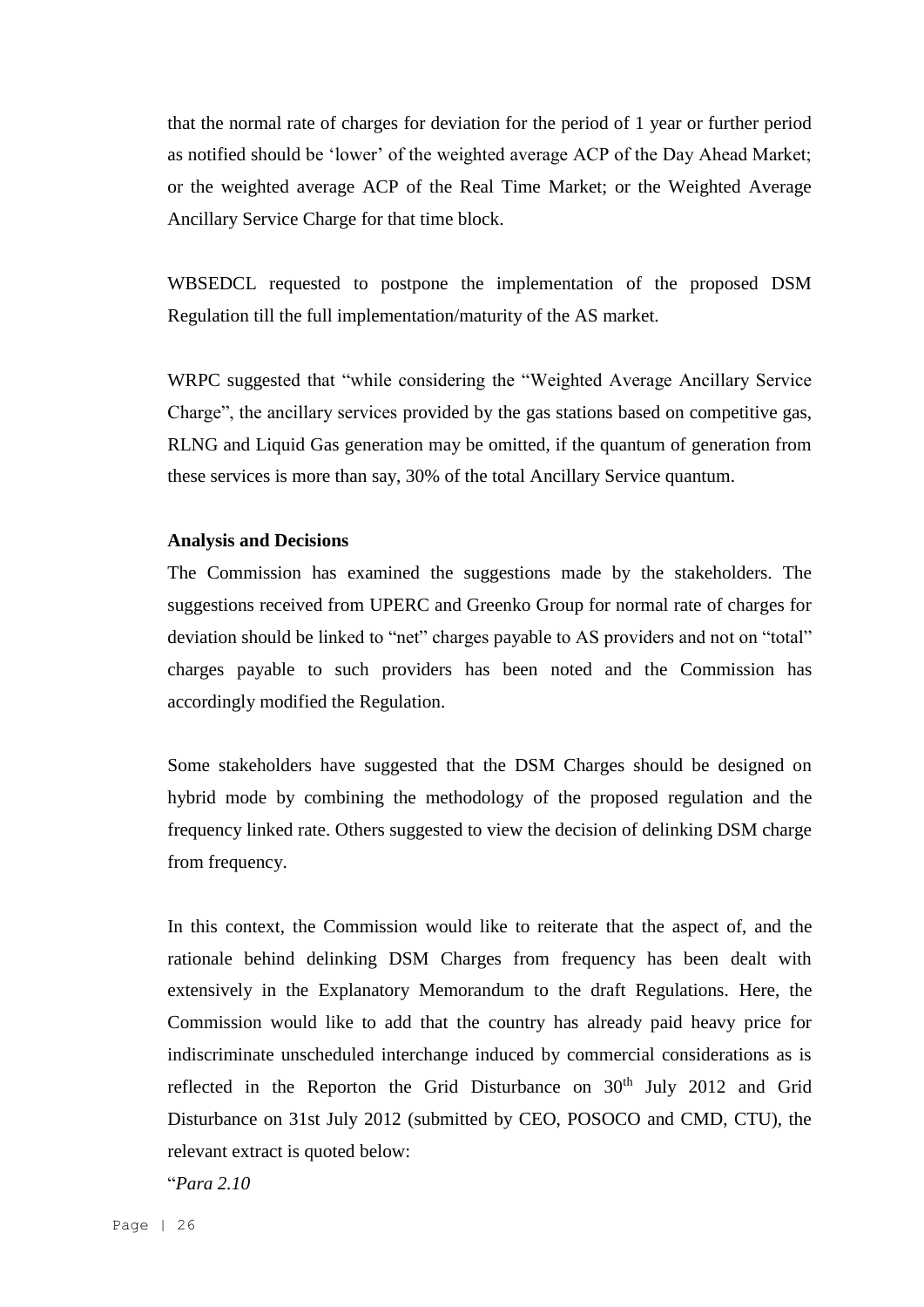that the normal rate of charges for deviation for the period of 1 year or further period as notified should be 'lower' of the weighted average ACP of the Day Ahead Market; or the weighted average ACP of the Real Time Market; or the Weighted Average Ancillary Service Charge for that time block.

WBSEDCL requested to postpone the implementation of the proposed DSM Regulation till the full implementation/maturity of the AS market.

WRPC suggested that "while considering the "Weighted Average Ancillary Service Charge", the ancillary services provided by the gas stations based on competitive gas, RLNG and Liquid Gas generation may be omitted, if the quantum of generation from these services is more than say, 30% of the total Ancillary Service quantum.

**Analysis and Decisions**

The Commission has examined the suggestions made by the stakeholders. The suggestions received from UPERC and Greenko Group for normal rate of charges for deviation should be linked to "net" charges payable to AS providers and not on "total" charges payable to such providers has been noted and the Commission has accordingly modified the Regulation.

Some stakeholders have suggested that the DSM Charges should be designed on hybrid mode by combining the methodology of the proposed regulation and the frequency linked rate. Others suggested to view the decision of delinking DSM charge from frequency.

In this context, the Commission would like to reiterate that the aspect of, and the rationale behind delinking DSM Charges from frequency has been dealt with extensively in the Explanatory Memorandum to the draft Regulations. Here, the Commission would like to add that the country has already paid heavy price for indiscriminate unscheduled interchange induced by commercial considerations as is reflected in the Reporton the Grid Disturbance on 30th July 2012 and Grid Disturbance on 31st July 2012 (submitted by CEO, POSOCO and CMD, CTU), the relevant extract is quoted below:

"*Para 2.10*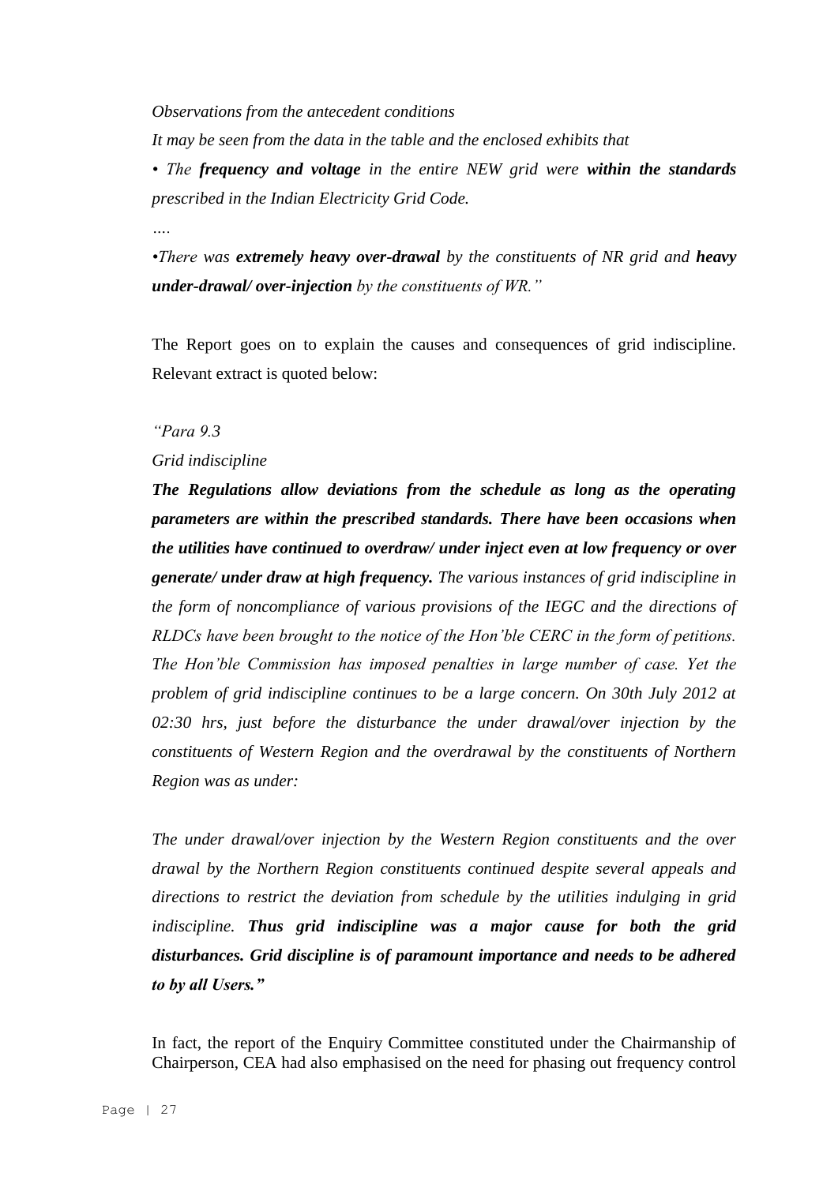*Observations from the antecedent conditions*

*It may be seen from the data in the table and the enclosed exhibits that*

*• The **frequency and voltage** in the entire NEW grid were **within the standards** prescribed in the Indian Electricity Grid Code.*

*….*

*•There was **extremely heavy over-drawal** by the constituents of NR grid and **heavy under-drawal/ over-injection** by the constituents of WR."*

The Report goes on to explain the causes and consequences of grid indiscipline. Relevant extract is quoted below:

*"Para 9.3*

*Grid indiscipline*

***The Regulations allow deviations from the schedule as long as the operating parameters are within the prescribed standards. There have been occasions when the utilities have continued to overdraw/ under inject even at low frequency or over generate/ under draw at high frequency.** The various instances of grid indiscipline in the form of noncompliance of various provisions of the IEGC and the directions of RLDCs have been brought to the notice of the Hon'ble CERC in the form of petitions. The Hon'ble Commission has imposed penalties in large number of case. Yet the problem of grid indiscipline continues to be a large concern. On 30th July 2012 at 02:30 hrs, just before the disturbance the under drawal/over injection by the constituents of Western Region and the overdrawal by the constituents of Northern Region was as under:*

*The under drawal/over injection by the Western Region constituents and the over drawal by the Northern Region constituents continued despite several appeals and directions to restrict the deviation from schedule by the utilities indulging in grid indiscipline. **Thus grid indiscipline was a major cause for both the grid disturbances. Grid discipline is of paramount importance and needs to be adhered to by all Users."***

In fact, the report of the Enquiry Committee constituted under the Chairmanship of Chairperson, CEA had also emphasised on the need for phasing out frequency control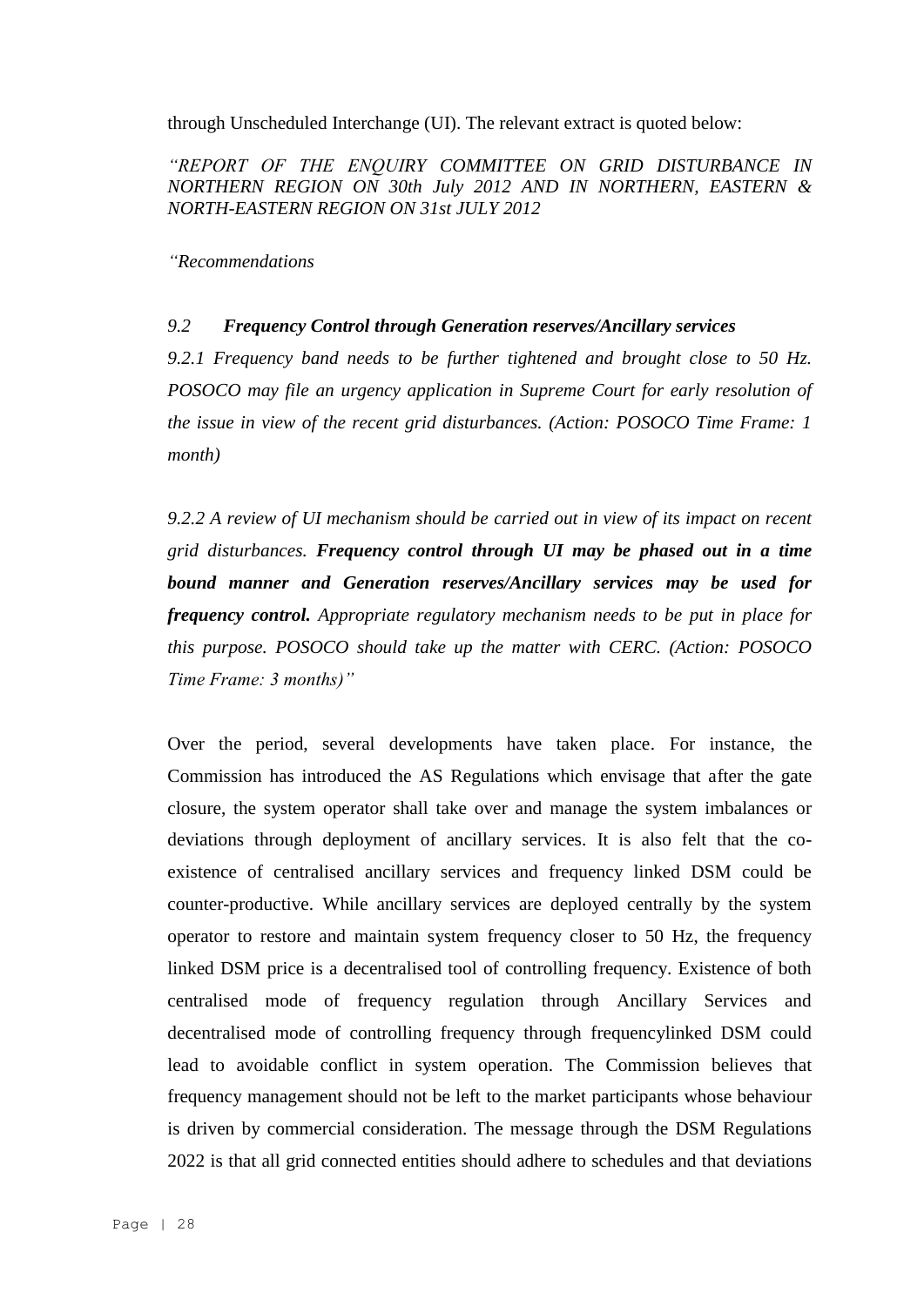through Unscheduled Interchange (UI). The relevant extract is quoted below:

*"REPORT OF THE ENQUIRY COMMITTEE ON GRID DISTURBANCE IN NORTHERN REGION ON 30th July 2012 AND IN NORTHERN, EASTERN & NORTH-EASTERN REGION ON 31st JULY 2012*

*"Recommendations*

*9.2 **Frequency Control through Generation reserves/Ancillary services***

*9.2.1 Frequency band needs to be further tightened and brought close to 50 Hz. POSOCO may file an urgency application in Supreme Court for early resolution of the issue in view of the recent grid disturbances. (Action: POSOCO Time Frame: 1 month)*

*9.2.2 A review of UI mechanism should be carried out in view of its impact on recent grid disturbances. **Frequency control through UI may be phased out in a time bound manner and Generation reserves/Ancillary services may be used for frequency control.** Appropriate regulatory mechanism needs to be put in place for this purpose. POSOCO should take up the matter with CERC. (Action: POSOCO Time Frame: 3 months)"*

Over the period, several developments have taken place. For instance, the Commission has introduced the AS Regulations which envisage that after the gate closure, the system operator shall take over and manage the system imbalances or deviations through deployment of ancillary services. It is also felt that the co-existence of centralised ancillary services and frequency linked DSM could be counter-productive. While ancillary services are deployed centrally by the system operator to restore and maintain system frequency closer to 50 Hz, the frequency linked DSM price is a decentralised tool of controlling frequency. Existence of both centralised mode of frequency regulation through Ancillary Services and decentralised mode of controlling frequency through frequencylinked DSM could lead to avoidable conflict in system operation. The Commission believes that frequency management should not be left to the market participants whose behaviour is driven by commercial consideration. The message through the DSM Regulations 2022 is that all grid connected entities should adhere to schedules and that deviations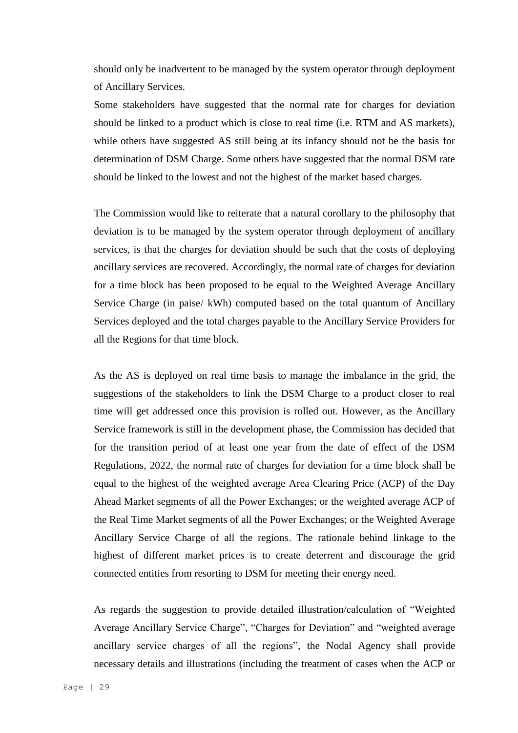should only be inadvertent to be managed by the system operator through deployment of Ancillary Services.

Some stakeholders have suggested that the normal rate for charges for deviation should be linked to a product which is close to real time (i.e. RTM and AS markets), while others have suggested AS still being at its infancy should not be the basis for determination of DSM Charge. Some others have suggested that the normal DSM rate should be linked to the lowest and not the highest of the market based charges.

The Commission would like to reiterate that a natural corollary to the philosophy that deviation is to be managed by the system operator through deployment of ancillary services, is that the charges for deviation should be such that the costs of deploying ancillary services are recovered. Accordingly, the normal rate of charges for deviation for a time block has been proposed to be equal to the Weighted Average Ancillary Service Charge (in paise/ kWh) computed based on the total quantum of Ancillary Services deployed and the total charges payable to the Ancillary Service Providers for all the Regions for that time block.

As the AS is deployed on real time basis to manage the imbalance in the grid, the suggestions of the stakeholders to link the DSM Charge to a product closer to real time will get addressed once this provision is rolled out. However, as the Ancillary Service framework is still in the development phase, the Commission has decided that for the transition period of at least one year from the date of effect of the DSM Regulations, 2022, the normal rate of charges for deviation for a time block shall be equal to the highest of the weighted average Area Clearing Price (ACP) of the Day Ahead Market segments of all the Power Exchanges; or the weighted average ACP of the Real Time Market segments of all the Power Exchanges; or the Weighted Average Ancillary Service Charge of all the regions. The rationale behind linkage to the highest of different market prices is to create deterrent and discourage the grid connected entities from resorting to DSM for meeting their energy need.

As regards the suggestion to provide detailed illustration/calculation of "Weighted Average Ancillary Service Charge", "Charges for Deviation" and "weighted average ancillary service charges of all the regions", the Nodal Agency shall provide necessary details and illustrations (including the treatment of cases when the ACP or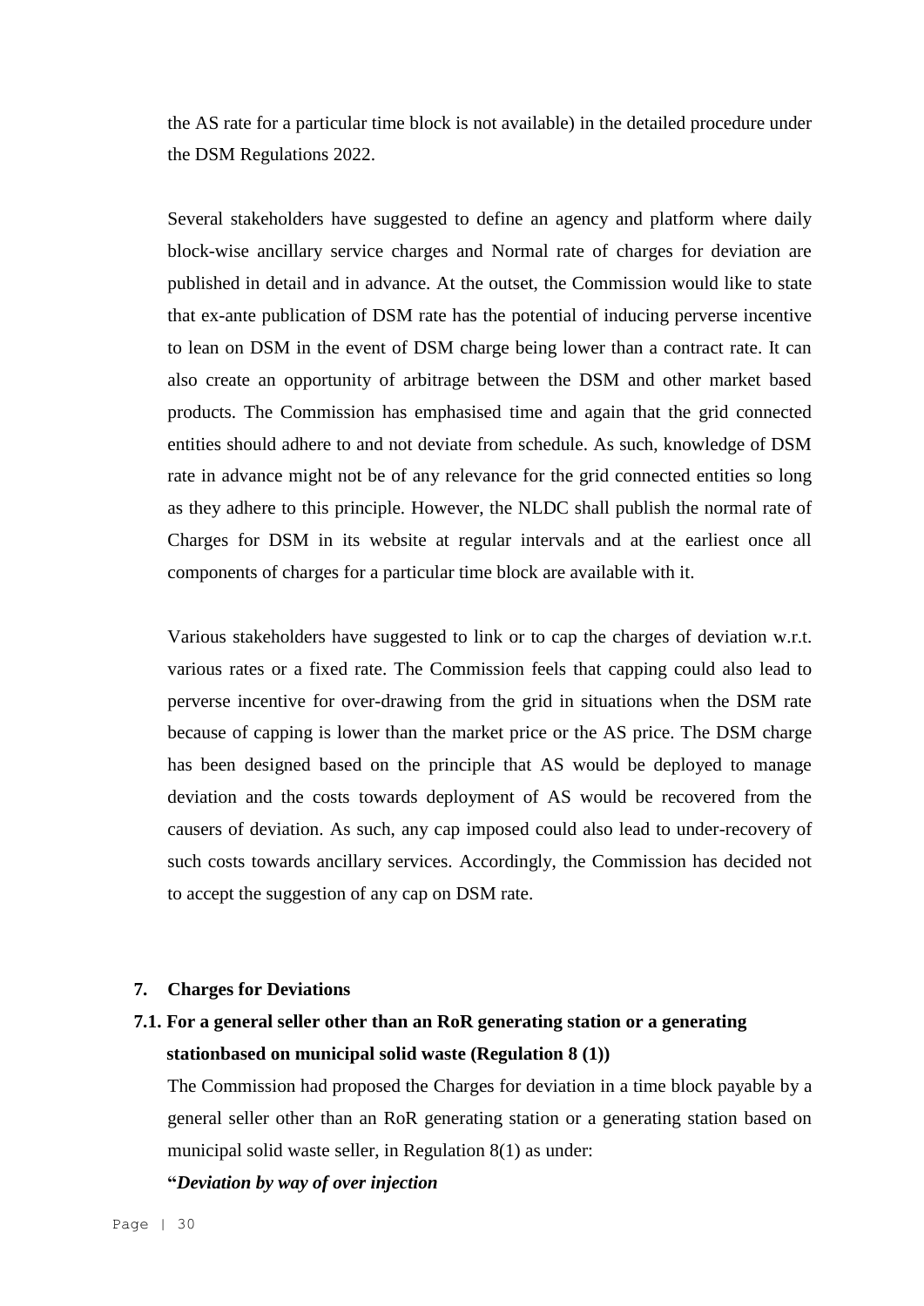the AS rate for a particular time block is not available) in the detailed procedure under the DSM Regulations 2022.

Several stakeholders have suggested to define an agency and platform where daily block-wise ancillary service charges and Normal rate of charges for deviation are published in detail and in advance. At the outset, the Commission would like to state that ex-ante publication of DSM rate has the potential of inducing perverse incentive to lean on DSM in the event of DSM charge being lower than a contract rate. It can also create an opportunity of arbitrage between the DSM and other market based products. The Commission has emphasised time and again that the grid connected entities should adhere to and not deviate from schedule. As such, knowledge of DSM rate in advance might not be of any relevance for the grid connected entities so long as they adhere to this principle. However, the NLDC shall publish the normal rate of Charges for DSM in its website at regular intervals and at the earliest once all components of charges for a particular time block are available with it.

Various stakeholders have suggested to link or to cap the charges of deviation w.r.t. various rates or a fixed rate. The Commission feels that capping could also lead to perverse incentive for over-drawing from the grid in situations when the DSM rate because of capping is lower than the market price or the AS price. The DSM charge has been designed based on the principle that AS would be deployed to manage deviation and the costs towards deployment of AS would be recovered from the causers of deviation. As such, any cap imposed could also lead to under-recovery of such costs towards ancillary services. Accordingly, the Commission has decided not to accept the suggestion of any cap on DSM rate.

## 7. Charges for Deviations

### 7.1. For a general seller other than an RoR generating station or a generating stationbased on municipal solid waste (Regulation 8 (1))

The Commission had proposed the Charges for deviation in a time block payable by a general seller other than an RoR generating station or a generating station based on municipal solid waste seller, in Regulation 8(1) as under:

**"*Deviation by way of over injection***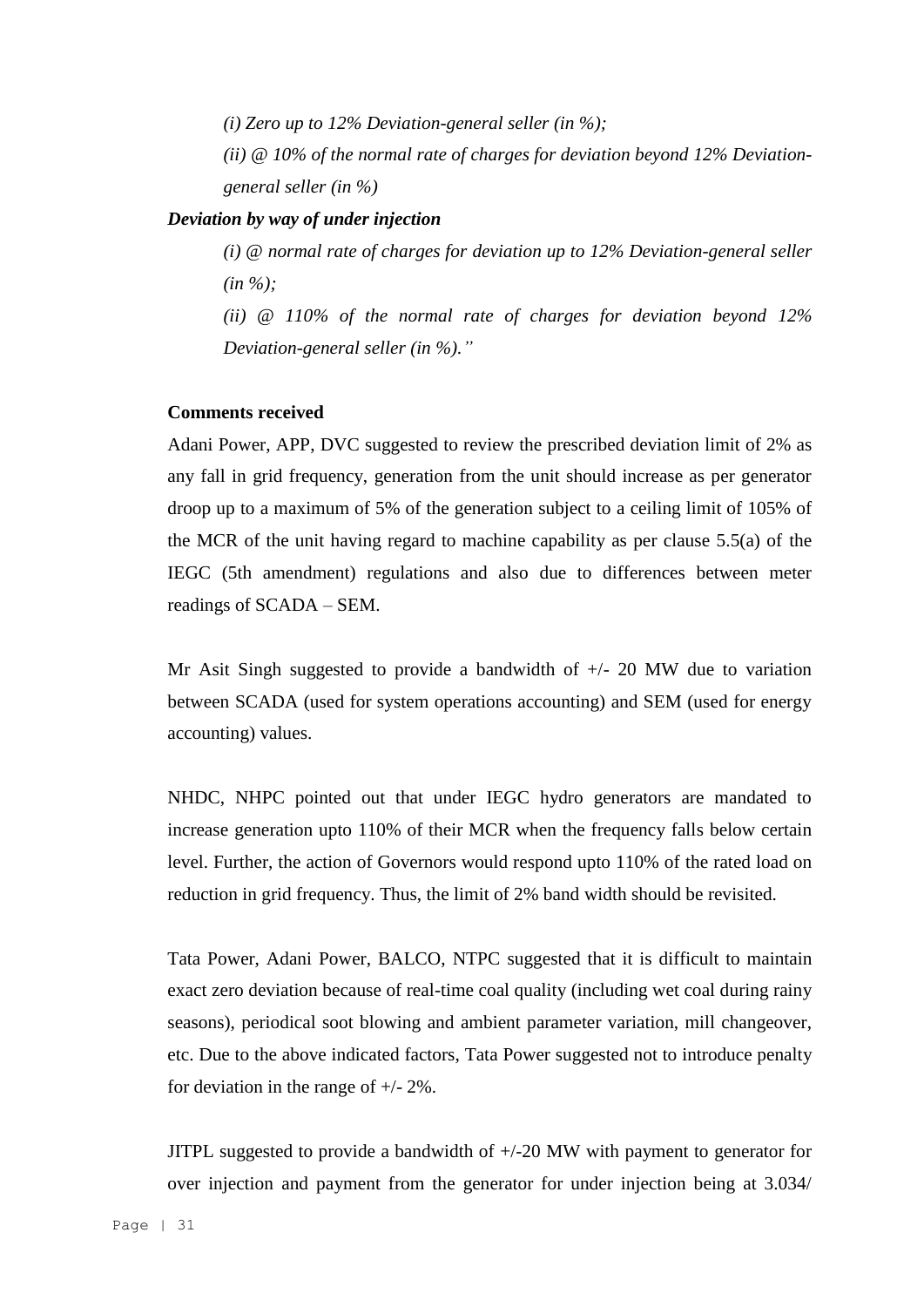*(i) Zero up to 12% Deviation-general seller (in %);*

*(ii) @ 10% of the normal rate of charges for deviation beyond 12% Deviation-general seller (in %)*

***Deviation by way of under injection***

*(i) @ normal rate of charges for deviation up to 12% Deviation-general seller (in %);*

*(ii) @ 110% of the normal rate of charges for deviation beyond 12% Deviation-general seller (in %).”*

**Comments received**

Adani Power, APP, DVC suggested to review the prescribed deviation limit of 2% as any fall in grid frequency, generation from the unit should increase as per generator droop up to a maximum of 5% of the generation subject to a ceiling limit of 105% of the MCR of the unit having regard to machine capability as per clause 5.5(a) of the IEGC (5th amendment) regulations and also due to differences between meter readings of SCADA – SEM.

Mr Asit Singh suggested to provide a bandwidth of +/- 20 MW due to variation between SCADA (used for system operations accounting) and SEM (used for energy accounting) values.

NHDC, NHPC pointed out that under IEGC hydro generators are mandated to increase generation upto 110% of their MCR when the frequency falls below certain level. Further, the action of Governors would respond upto 110% of the rated load on reduction in grid frequency. Thus, the limit of 2% band width should be revisited.

Tata Power, Adani Power, BALCO, NTPC suggested that it is difficult to maintain exact zero deviation because of real-time coal quality (including wet coal during rainy seasons), periodical soot blowing and ambient parameter variation, mill changeover, etc. Due to the above indicated factors, Tata Power suggested not to introduce penalty for deviation in the range of +/- 2%.

JITPL suggested to provide a bandwidth of +/-20 MW with payment to generator for over injection and payment from the generator for under injection being at 3.034/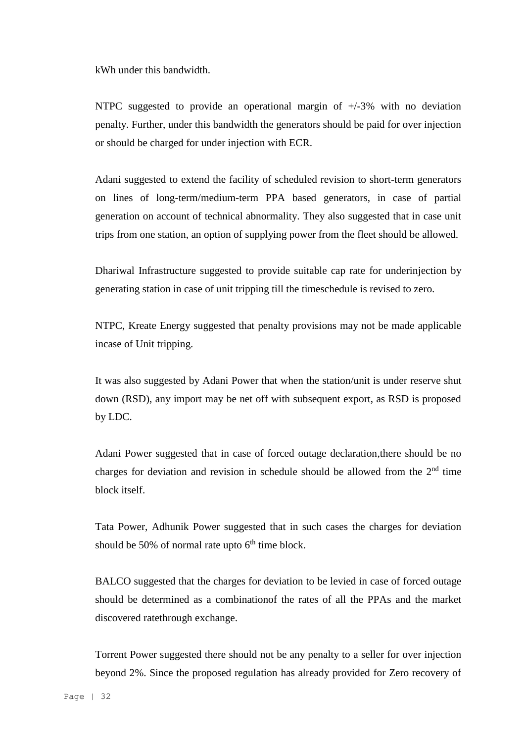kWh under this bandwidth.

NTPC suggested to provide an operational margin of +/-3% with no deviation penalty. Further, under this bandwidth the generators should be paid for over injection or should be charged for under injection with ECR.

Adani suggested to extend the facility of scheduled revision to short-term generators on lines of long-term/medium-term PPA based generators, in case of partial generation on account of technical abnormality. They also suggested that in case unit trips from one station, an option of supplying power from the fleet should be allowed.

Dhariwal Infrastructure suggested to provide suitable cap rate for underinjection by generating station in case of unit tripping till the timeschedule is revised to zero.

NTPC, Kreate Energy suggested that penalty provisions may not be made applicable incase of Unit tripping.

It was also suggested by Adani Power that when the station/unit is under reserve shut down (RSD), any import may be net off with subsequent export, as RSD is proposed by LDC.

Adani Power suggested that in case of forced outage declaration,there should be no charges for deviation and revision in schedule should be allowed from the 2nd time block itself.

Tata Power, Adhunik Power suggested that in such cases the charges for deviation should be 50% of normal rate upto 6th time block.

BALCO suggested that the charges for deviation to be levied in case of forced outage should be determined as a combinationof the rates of all the PPAs and the market discovered ratethrough exchange.

Torrent Power suggested there should not be any penalty to a seller for over injection beyond 2%. Since the proposed regulation has already provided for Zero recovery of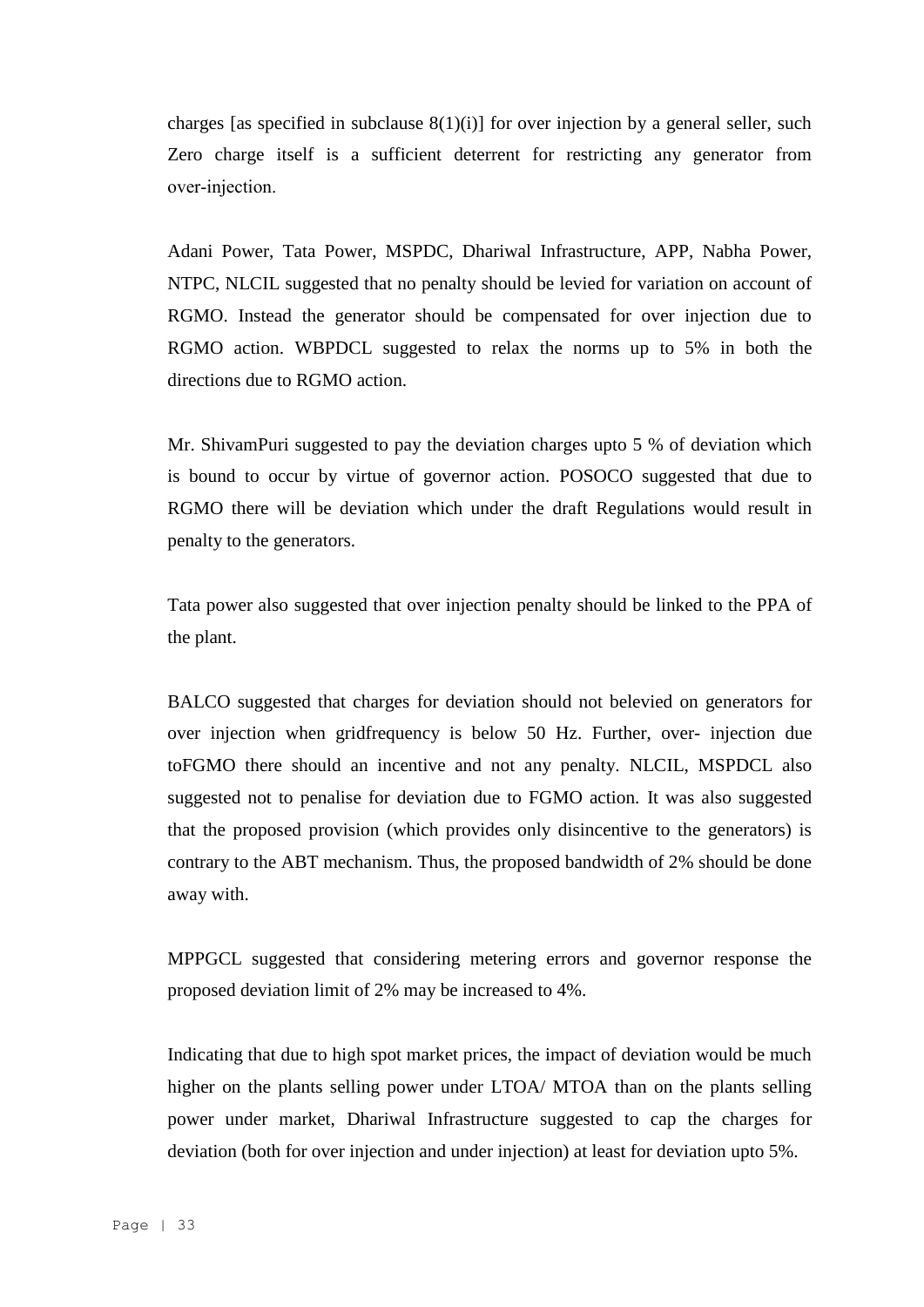charges [as specified in subclause 8(1)(i)] for over injection by a general seller, such Zero charge itself is a sufficient deterrent for restricting any generator from over-injection.

Adani Power, Tata Power, MSPDC, Dhariwal Infrastructure, APP, Nabha Power, NTPC, NLCIL suggested that no penalty should be levied for variation on account of RGMO. Instead the generator should be compensated for over injection due to RGMO action. WBPDCL suggested to relax the norms up to 5% in both the directions due to RGMO action.

Mr. ShivamPuri suggested to pay the deviation charges upto 5 % of deviation which is bound to occur by virtue of governor action. POSOCO suggested that due to RGMO there will be deviation which under the draft Regulations would result in penalty to the generators.

Tata power also suggested that over injection penalty should be linked to the PPA of the plant.

BALCO suggested that charges for deviation should not belevied on generators for over injection when gridfrequency is below 50 Hz. Further, over- injection due toFGMO there should an incentive and not any penalty. NLCIL, MSPDCL also suggested not to penalise for deviation due to FGMO action. It was also suggested that the proposed provision (which provides only disincentive to the generators) is contrary to the ABT mechanism. Thus, the proposed bandwidth of 2% should be done away with.

MPPGCL suggested that considering metering errors and governor response the proposed deviation limit of 2% may be increased to 4%.

Indicating that due to high spot market prices, the impact of deviation would be much higher on the plants selling power under LTOA/ MTOA than on the plants selling power under market, Dhariwal Infrastructure suggested to cap the charges for deviation (both for over injection and under injection) at least for deviation upto 5%.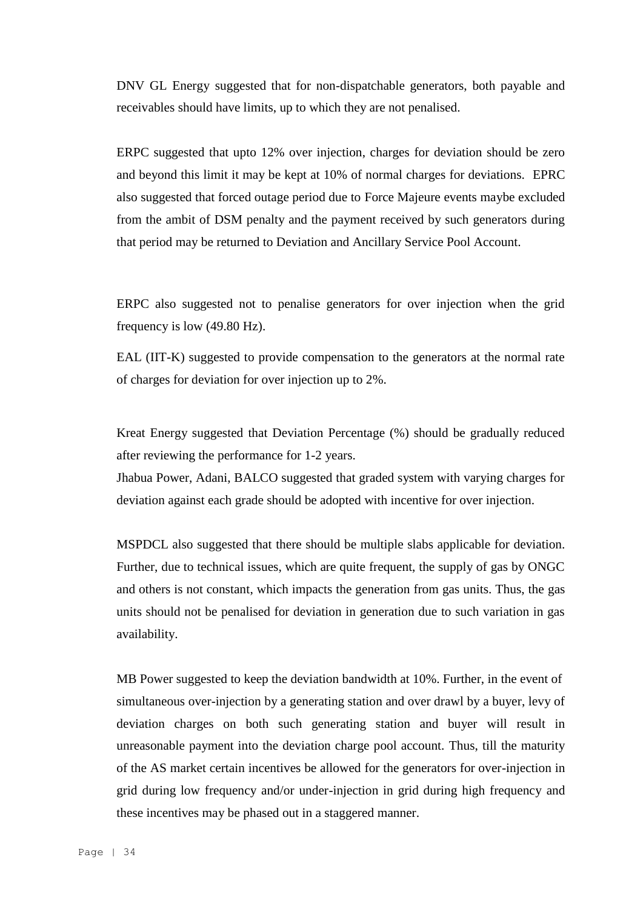DNV GL Energy suggested that for non-dispatchable generators, both payable and receivables should have limits, up to which they are not penalised.

ERPC suggested that upto 12% over injection, charges for deviation should be zero and beyond this limit it may be kept at 10% of normal charges for deviations. EPRC also suggested that forced outage period due to Force Majeure events maybe excluded from the ambit of DSM penalty and the payment received by such generators during that period may be returned to Deviation and Ancillary Service Pool Account.

ERPC also suggested not to penalise generators for over injection when the grid frequency is low (49.80 Hz).

EAL (IIT-K) suggested to provide compensation to the generators at the normal rate of charges for deviation for over injection up to 2%.

Kreat Energy suggested that Deviation Percentage (%) should be gradually reduced after reviewing the performance for 1-2 years.

Jhabua Power, Adani, BALCO suggested that graded system with varying charges for deviation against each grade should be adopted with incentive for over injection.

MSPDCL also suggested that there should be multiple slabs applicable for deviation. Further, due to technical issues, which are quite frequent, the supply of gas by ONGC and others is not constant, which impacts the generation from gas units. Thus, the gas units should not be penalised for deviation in generation due to such variation in gas availability.

MB Power suggested to keep the deviation bandwidth at 10%. Further, in the event of simultaneous over-injection by a generating station and over drawl by a buyer, levy of deviation charges on both such generating station and buyer will result in unreasonable payment into the deviation charge pool account. Thus, till the maturity of the AS market certain incentives be allowed for the generators for over-injection in grid during low frequency and/or under-injection in grid during high frequency and these incentives may be phased out in a staggered manner.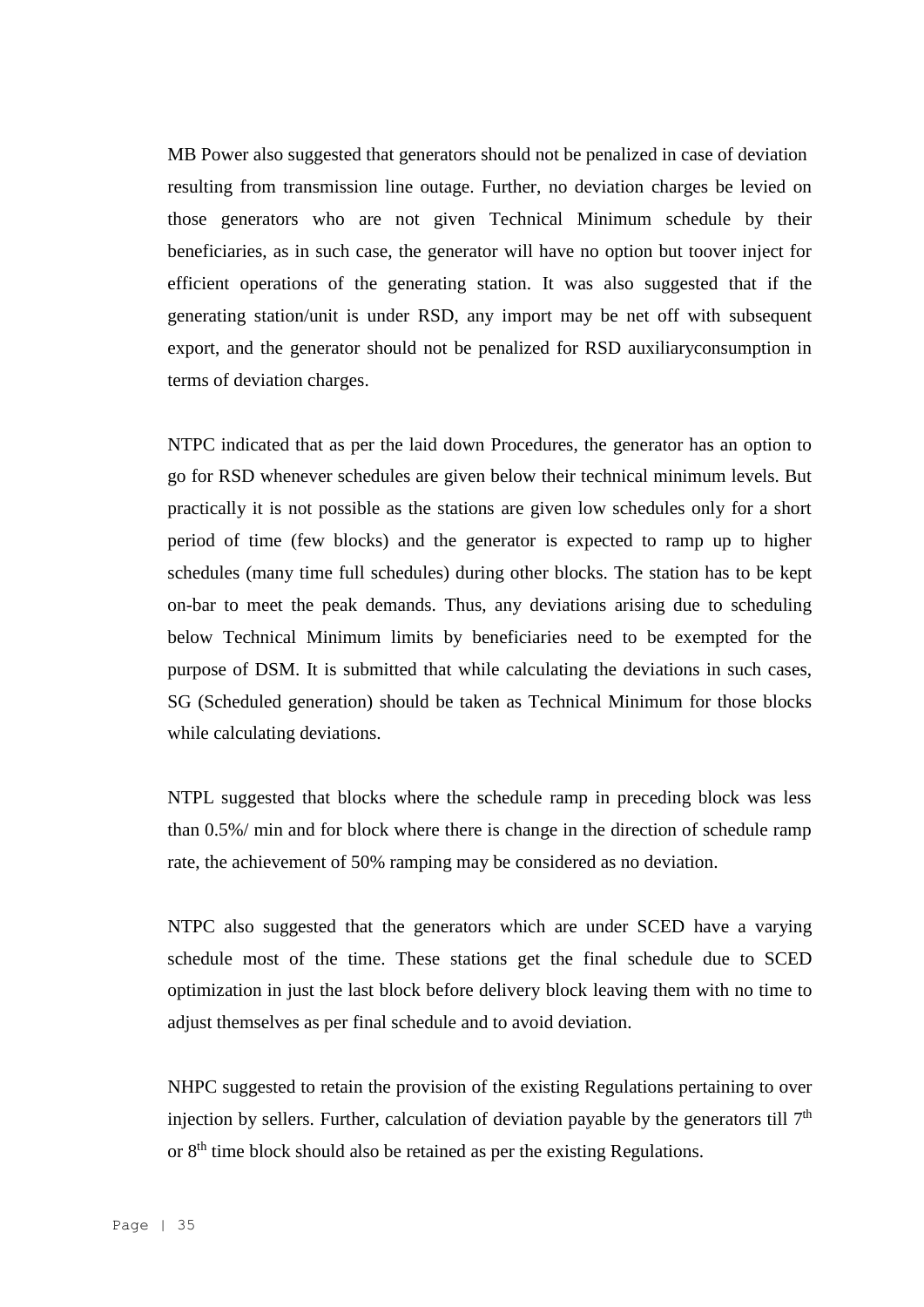MB Power also suggested that generators should not be penalized in case of deviation resulting from transmission line outage. Further, no deviation charges be levied on those generators who are not given Technical Minimum schedule by their beneficiaries, as in such case, the generator will have no option but toover inject for efficient operations of the generating station. It was also suggested that if the generating station/unit is under RSD, any import may be net off with subsequent export, and the generator should not be penalized for RSD auxiliaryconsumption in terms of deviation charges.

NTPC indicated that as per the laid down Procedures, the generator has an option to go for RSD whenever schedules are given below their technical minimum levels. But practically it is not possible as the stations are given low schedules only for a short period of time (few blocks) and the generator is expected to ramp up to higher schedules (many time full schedules) during other blocks. The station has to be kept on-bar to meet the peak demands. Thus, any deviations arising due to scheduling below Technical Minimum limits by beneficiaries need to be exempted for the purpose of DSM. It is submitted that while calculating the deviations in such cases, SG (Scheduled generation) should be taken as Technical Minimum for those blocks while calculating deviations.

NTPL suggested that blocks where the schedule ramp in preceding block was less than 0.5%/ min and for block where there is change in the direction of schedule ramp rate, the achievement of 50% ramping may be considered as no deviation.

NTPC also suggested that the generators which are under SCED have a varying schedule most of the time. These stations get the final schedule due to SCED optimization in just the last block before delivery block leaving them with no time to adjust themselves as per final schedule and to avoid deviation.

NHPC suggested to retain the provision of the existing Regulations pertaining to over injection by sellers. Further, calculation of deviation payable by the generators till 7th or 8th time block should also be retained as per the existing Regulations.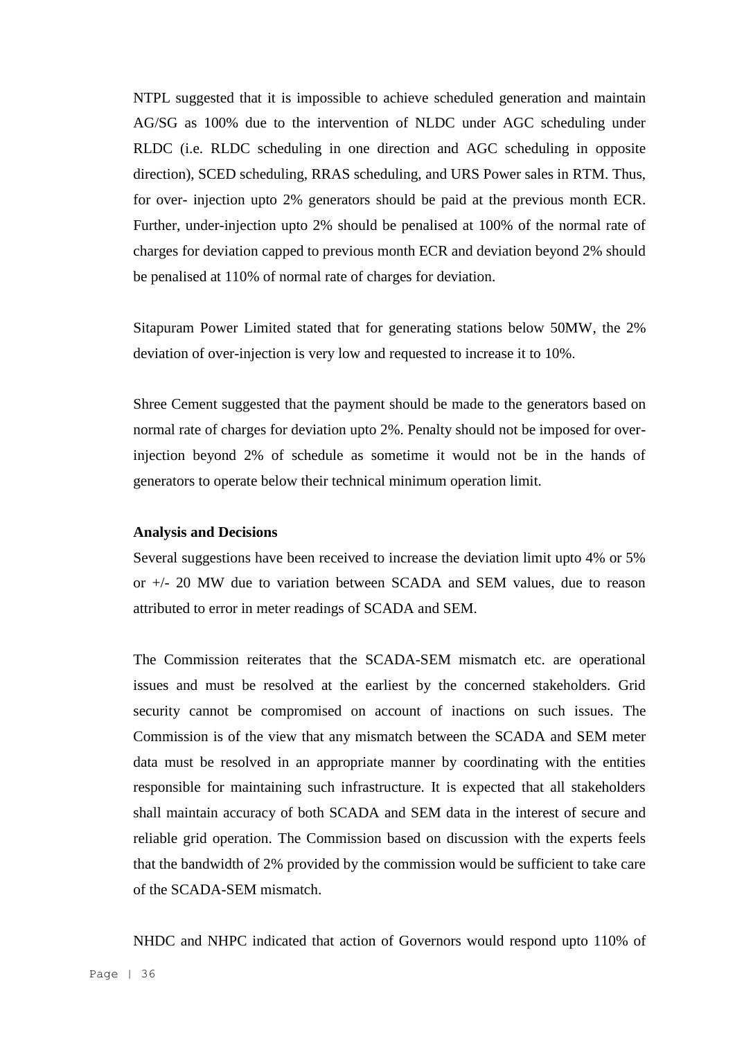NTPL suggested that it is impossible to achieve scheduled generation and maintain AG/SG as 100% due to the intervention of NLDC under AGC scheduling under RLDC (i.e. RLDC scheduling in one direction and AGC scheduling in opposite direction), SCED scheduling, RRAS scheduling, and URS Power sales in RTM. Thus, for over- injection upto 2% generators should be paid at the previous month ECR. Further, under-injection upto 2% should be penalised at 100% of the normal rate of charges for deviation capped to previous month ECR and deviation beyond 2% should be penalised at 110% of normal rate of charges for deviation.

Sitapuram Power Limited stated that for generating stations below 50MW, the 2% deviation of over-injection is very low and requested to increase it to 10%.

Shree Cement suggested that the payment should be made to the generators based on normal rate of charges for deviation upto 2%. Penalty should not be imposed for over-injection beyond 2% of schedule as sometime it would not be in the hands of generators to operate below their technical minimum operation limit.

**Analysis and Decisions**

Several suggestions have been received to increase the deviation limit upto 4% or 5% or +/- 20 MW due to variation between SCADA and SEM values, due to reason attributed to error in meter readings of SCADA and SEM.

The Commission reiterates that the SCADA-SEM mismatch etc. are operational issues and must be resolved at the earliest by the concerned stakeholders. Grid security cannot be compromised on account of inactions on such issues. The Commission is of the view that any mismatch between the SCADA and SEM meter data must be resolved in an appropriate manner by coordinating with the entities responsible for maintaining such infrastructure. It is expected that all stakeholders shall maintain accuracy of both SCADA and SEM data in the interest of secure and reliable grid operation. The Commission based on discussion with the experts feels that the bandwidth of 2% provided by the commission would be sufficient to take care of the SCADA-SEM mismatch.

NHDC and NHPC indicated that action of Governors would respond upto 110% of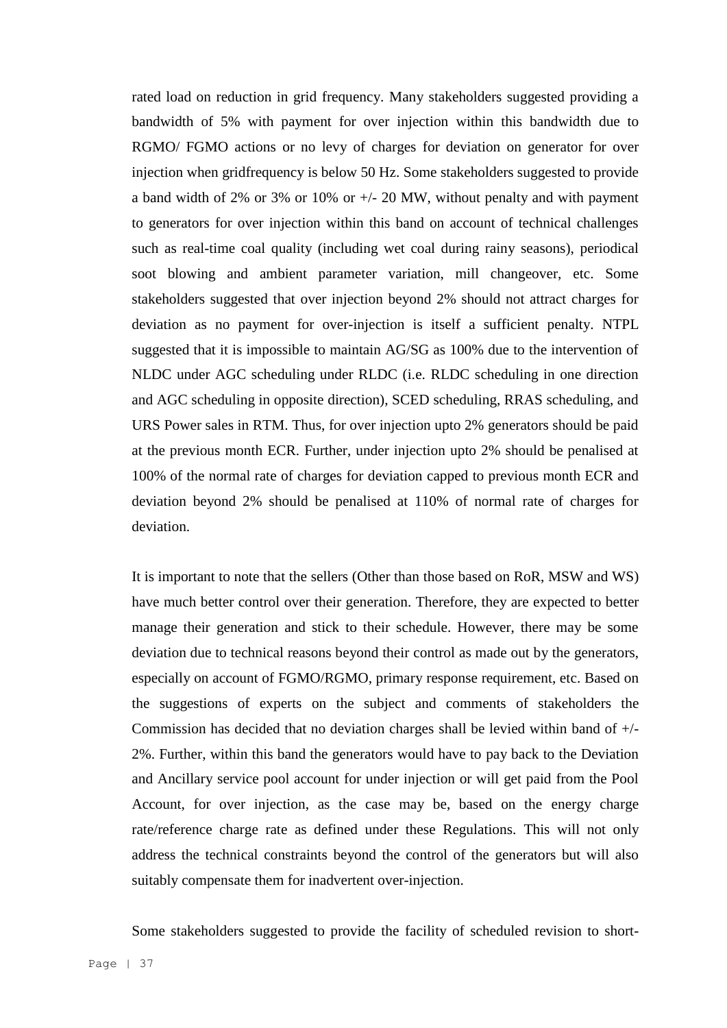rated load on reduction in grid frequency. Many stakeholders suggested providing a bandwidth of 5% with payment for over injection within this bandwidth due to RGMO/ FGMO actions or no levy of charges for deviation on generator for over injection when gridfrequency is below 50 Hz. Some stakeholders suggested to provide a band width of 2% or 3% or 10% or +/- 20 MW, without penalty and with payment to generators for over injection within this band on account of technical challenges such as real-time coal quality (including wet coal during rainy seasons), periodical soot blowing and ambient parameter variation, mill changeover, etc. Some stakeholders suggested that over injection beyond 2% should not attract charges for deviation as no payment for over-injection is itself a sufficient penalty. NTPL suggested that it is impossible to maintain AG/SG as 100% due to the intervention of NLDC under AGC scheduling under RLDC (i.e. RLDC scheduling in one direction and AGC scheduling in opposite direction), SCED scheduling, RRAS scheduling, and URS Power sales in RTM. Thus, for over injection upto 2% generators should be paid at the previous month ECR. Further, under injection upto 2% should be penalised at 100% of the normal rate of charges for deviation capped to previous month ECR and deviation beyond 2% should be penalised at 110% of normal rate of charges for deviation.

It is important to note that the sellers (Other than those based on RoR, MSW and WS) have much better control over their generation. Therefore, they are expected to better manage their generation and stick to their schedule. However, there may be some deviation due to technical reasons beyond their control as made out by the generators, especially on account of FGMO/RGMO, primary response requirement, etc. Based on the suggestions of experts on the subject and comments of stakeholders the Commission has decided that no deviation charges shall be levied within band of +/- 2%. Further, within this band the generators would have to pay back to the Deviation and Ancillary service pool account for under injection or will get paid from the Pool Account, for over injection, as the case may be, based on the energy charge rate/reference charge rate as defined under these Regulations. This will not only address the technical constraints beyond the control of the generators but will also suitably compensate them for inadvertent over-injection.

Some stakeholders suggested to provide the facility of scheduled revision to short-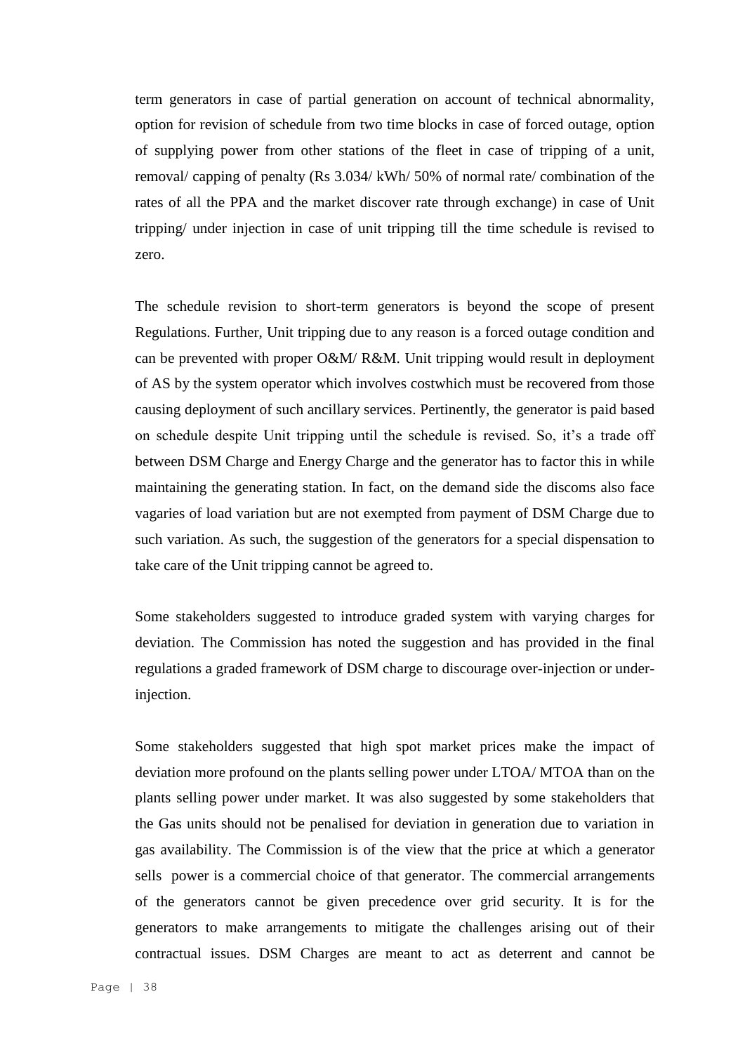term generators in case of partial generation on account of technical abnormality, option for revision of schedule from two time blocks in case of forced outage, option of supplying power from other stations of the fleet in case of tripping of a unit, removal/ capping of penalty (Rs 3.034/ kWh/ 50% of normal rate/ combination of the rates of all the PPA and the market discover rate through exchange) in case of Unit tripping/ under injection in case of unit tripping till the time schedule is revised to zero.

The schedule revision to short-term generators is beyond the scope of present Regulations. Further, Unit tripping due to any reason is a forced outage condition and can be prevented with proper O&M/ R&M. Unit tripping would result in deployment of AS by the system operator which involves costwhich must be recovered from those causing deployment of such ancillary services. Pertinently, the generator is paid based on schedule despite Unit tripping until the schedule is revised. So, it's a trade off between DSM Charge and Energy Charge and the generator has to factor this in while maintaining the generating station. In fact, on the demand side the discoms also face vagaries of load variation but are not exempted from payment of DSM Charge due to such variation. As such, the suggestion of the generators for a special dispensation to take care of the Unit tripping cannot be agreed to.

Some stakeholders suggested to introduce graded system with varying charges for deviation. The Commission has noted the suggestion and has provided in the final regulations a graded framework of DSM charge to discourage over-injection or under-injection.

Some stakeholders suggested that high spot market prices make the impact of deviation more profound on the plants selling power under LTOA/ MTOA than on the plants selling power under market. It was also suggested by some stakeholders that the Gas units should not be penalised for deviation in generation due to variation in gas availability. The Commission is of the view that the price at which a generator sells power is a commercial choice of that generator. The commercial arrangements of the generators cannot be given precedence over grid security. It is for the generators to make arrangements to mitigate the challenges arising out of their contractual issues. DSM Charges are meant to act as deterrent and cannot be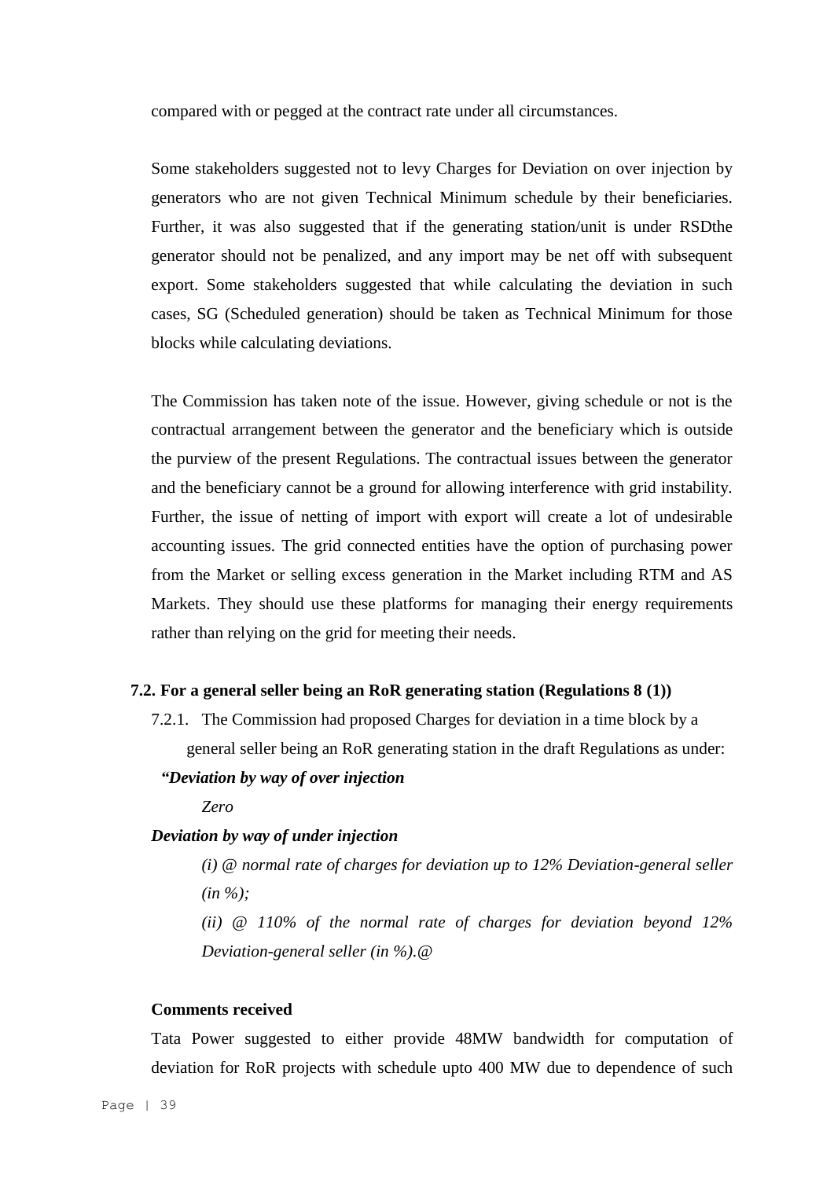compared with or pegged at the contract rate under all circumstances.

Some stakeholders suggested not to levy Charges for Deviation on over injection by generators who are not given Technical Minimum schedule by their beneficiaries. Further, it was also suggested that if the generating station/unit is under RSDthe generator should not be penalized, and any import may be net off with subsequent export. Some stakeholders suggested that while calculating the deviation in such cases, SG (Scheduled generation) should be taken as Technical Minimum for those blocks while calculating deviations.

The Commission has taken note of the issue. However, giving schedule or not is the contractual arrangement between the generator and the beneficiary which is outside the purview of the present Regulations. The contractual issues between the generator and the beneficiary cannot be a ground for allowing interference with grid instability. Further, the issue of netting of import with export will create a lot of undesirable accounting issues. The grid connected entities have the option of purchasing power from the Market or selling excess generation in the Market including RTM and AS Markets. They should use these platforms for managing their energy requirements rather than relying on the grid for meeting their needs.

### 7.2. For a general seller being an RoR generating station (Regulations 8 (1))

7.2.1. The Commission had proposed Charges for deviation in a time block by a general seller being an RoR generating station in the draft Regulations as under:

*"Deviation by way of over injection*

*Zero*

***Deviation by way of under injection***

*(i) @ normal rate of charges for deviation up to 12% Deviation-general seller (in %);*

*(ii) @ 110% of the normal rate of charges for deviation beyond 12% Deviation-general seller (in %).@*

**Comments received**

Tata Power suggested to either provide 48MW bandwidth for computation of deviation for RoR projects with schedule upto 400 MW due to dependence of such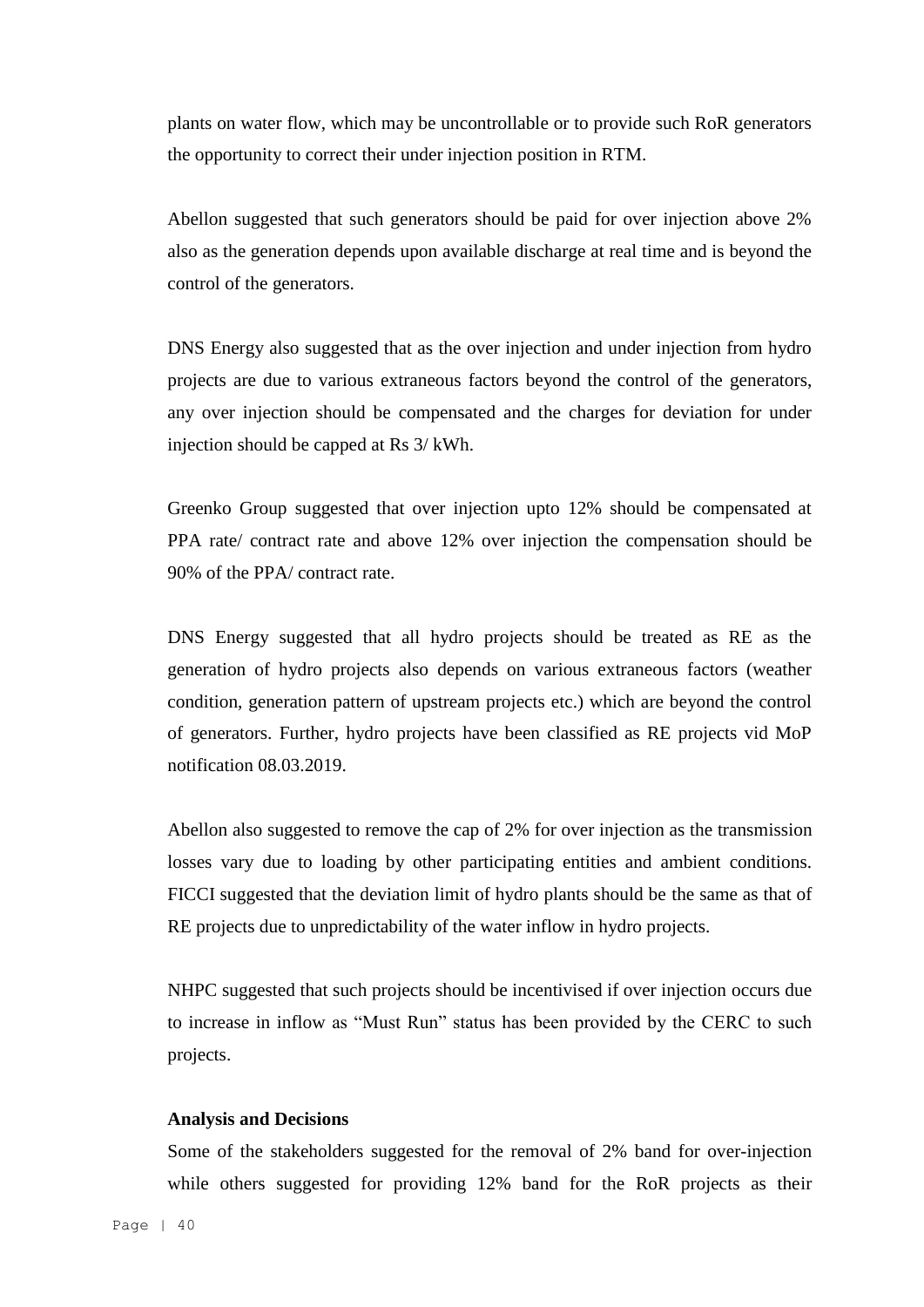plants on water flow, which may be uncontrollable or to provide such RoR generators the opportunity to correct their under injection position in RTM.

Abellon suggested that such generators should be paid for over injection above 2% also as the generation depends upon available discharge at real time and is beyond the control of the generators.

DNS Energy also suggested that as the over injection and under injection from hydro projects are due to various extraneous factors beyond the control of the generators, any over injection should be compensated and the charges for deviation for under injection should be capped at Rs 3/ kWh.

Greenko Group suggested that over injection upto 12% should be compensated at PPA rate/ contract rate and above 12% over injection the compensation should be 90% of the PPA/ contract rate.

DNS Energy suggested that all hydro projects should be treated as RE as the generation of hydro projects also depends on various extraneous factors (weather condition, generation pattern of upstream projects etc.) which are beyond the control of generators. Further, hydro projects have been classified as RE projects vid MoP notification 08.03.2019.

Abellon also suggested to remove the cap of 2% for over injection as the transmission losses vary due to loading by other participating entities and ambient conditions. FICCI suggested that the deviation limit of hydro plants should be the same as that of RE projects due to unpredictability of the water inflow in hydro projects.

NHPC suggested that such projects should be incentivised if over injection occurs due to increase in inflow as "Must Run" status has been provided by the CERC to such projects.

**Analysis and Decisions**

Some of the stakeholders suggested for the removal of 2% band for over-injection while others suggested for providing 12% band for the RoR projects as their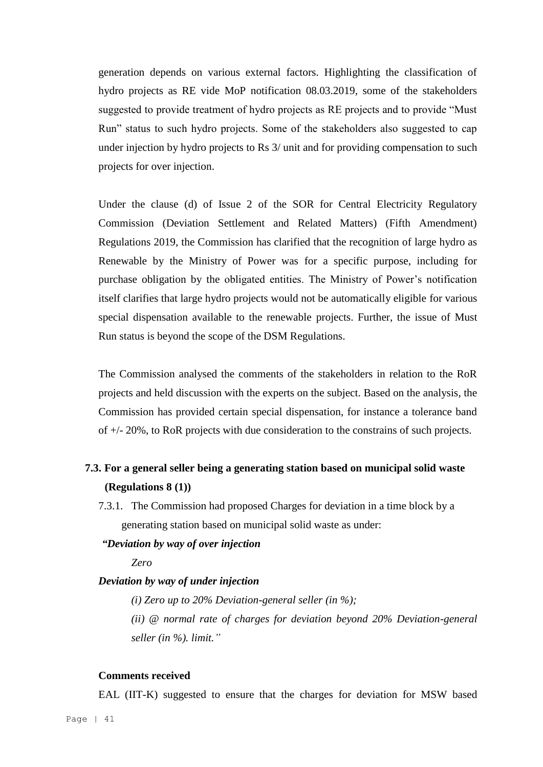generation depends on various external factors. Highlighting the classification of hydro projects as RE vide MoP notification 08.03.2019, some of the stakeholders suggested to provide treatment of hydro projects as RE projects and to provide "Must Run" status to such hydro projects. Some of the stakeholders also suggested to cap under injection by hydro projects to Rs 3/ unit and for providing compensation to such projects for over injection.

Under the clause (d) of Issue 2 of the SOR for Central Electricity Regulatory Commission (Deviation Settlement and Related Matters) (Fifth Amendment) Regulations 2019, the Commission has clarified that the recognition of large hydro as Renewable by the Ministry of Power was for a specific purpose, including for purchase obligation by the obligated entities. The Ministry of Power's notification itself clarifies that large hydro projects would not be automatically eligible for various special dispensation available to the renewable projects. Further, the issue of Must Run status is beyond the scope of the DSM Regulations.

The Commission analysed the comments of the stakeholders in relation to the RoR projects and held discussion with the experts on the subject. Based on the analysis, the Commission has provided certain special dispensation, for instance a tolerance band of +/- 20%, to RoR projects with due consideration to the constrains of such projects.

## 7.3. For a general seller being a generating station based on municipal solid waste (Regulations 8 (1))

7.3.1. The Commission had proposed Charges for deviation in a time block by a generating station based on municipal solid waste as under:

***"Deviation by way of over injection***

*Zero*

***Deviation by way of under injection***

*(i) Zero up to 20% Deviation-general seller (in %);*

*(ii) @ normal rate of charges for deviation beyond 20% Deviation-general seller (in %). limit."*

**Comments received**

EAL (IIT-K) suggested to ensure that the charges for deviation for MSW based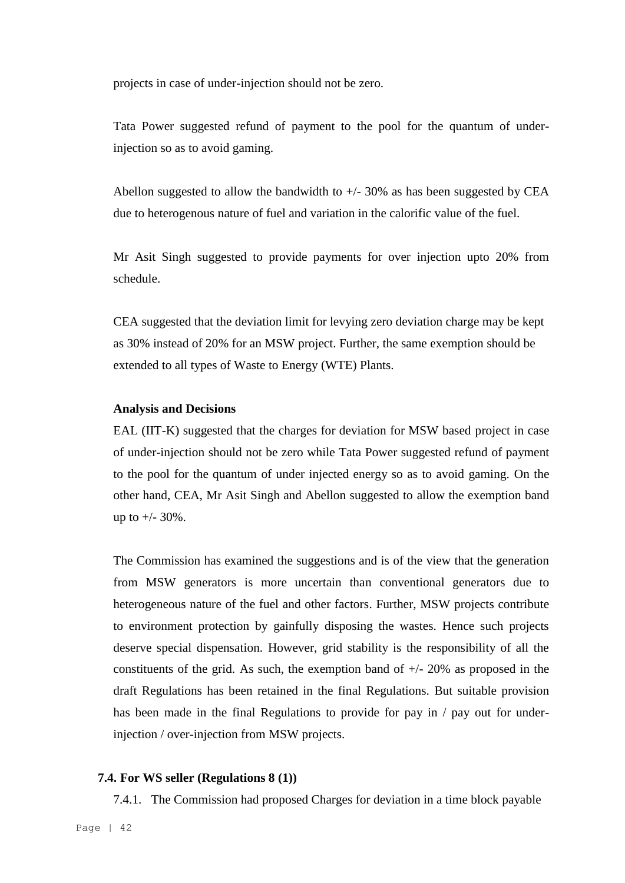projects in case of under-injection should not be zero.

Tata Power suggested refund of payment to the pool for the quantum of under-injection so as to avoid gaming.

Abellon suggested to allow the bandwidth to +/- 30% as has been suggested by CEA due to heterogenous nature of fuel and variation in the calorific value of the fuel.

Mr Asit Singh suggested to provide payments for over injection upto 20% from schedule.

CEA suggested that the deviation limit for levying zero deviation charge may be kept as 30% instead of 20% for an MSW project. Further, the same exemption should be extended to all types of Waste to Energy (WTE) Plants.

**Analysis and Decisions**

EAL (IIT-K) suggested that the charges for deviation for MSW based project in case of under-injection should not be zero while Tata Power suggested refund of payment to the pool for the quantum of under injected energy so as to avoid gaming. On the other hand, CEA, Mr Asit Singh and Abellon suggested to allow the exemption band up to +/- 30%.

The Commission has examined the suggestions and is of the view that the generation from MSW generators is more uncertain than conventional generators due to heterogeneous nature of the fuel and other factors. Further, MSW projects contribute to environment protection by gainfully disposing the wastes. Hence such projects deserve special dispensation. However, grid stability is the responsibility of all the constituents of the grid. As such, the exemption band of +/- 20% as proposed in the draft Regulations has been retained in the final Regulations. But suitable provision has been made in the final Regulations to provide for pay in / pay out for under-injection / over-injection from MSW projects.

**7.4. For WS seller (Regulations 8 (1))**

7.4.1. The Commission had proposed Charges for deviation in a time block payable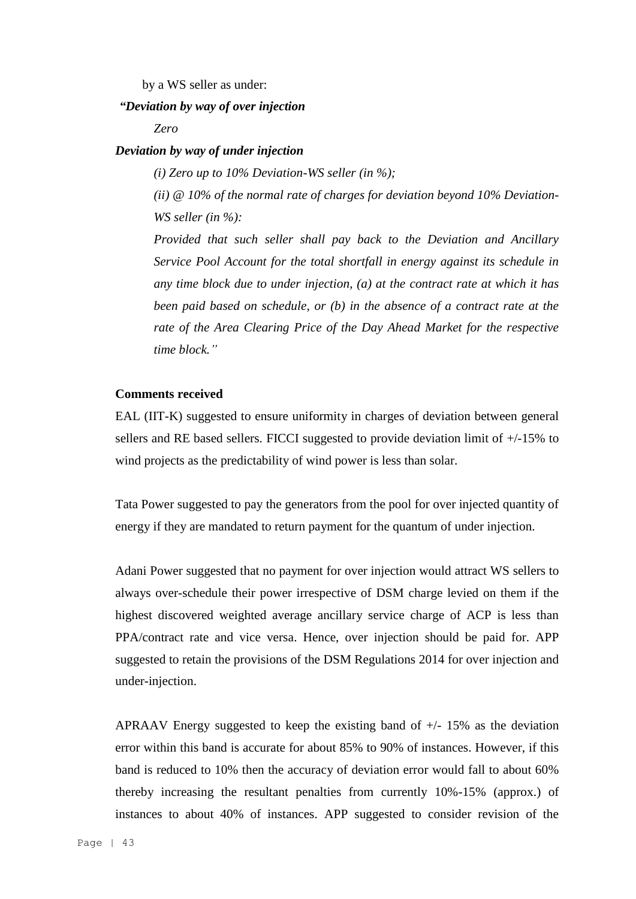by a WS seller as under:

*"Deviation by way of over injection*

*Zero*

***Deviation by way of under injection***

*(i) Zero up to 10% Deviation-WS seller (in %);*

*(ii) @ 10% of the normal rate of charges for deviation beyond 10% Deviation-WS seller (in %):*

*Provided that such seller shall pay back to the Deviation and Ancillary Service Pool Account for the total shortfall in energy against its schedule in any time block due to under injection, (a) at the contract rate at which it has been paid based on schedule, or (b) in the absence of a contract rate at the rate of the Area Clearing Price of the Day Ahead Market for the respective time block."*

**Comments received**

EAL (IIT-K) suggested to ensure uniformity in charges of deviation between general sellers and RE based sellers. FICCI suggested to provide deviation limit of +/-15% to wind projects as the predictability of wind power is less than solar.

Tata Power suggested to pay the generators from the pool for over injected quantity of energy if they are mandated to return payment for the quantum of under injection.

Adani Power suggested that no payment for over injection would attract WS sellers to always over-schedule their power irrespective of DSM charge levied on them if the highest discovered weighted average ancillary service charge of ACP is less than PPA/contract rate and vice versa. Hence, over injection should be paid for. APP suggested to retain the provisions of the DSM Regulations 2014 for over injection and under-injection.

APRAAV Energy suggested to keep the existing band of +/- 15% as the deviation error within this band is accurate for about 85% to 90% of instances. However, if this band is reduced to 10% then the accuracy of deviation error would fall to about 60% thereby increasing the resultant penalties from currently 10%-15% (approx.) of instances to about 40% of instances. APP suggested to consider revision of the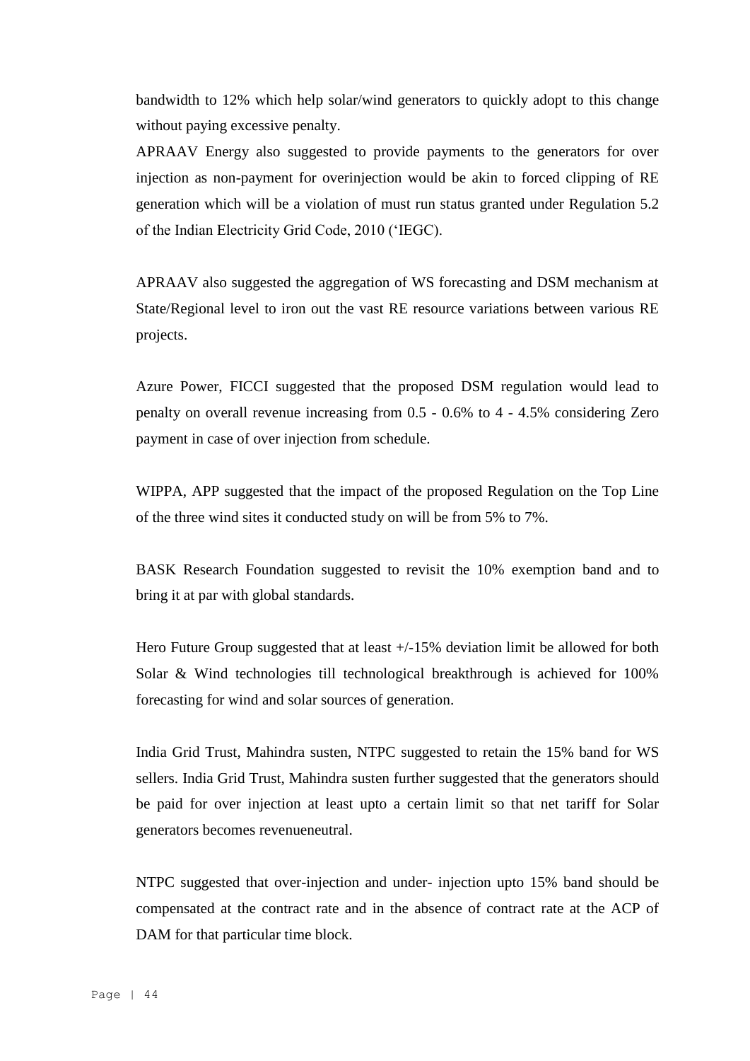bandwidth to 12% which help solar/wind generators to quickly adopt to this change without paying excessive penalty.

APRAAV Energy also suggested to provide payments to the generators for over injection as non-payment for overinjection would be akin to forced clipping of RE generation which will be a violation of must run status granted under Regulation 5.2 of the Indian Electricity Grid Code, 2010 ('IEGC).

APRAAV also suggested the aggregation of WS forecasting and DSM mechanism at State/Regional level to iron out the vast RE resource variations between various RE projects.

Azure Power, FICCI suggested that the proposed DSM regulation would lead to penalty on overall revenue increasing from 0.5 - 0.6% to 4 - 4.5% considering Zero payment in case of over injection from schedule.

WIPPA, APP suggested that the impact of the proposed Regulation on the Top Line of the three wind sites it conducted study on will be from 5% to 7%.

BASK Research Foundation suggested to revisit the 10% exemption band and to bring it at par with global standards.

Hero Future Group suggested that at least +/-15% deviation limit be allowed for both Solar & Wind technologies till technological breakthrough is achieved for 100% forecasting for wind and solar sources of generation.

India Grid Trust, Mahindra susten, NTPC suggested to retain the 15% band for WS sellers. India Grid Trust, Mahindra susten further suggested that the generators should be paid for over injection at least upto a certain limit so that net tariff for Solar generators becomes revenueneutral.

NTPC suggested that over-injection and under- injection upto 15% band should be compensated at the contract rate and in the absence of contract rate at the ACP of DAM for that particular time block.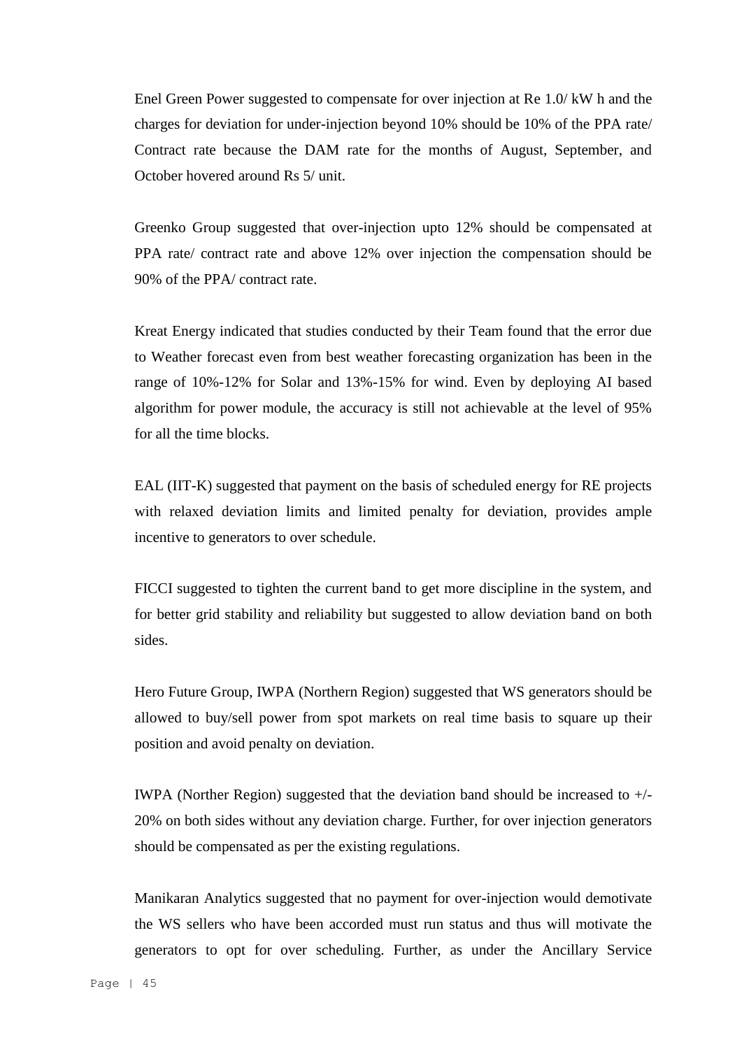Enel Green Power suggested to compensate for over injection at Re 1.0/ kW h and the charges for deviation for under-injection beyond 10% should be 10% of the PPA rate/ Contract rate because the DAM rate for the months of August, September, and October hovered around Rs 5/ unit.

Greenko Group suggested that over-injection upto 12% should be compensated at PPA rate/ contract rate and above 12% over injection the compensation should be 90% of the PPA/ contract rate.

Kreat Energy indicated that studies conducted by their Team found that the error due to Weather forecast even from best weather forecasting organization has been in the range of 10%-12% for Solar and 13%-15% for wind. Even by deploying AI based algorithm for power module, the accuracy is still not achievable at the level of 95% for all the time blocks.

EAL (IIT-K) suggested that payment on the basis of scheduled energy for RE projects with relaxed deviation limits and limited penalty for deviation, provides ample incentive to generators to over schedule.

FICCI suggested to tighten the current band to get more discipline in the system, and for better grid stability and reliability but suggested to allow deviation band on both sides.

Hero Future Group, IWPA (Northern Region) suggested that WS generators should be allowed to buy/sell power from spot markets on real time basis to square up their position and avoid penalty on deviation.

IWPA (Norther Region) suggested that the deviation band should be increased to +/- 20% on both sides without any deviation charge. Further, for over injection generators should be compensated as per the existing regulations.

Manikaran Analytics suggested that no payment for over-injection would demotivate the WS sellers who have been accorded must run status and thus will motivate the generators to opt for over scheduling. Further, as under the Ancillary Service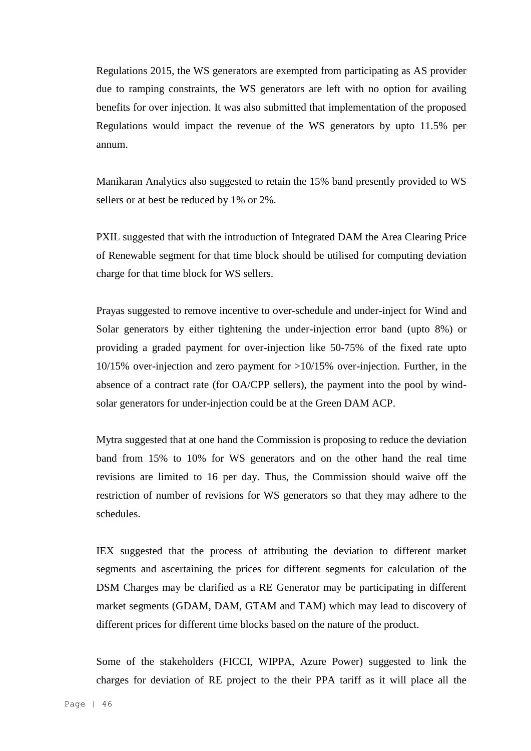Regulations 2015, the WS generators are exempted from participating as AS provider due to ramping constraints, the WS generators are left with no option for availing benefits for over injection. It was also submitted that implementation of the proposed Regulations would impact the revenue of the WS generators by upto 11.5% per annum.

Manikaran Analytics also suggested to retain the 15% band presently provided to WS sellers or at best be reduced by 1% or 2%.

PXIL suggested that with the introduction of Integrated DAM the Area Clearing Price of Renewable segment for that time block should be utilised for computing deviation charge for that time block for WS sellers.

Prayas suggested to remove incentive to over-schedule and under-inject for Wind and Solar generators by either tightening the under-injection error band (upto 8%) or providing a graded payment for over-injection like 50-75% of the fixed rate upto 10/15% over-injection and zero payment for >10/15% over-injection. Further, in the absence of a contract rate (for OA/CPP sellers), the payment into the pool by wind-solar generators for under-injection could be at the Green DAM ACP.

Mytra suggested that at one hand the Commission is proposing to reduce the deviation band from 15% to 10% for WS generators and on the other hand the real time revisions are limited to 16 per day. Thus, the Commission should waive off the restriction of number of revisions for WS generators so that they may adhere to the schedules.

IEX suggested that the process of attributing the deviation to different market segments and ascertaining the prices for different segments for calculation of the DSM Charges may be clarified as a RE Generator may be participating in different market segments (GDAM, DAM, GTAM and TAM) which may lead to discovery of different prices for different time blocks based on the nature of the product.

Some of the stakeholders (FICCI, WIPPA, Azure Power) suggested to link the charges for deviation of RE project to the their PPA tariff as it will place all the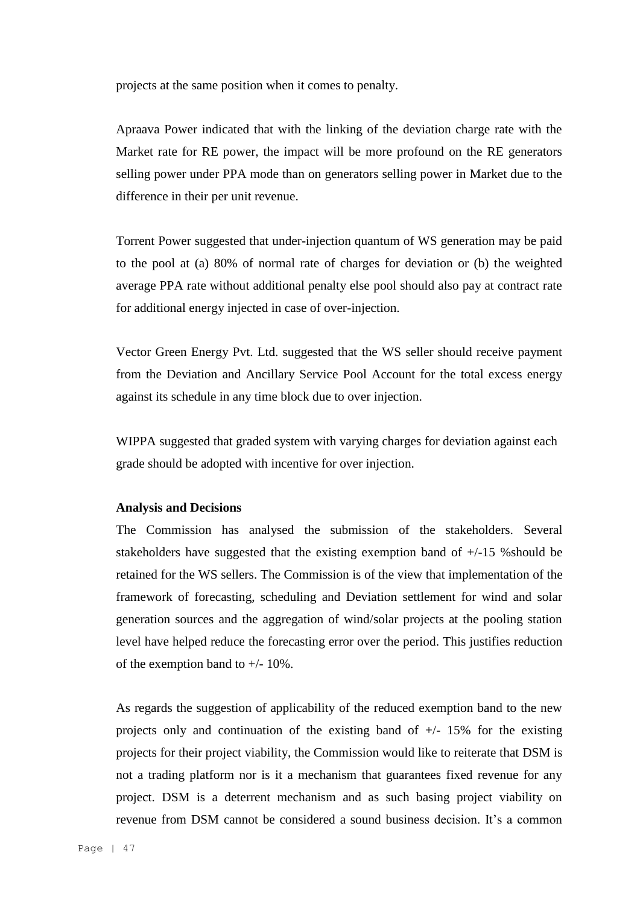projects at the same position when it comes to penalty.

Apraava Power indicated that with the linking of the deviation charge rate with the Market rate for RE power, the impact will be more profound on the RE generators selling power under PPA mode than on generators selling power in Market due to the difference in their per unit revenue.

Torrent Power suggested that under-injection quantum of WS generation may be paid to the pool at (a) 80% of normal rate of charges for deviation or (b) the weighted average PPA rate without additional penalty else pool should also pay at contract rate for additional energy injected in case of over-injection.

Vector Green Energy Pvt. Ltd. suggested that the WS seller should receive payment from the Deviation and Ancillary Service Pool Account for the total excess energy against its schedule in any time block due to over injection.

WIPPA suggested that graded system with varying charges for deviation against each grade should be adopted with incentive for over injection.

**Analysis and Decisions**

The Commission has analysed the submission of the stakeholders. Several stakeholders have suggested that the existing exemption band of +/-15 %should be retained for the WS sellers. The Commission is of the view that implementation of the framework of forecasting, scheduling and Deviation settlement for wind and solar generation sources and the aggregation of wind/solar projects at the pooling station level have helped reduce the forecasting error over the period. This justifies reduction of the exemption band to +/- 10%.

As regards the suggestion of applicability of the reduced exemption band to the new projects only and continuation of the existing band of +/- 15% for the existing projects for their project viability, the Commission would like to reiterate that DSM is not a trading platform nor is it a mechanism that guarantees fixed revenue for any project. DSM is a deterrent mechanism and as such basing project viability on revenue from DSM cannot be considered a sound business decision. It's a common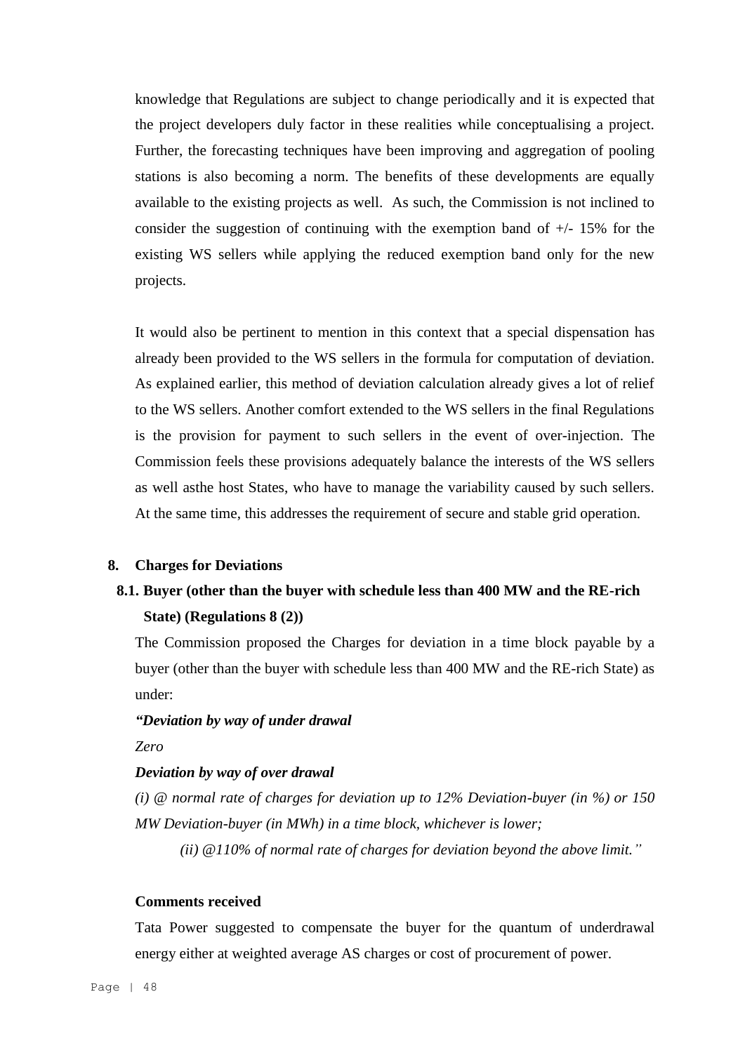knowledge that Regulations are subject to change periodically and it is expected that the project developers duly factor in these realities while conceptualising a project. Further, the forecasting techniques have been improving and aggregation of pooling stations is also becoming a norm. The benefits of these developments are equally available to the existing projects as well. As such, the Commission is not inclined to consider the suggestion of continuing with the exemption band of +/- 15% for the existing WS sellers while applying the reduced exemption band only for the new projects.

It would also be pertinent to mention in this context that a special dispensation has already been provided to the WS sellers in the formula for computation of deviation. As explained earlier, this method of deviation calculation already gives a lot of relief to the WS sellers. Another comfort extended to the WS sellers in the final Regulations is the provision for payment to such sellers in the event of over-injection. The Commission feels these provisions adequately balance the interests of the WS sellers as well asthe host States, who have to manage the variability caused by such sellers. At the same time, this addresses the requirement of secure and stable grid operation.

## 8. Charges for Deviations

### 8.1. Buyer (other than the buyer with schedule less than 400 MW and the RE-rich State) (Regulations 8 (2))

The Commission proposed the Charges for deviation in a time block payable by a buyer (other than the buyer with schedule less than 400 MW and the RE-rich State) as under:

***"Deviation by way of under drawal***

*Zero*

***Deviation by way of over drawal***

*(i) @ normal rate of charges for deviation up to 12% Deviation-buyer (in %) or 150 MW Deviation-buyer (in MWh) in a time block, whichever is lower;*

*(ii) @110% of normal rate of charges for deviation beyond the above limit."*

**Comments received**

Tata Power suggested to compensate the buyer for the quantum of underdrawal energy either at weighted average AS charges or cost of procurement of power.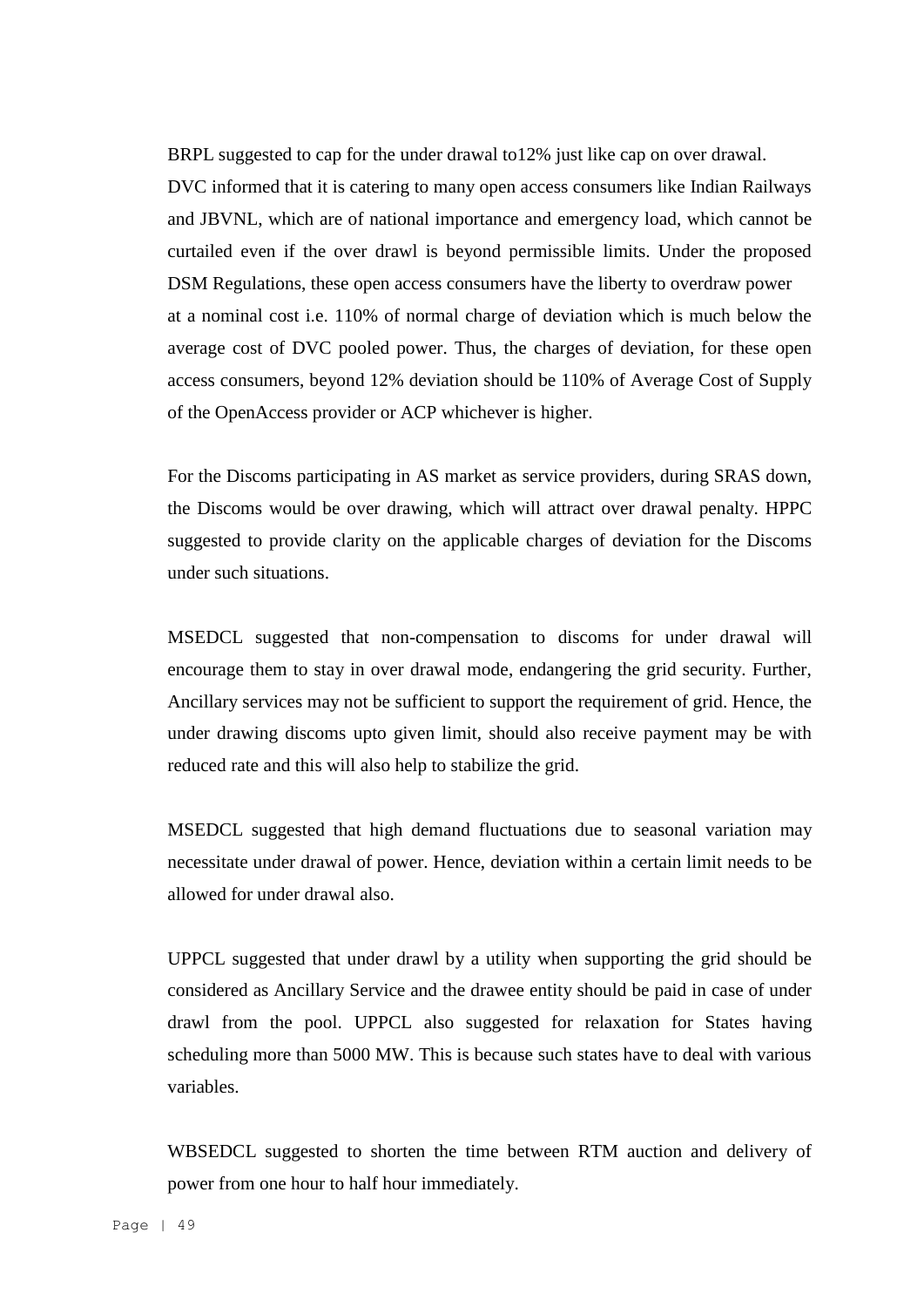BRPL suggested to cap for the under drawal to12% just like cap on over drawal.

DVC informed that it is catering to many open access consumers like Indian Railways and JBVNL, which are of national importance and emergency load, which cannot be curtailed even if the over drawl is beyond permissible limits. Under the proposed DSM Regulations, these open access consumers have the liberty to overdraw power at a nominal cost i.e. 110% of normal charge of deviation which is much below the average cost of DVC pooled power. Thus, the charges of deviation, for these open access consumers, beyond 12% deviation should be 110% of Average Cost of Supply of the OpenAccess provider or ACP whichever is higher.

For the Discoms participating in AS market as service providers, during SRAS down, the Discoms would be over drawing, which will attract over drawal penalty. HPPC suggested to provide clarity on the applicable charges of deviation for the Discoms under such situations.

MSEDCL suggested that non-compensation to discoms for under drawal will encourage them to stay in over drawal mode, endangering the grid security. Further, Ancillary services may not be sufficient to support the requirement of grid. Hence, the under drawing discoms upto given limit, should also receive payment may be with reduced rate and this will also help to stabilize the grid.

MSEDCL suggested that high demand fluctuations due to seasonal variation may necessitate under drawal of power. Hence, deviation within a certain limit needs to be allowed for under drawal also.

UPPCL suggested that under drawl by a utility when supporting the grid should be considered as Ancillary Service and the drawee entity should be paid in case of under drawl from the pool. UPPCL also suggested for relaxation for States having scheduling more than 5000 MW. This is because such states have to deal with various variables.

WBSEDCL suggested to shorten the time between RTM auction and delivery of power from one hour to half hour immediately.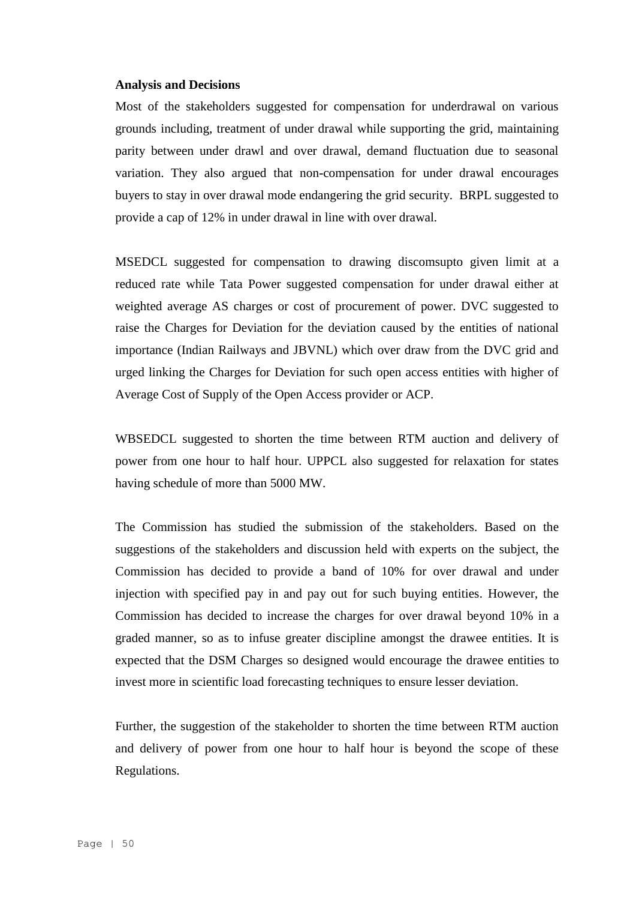**Analysis and Decisions**

Most of the stakeholders suggested for compensation for underdrawal on various grounds including, treatment of under drawal while supporting the grid, maintaining parity between under drawl and over drawal, demand fluctuation due to seasonal variation. They also argued that non-compensation for under drawal encourages buyers to stay in over drawal mode endangering the grid security. BRPL suggested to provide a cap of 12% in under drawal in line with over drawal.

MSEDCL suggested for compensation to drawing discomsupto given limit at a reduced rate while Tata Power suggested compensation for under drawal either at weighted average AS charges or cost of procurement of power. DVC suggested to raise the Charges for Deviation for the deviation caused by the entities of national importance (Indian Railways and JBVNL) which over draw from the DVC grid and urged linking the Charges for Deviation for such open access entities with higher of Average Cost of Supply of the Open Access provider or ACP.

WBSEDCL suggested to shorten the time between RTM auction and delivery of power from one hour to half hour. UPPCL also suggested for relaxation for states having schedule of more than 5000 MW.

The Commission has studied the submission of the stakeholders. Based on the suggestions of the stakeholders and discussion held with experts on the subject, the Commission has decided to provide a band of 10% for over drawal and under injection with specified pay in and pay out for such buying entities. However, the Commission has decided to increase the charges for over drawal beyond 10% in a graded manner, so as to infuse greater discipline amongst the drawee entities. It is expected that the DSM Charges so designed would encourage the drawee entities to invest more in scientific load forecasting techniques to ensure lesser deviation.

Further, the suggestion of the stakeholder to shorten the time between RTM auction and delivery of power from one hour to half hour is beyond the scope of these Regulations.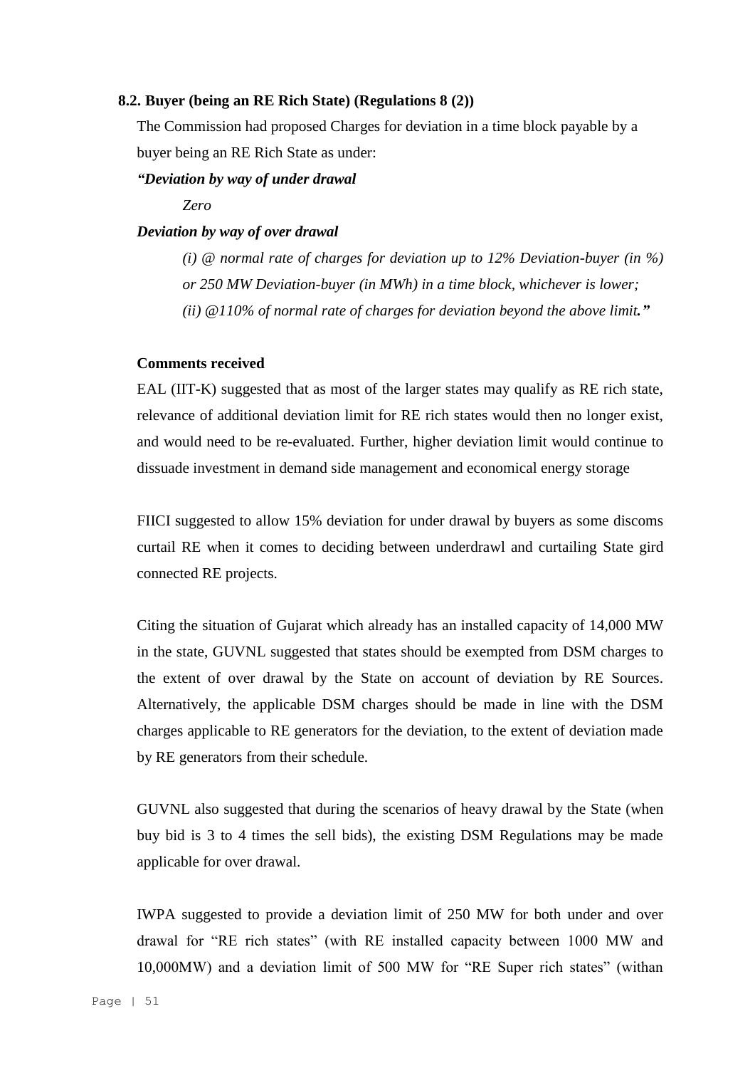### 8.2. Buyer (being an RE Rich State) (Regulations 8 (2))

The Commission had proposed Charges for deviation in a time block payable by a buyer being an RE Rich State as under:

***"Deviation by way of under drawal***

*Zero*

***Deviation by way of over drawal***

*(i) @ normal rate of charges for deviation up to 12% Deviation-buyer (in %) or 250 MW Deviation-buyer (in MWh) in a time block, whichever is lower;*

*(ii) @110% of normal rate of charges for deviation beyond the above limit.****"***

**Comments received**

EAL (IIT-K) suggested that as most of the larger states may qualify as RE rich state, relevance of additional deviation limit for RE rich states would then no longer exist, and would need to be re-evaluated. Further, higher deviation limit would continue to dissuade investment in demand side management and economical energy storage

FIICI suggested to allow 15% deviation for under drawal by buyers as some discoms curtail RE when it comes to deciding between underdrawl and curtailing State gird connected RE projects.

Citing the situation of Gujarat which already has an installed capacity of 14,000 MW in the state, GUVNL suggested that states should be exempted from DSM charges to the extent of over drawal by the State on account of deviation by RE Sources. Alternatively, the applicable DSM charges should be made in line with the DSM charges applicable to RE generators for the deviation, to the extent of deviation made by RE generators from their schedule.

GUVNL also suggested that during the scenarios of heavy drawal by the State (when buy bid is 3 to 4 times the sell bids), the existing DSM Regulations may be made applicable for over drawal.

IWPA suggested to provide a deviation limit of 250 MW for both under and over drawal for "RE rich states" (with RE installed capacity between 1000 MW and 10,000MW) and a deviation limit of 500 MW for "RE Super rich states" (withan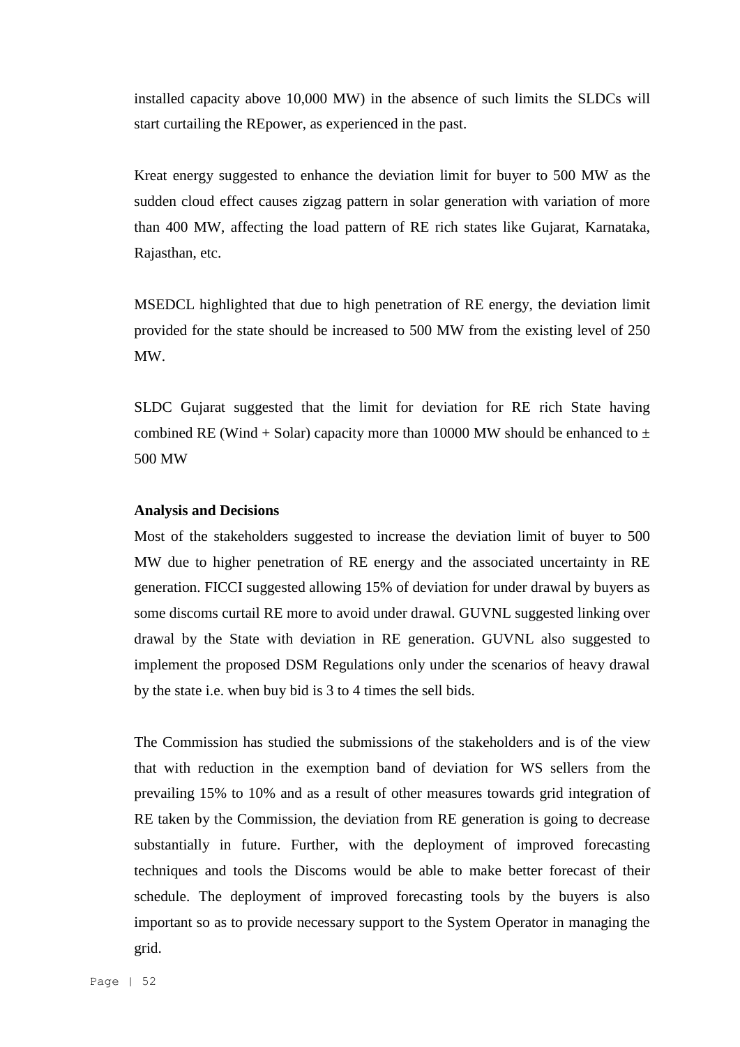installed capacity above 10,000 MW) in the absence of such limits the SLDCs will start curtailing the REpower, as experienced in the past.

Kreat energy suggested to enhance the deviation limit for buyer to 500 MW as the sudden cloud effect causes zigzag pattern in solar generation with variation of more than 400 MW, affecting the load pattern of RE rich states like Gujarat, Karnataka, Rajasthan, etc.

MSEDCL highlighted that due to high penetration of RE energy, the deviation limit provided for the state should be increased to 500 MW from the existing level of 250 MW.

SLDC Gujarat suggested that the limit for deviation for RE rich State having combined RE (Wind + Solar) capacity more than 10000 MW should be enhanced to ± 500 MW

**Analysis and Decisions**

Most of the stakeholders suggested to increase the deviation limit of buyer to 500 MW due to higher penetration of RE energy and the associated uncertainty in RE generation. FICCI suggested allowing 15% of deviation for under drawal by buyers as some discoms curtail RE more to avoid under drawal. GUVNL suggested linking over drawal by the State with deviation in RE generation. GUVNL also suggested to implement the proposed DSM Regulations only under the scenarios of heavy drawal by the state i.e. when buy bid is 3 to 4 times the sell bids.

The Commission has studied the submissions of the stakeholders and is of the view that with reduction in the exemption band of deviation for WS sellers from the prevailing 15% to 10% and as a result of other measures towards grid integration of RE taken by the Commission, the deviation from RE generation is going to decrease substantially in future. Further, with the deployment of improved forecasting techniques and tools the Discoms would be able to make better forecast of their schedule. The deployment of improved forecasting tools by the buyers is also important so as to provide necessary support to the System Operator in managing the grid.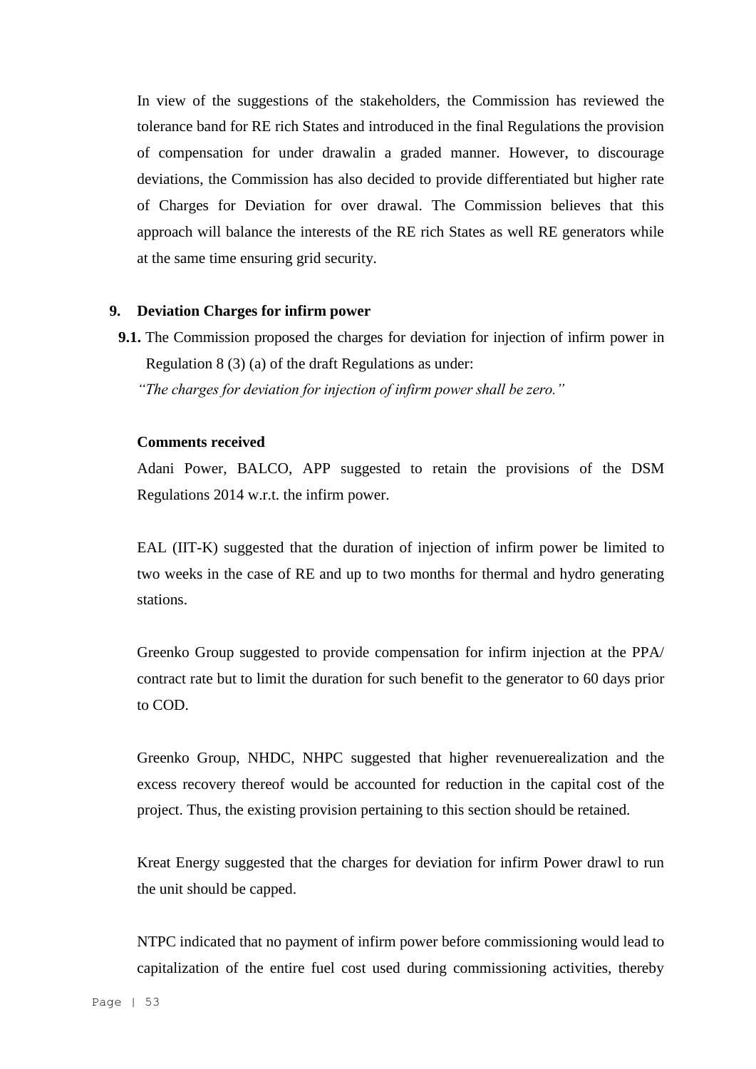In view of the suggestions of the stakeholders, the Commission has reviewed the tolerance band for RE rich States and introduced in the final Regulations the provision of compensation for under drawalin a graded manner. However, to discourage deviations, the Commission has also decided to provide differentiated but higher rate of Charges for Deviation for over drawal. The Commission believes that this approach will balance the interests of the RE rich States as well RE generators while at the same time ensuring grid security.

## 9. Deviation Charges for infirm power

**9.1.** The Commission proposed the charges for deviation for injection of infirm power in Regulation 8 (3) (a) of the draft Regulations as under:

*"The charges for deviation for injection of infirm power shall be zero."*

**Comments received**

Adani Power, BALCO, APP suggested to retain the provisions of the DSM Regulations 2014 w.r.t. the infirm power.

EAL (IIT-K) suggested that the duration of injection of infirm power be limited to two weeks in the case of RE and up to two months for thermal and hydro generating stations.

Greenko Group suggested to provide compensation for infirm injection at the PPA/ contract rate but to limit the duration for such benefit to the generator to 60 days prior to COD.

Greenko Group, NHDC, NHPC suggested that higher revenuerealization and the excess recovery thereof would be accounted for reduction in the capital cost of the project. Thus, the existing provision pertaining to this section should be retained.

Kreat Energy suggested that the charges for deviation for infirm Power drawl to run the unit should be capped.

NTPC indicated that no payment of infirm power before commissioning would lead to capitalization of the entire fuel cost used during commissioning activities, thereby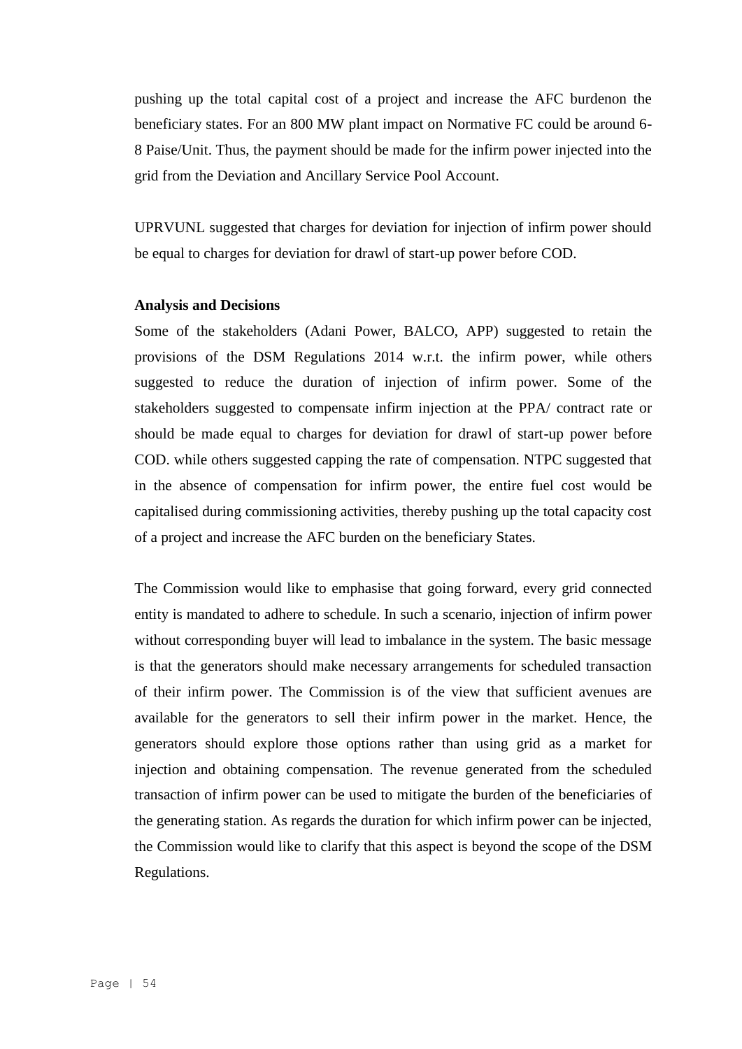pushing up the total capital cost of a project and increase the AFC burdenon the beneficiary states. For an 800 MW plant impact on Normative FC could be around 6-8 Paise/Unit. Thus, the payment should be made for the infirm power injected into the grid from the Deviation and Ancillary Service Pool Account.

UPRVUNL suggested that charges for deviation for injection of infirm power should be equal to charges for deviation for drawl of start-up power before COD.

**Analysis and Decisions**

Some of the stakeholders (Adani Power, BALCO, APP) suggested to retain the provisions of the DSM Regulations 2014 w.r.t. the infirm power, while others suggested to reduce the duration of injection of infirm power. Some of the stakeholders suggested to compensate infirm injection at the PPA/ contract rate or should be made equal to charges for deviation for drawl of start-up power before COD. while others suggested capping the rate of compensation. NTPC suggested that in the absence of compensation for infirm power, the entire fuel cost would be capitalised during commissioning activities, thereby pushing up the total capacity cost of a project and increase the AFC burden on the beneficiary States.

The Commission would like to emphasise that going forward, every grid connected entity is mandated to adhere to schedule. In such a scenario, injection of infirm power without corresponding buyer will lead to imbalance in the system. The basic message is that the generators should make necessary arrangements for scheduled transaction of their infirm power. The Commission is of the view that sufficient avenues are available for the generators to sell their infirm power in the market. Hence, the generators should explore those options rather than using grid as a market for injection and obtaining compensation. The revenue generated from the scheduled transaction of infirm power can be used to mitigate the burden of the beneficiaries of the generating station. As regards the duration for which infirm power can be injected, the Commission would like to clarify that this aspect is beyond the scope of the DSM Regulations.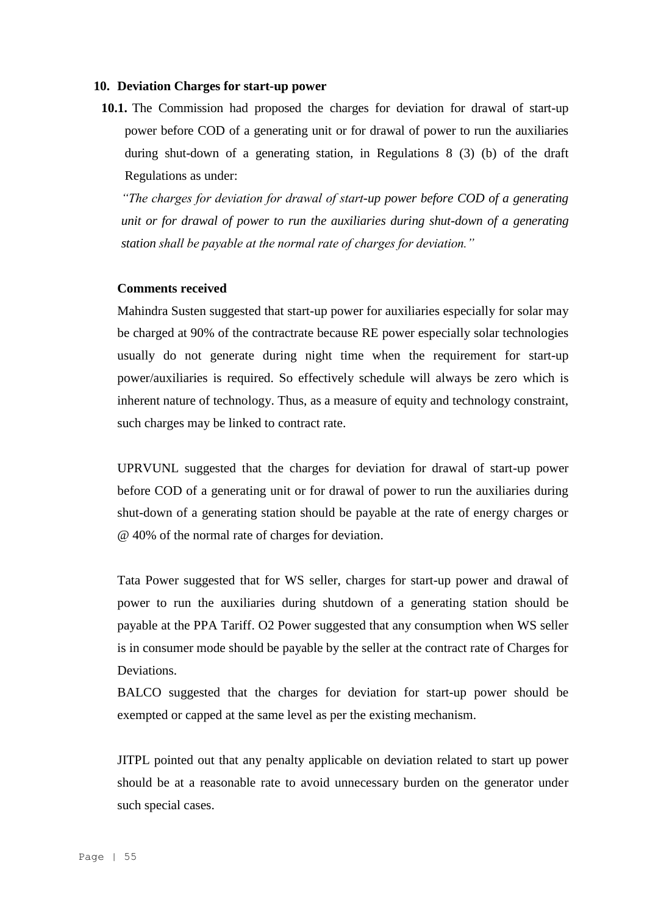## 10. Deviation Charges for start-up power

**10.1.** The Commission had proposed the charges for deviation for drawal of start-up power before COD of a generating unit or for drawal of power to run the auxiliaries during shut-down of a generating station, in Regulations 8 (3) (b) of the draft Regulations as under:

*"The charges for deviation for drawal of start-up power before COD of a generating unit or for drawal of power to run the auxiliaries during shut-down of a generating station shall be payable at the normal rate of charges for deviation."*

**Comments received**

Mahindra Susten suggested that start-up power for auxiliaries especially for solar may be charged at 90% of the contractrate because RE power especially solar technologies usually do not generate during night time when the requirement for start-up power/auxiliaries is required. So effectively schedule will always be zero which is inherent nature of technology. Thus, as a measure of equity and technology constraint, such charges may be linked to contract rate.

UPRVUNL suggested that the charges for deviation for drawal of start-up power before COD of a generating unit or for drawal of power to run the auxiliaries during shut-down of a generating station should be payable at the rate of energy charges or @ 40% of the normal rate of charges for deviation.

Tata Power suggested that for WS seller, charges for start-up power and drawal of power to run the auxiliaries during shutdown of a generating station should be payable at the PPA Tariff. O2 Power suggested that any consumption when WS seller is in consumer mode should be payable by the seller at the contract rate of Charges for Deviations.

BALCO suggested that the charges for deviation for start-up power should be exempted or capped at the same level as per the existing mechanism.

JITPL pointed out that any penalty applicable on deviation related to start up power should be at a reasonable rate to avoid unnecessary burden on the generator under such special cases.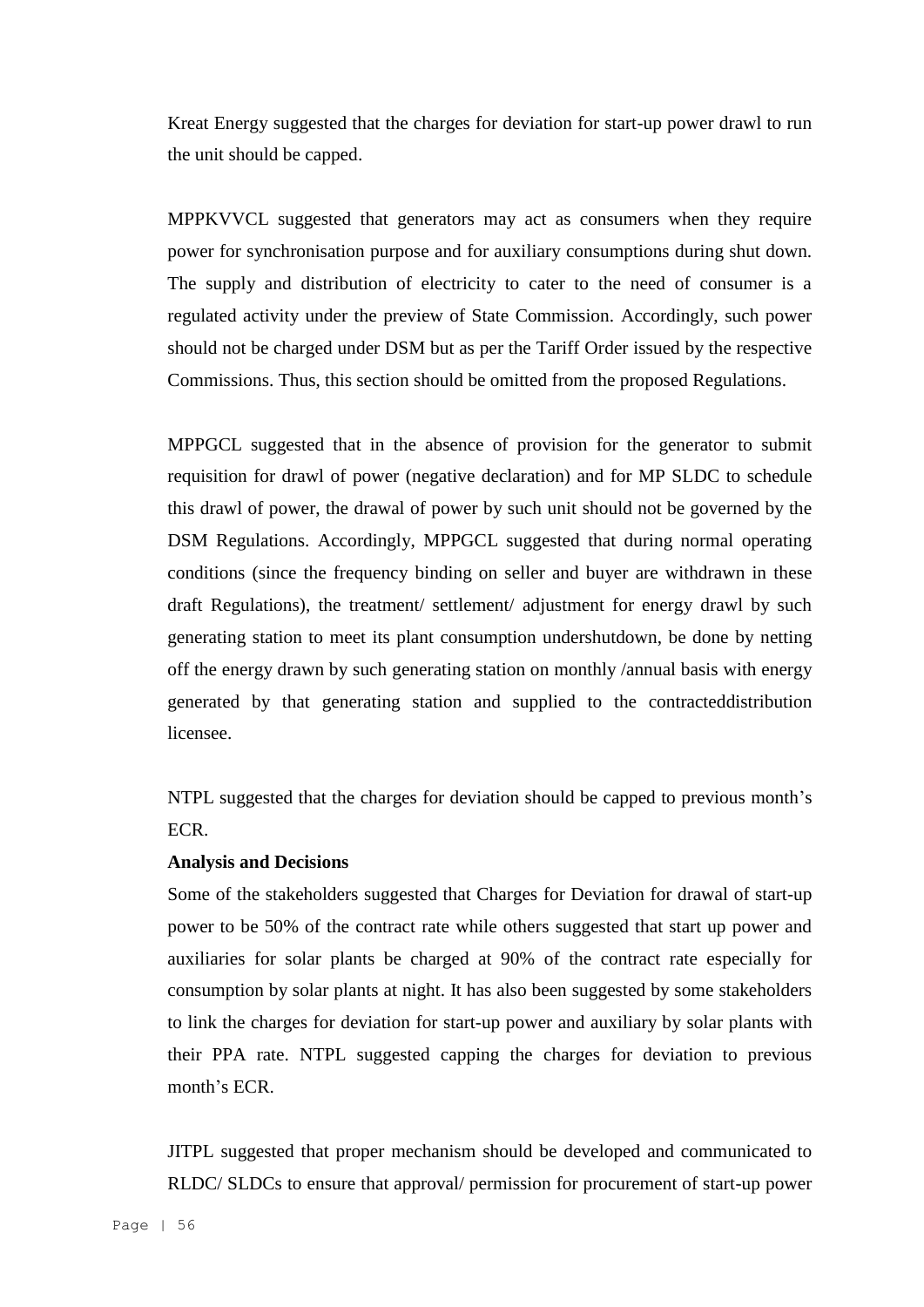Kreat Energy suggested that the charges for deviation for start-up power drawl to run the unit should be capped.

MPPKVVCL suggested that generators may act as consumers when they require power for synchronisation purpose and for auxiliary consumptions during shut down. The supply and distribution of electricity to cater to the need of consumer is a regulated activity under the preview of State Commission. Accordingly, such power should not be charged under DSM but as per the Tariff Order issued by the respective Commissions. Thus, this section should be omitted from the proposed Regulations.

MPPGCL suggested that in the absence of provision for the generator to submit requisition for drawl of power (negative declaration) and for MP SLDC to schedule this drawl of power, the drawal of power by such unit should not be governed by the DSM Regulations. Accordingly, MPPGCL suggested that during normal operating conditions (since the frequency binding on seller and buyer are withdrawn in these draft Regulations), the treatment/ settlement/ adjustment for energy drawl by such generating station to meet its plant consumption undershutdown, be done by netting off the energy drawn by such generating station on monthly /annual basis with energy generated by that generating station and supplied to the contracteddistribution licensee.

NTPL suggested that the charges for deviation should be capped to previous month's ECR.

**Analysis and Decisions**

Some of the stakeholders suggested that Charges for Deviation for drawal of start-up power to be 50% of the contract rate while others suggested that start up power and auxiliaries for solar plants be charged at 90% of the contract rate especially for consumption by solar plants at night. It has also been suggested by some stakeholders to link the charges for deviation for start-up power and auxiliary by solar plants with their PPA rate. NTPL suggested capping the charges for deviation to previous month's ECR.

JITPL suggested that proper mechanism should be developed and communicated to RLDC/ SLDCs to ensure that approval/ permission for procurement of start-up power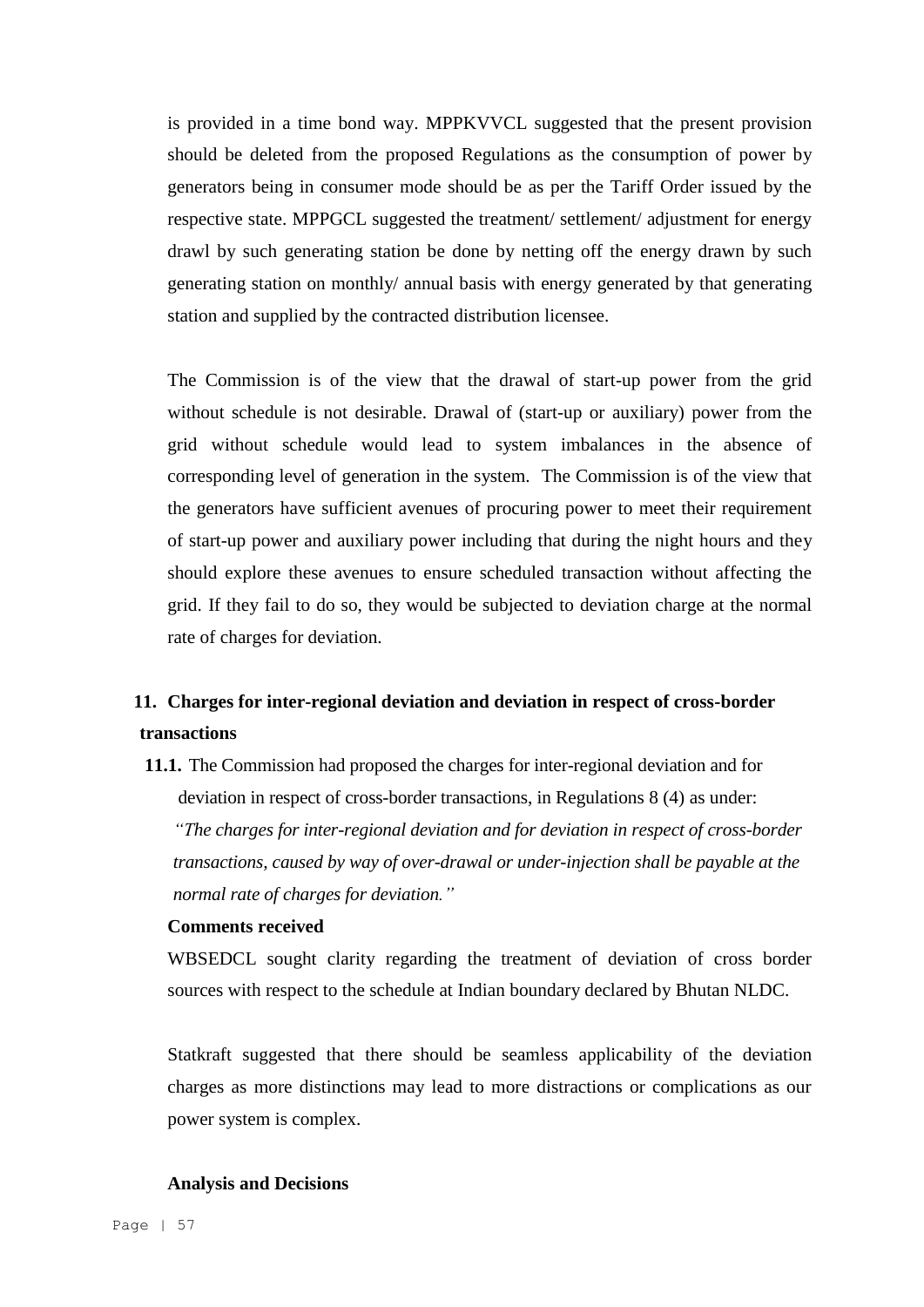is provided in a time bond way. MPPKVVCL suggested that the present provision should be deleted from the proposed Regulations as the consumption of power by generators being in consumer mode should be as per the Tariff Order issued by the respective state. MPPGCL suggested the treatment/ settlement/ adjustment for energy drawl by such generating station be done by netting off the energy drawn by such generating station on monthly/ annual basis with energy generated by that generating station and supplied by the contracted distribution licensee.

The Commission is of the view that the drawal of start-up power from the grid without schedule is not desirable. Drawal of (start-up or auxiliary) power from the grid without schedule would lead to system imbalances in the absence of corresponding level of generation in the system. The Commission is of the view that the generators have sufficient avenues of procuring power to meet their requirement of start-up power and auxiliary power including that during the night hours and they should explore these avenues to ensure scheduled transaction without affecting the grid. If they fail to do so, they would be subjected to deviation charge at the normal rate of charges for deviation.

## 11. Charges for inter-regional deviation and deviation in respect of cross-border transactions

**11.1.** The Commission had proposed the charges for inter-regional deviation and for deviation in respect of cross-border transactions, in Regulations 8 (4) as under:

*"The charges for inter-regional deviation and for deviation in respect of cross-border transactions, caused by way of over-drawal or under-injection shall be payable at the normal rate of charges for deviation."*

**Comments received**

WBSEDCL sought clarity regarding the treatment of deviation of cross border sources with respect to the schedule at Indian boundary declared by Bhutan NLDC.

Statkraft suggested that there should be seamless applicability of the deviation charges as more distinctions may lead to more distractions or complications as our power system is complex.

**Analysis and Decisions**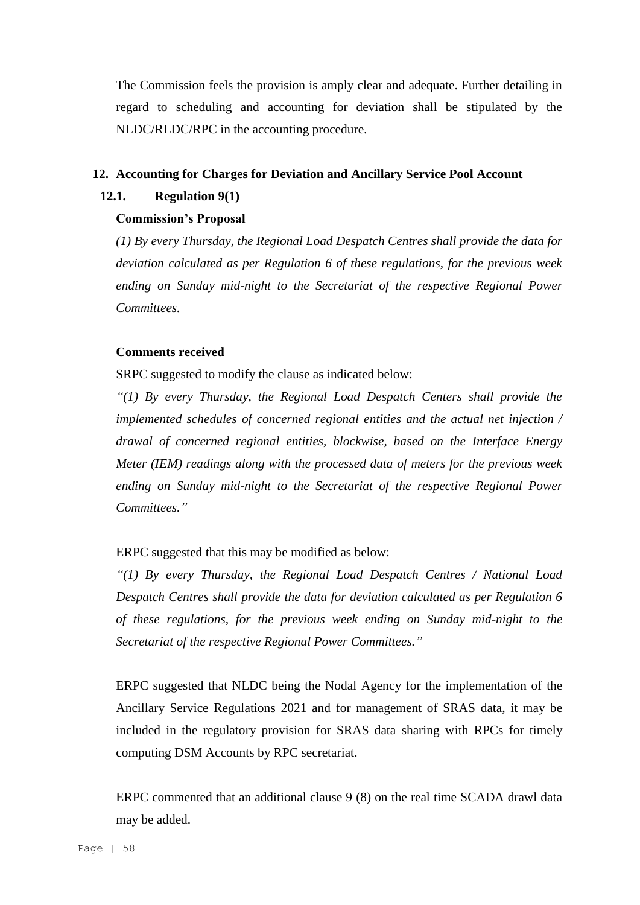The Commission feels the provision is amply clear and adequate. Further detailing in regard to scheduling and accounting for deviation shall be stipulated by the NLDC/RLDC/RPC in the accounting procedure.

## 12. Accounting for Charges for Deviation and Ancillary Service Pool Account

### 12.1. Regulation 9(1)

**Commission's Proposal**

*(1) By every Thursday, the Regional Load Despatch Centres shall provide the data for deviation calculated as per Regulation 6 of these regulations, for the previous week ending on Sunday mid-night to the Secretariat of the respective Regional Power Committees.*

**Comments received**

SRPC suggested to modify the clause as indicated below:

*"(1) By every Thursday, the Regional Load Despatch Centers shall provide the implemented schedules of concerned regional entities and the actual net injection / drawal of concerned regional entities, blockwise, based on the Interface Energy Meter (IEM) readings along with the processed data of meters for the previous week ending on Sunday mid-night to the Secretariat of the respective Regional Power Committees."*

ERPC suggested that this may be modified as below:

*"(1) By every Thursday, the Regional Load Despatch Centres / National Load Despatch Centres shall provide the data for deviation calculated as per Regulation 6 of these regulations, for the previous week ending on Sunday mid-night to the Secretariat of the respective Regional Power Committees."*

ERPC suggested that NLDC being the Nodal Agency for the implementation of the Ancillary Service Regulations 2021 and for management of SRAS data, it may be included in the regulatory provision for SRAS data sharing with RPCs for timely computing DSM Accounts by RPC secretariat.

ERPC commented that an additional clause 9 (8) on the real time SCADA drawl data may be added.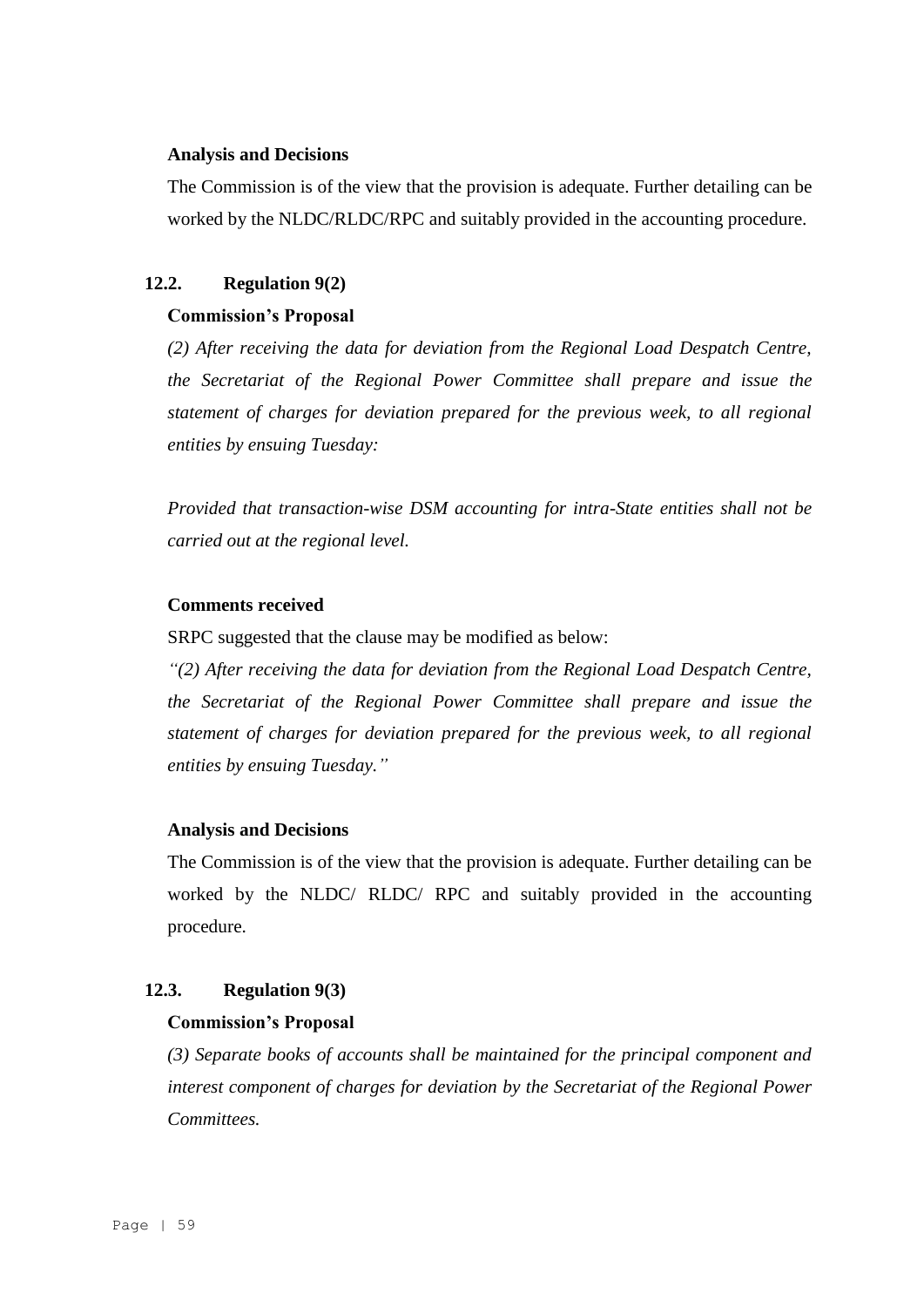**Analysis and Decisions**

The Commission is of the view that the provision is adequate. Further detailing can be worked by the NLDC/RLDC/RPC and suitably provided in the accounting procedure.

### 12.2. Regulation 9(2)

**Commission's Proposal**

*(2) After receiving the data for deviation from the Regional Load Despatch Centre, the Secretariat of the Regional Power Committee shall prepare and issue the statement of charges for deviation prepared for the previous week, to all regional entities by ensuing Tuesday:*

*Provided that transaction-wise DSM accounting for intra-State entities shall not be carried out at the regional level.*

**Comments received**

SRPC suggested that the clause may be modified as below:

*"(2) After receiving the data for deviation from the Regional Load Despatch Centre, the Secretariat of the Regional Power Committee shall prepare and issue the statement of charges for deviation prepared for the previous week, to all regional entities by ensuing Tuesday."*

**Analysis and Decisions**

The Commission is of the view that the provision is adequate. Further detailing can be worked by the NLDC/ RLDC/ RPC and suitably provided in the accounting procedure.

### 12.3. Regulation 9(3)

**Commission's Proposal**

*(3) Separate books of accounts shall be maintained for the principal component and interest component of charges for deviation by the Secretariat of the Regional Power Committees.*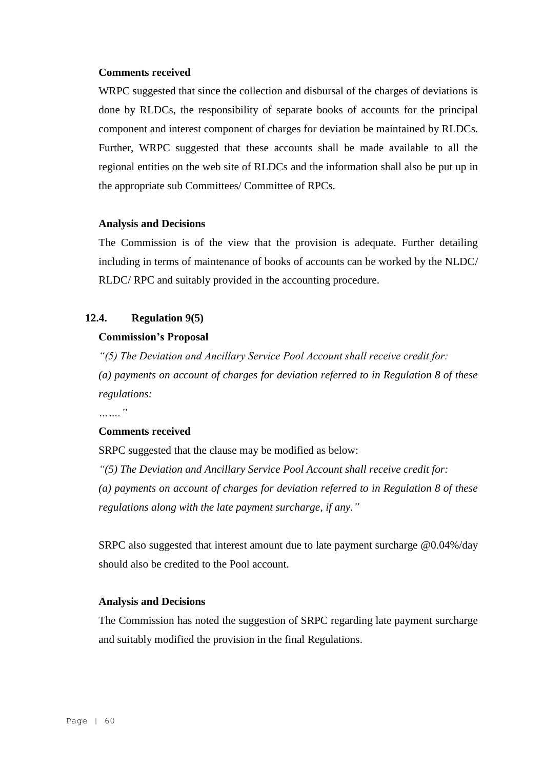**Comments received**

WRPC suggested that since the collection and disbursal of the charges of deviations is done by RLDCs, the responsibility of separate books of accounts for the principal component and interest component of charges for deviation be maintained by RLDCs. Further, WRPC suggested that these accounts shall be made available to all the regional entities on the web site of RLDCs and the information shall also be put up in the appropriate sub Committees/ Committee of RPCs.

**Analysis and Decisions**

The Commission is of the view that the provision is adequate. Further detailing including in terms of maintenance of books of accounts can be worked by the NLDC/ RLDC/ RPC and suitably provided in the accounting procedure.

### 12.4. Regulation 9(5)

**Commission's Proposal**

*"(5) The Deviation and Ancillary Service Pool Account shall receive credit for:*

*(a) payments on account of charges for deviation referred to in Regulation 8 of these regulations:*

*……."*

**Comments received**

SRPC suggested that the clause may be modified as below:

*"(5) The Deviation and Ancillary Service Pool Account shall receive credit for:*

*(a) payments on account of charges for deviation referred to in Regulation 8 of these regulations along with the late payment surcharge, if any."*

SRPC also suggested that interest amount due to late payment surcharge @0.04%/day should also be credited to the Pool account.

**Analysis and Decisions**

The Commission has noted the suggestion of SRPC regarding late payment surcharge and suitably modified the provision in the final Regulations.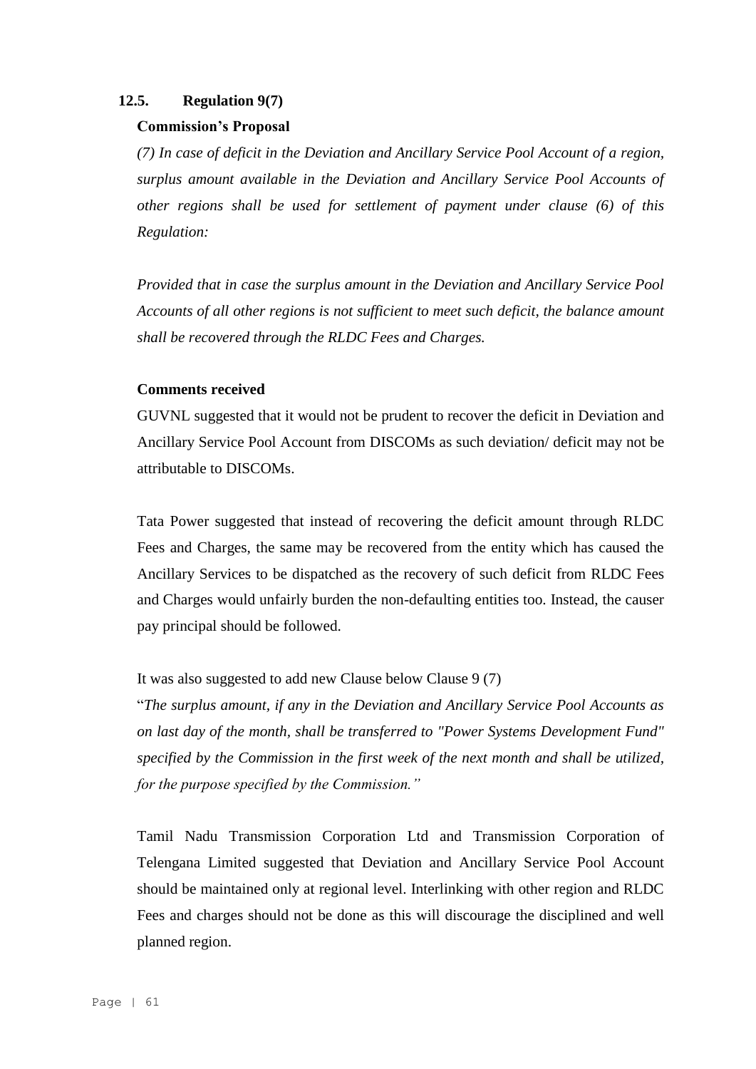### 12.5. Regulation 9(7)

**Commission's Proposal**

*(7) In case of deficit in the Deviation and Ancillary Service Pool Account of a region, surplus amount available in the Deviation and Ancillary Service Pool Accounts of other regions shall be used for settlement of payment under clause (6) of this Regulation:*

*Provided that in case the surplus amount in the Deviation and Ancillary Service Pool Accounts of all other regions is not sufficient to meet such deficit, the balance amount shall be recovered through the RLDC Fees and Charges.*

**Comments received**

GUVNL suggested that it would not be prudent to recover the deficit in Deviation and Ancillary Service Pool Account from DISCOMs as such deviation/ deficit may not be attributable to DISCOMs.

Tata Power suggested that instead of recovering the deficit amount through RLDC Fees and Charges, the same may be recovered from the entity which has caused the Ancillary Services to be dispatched as the recovery of such deficit from RLDC Fees and Charges would unfairly burden the non-defaulting entities too. Instead, the causer pay principal should be followed.

It was also suggested to add new Clause below Clause 9 (7)

"*The surplus amount, if any in the Deviation and Ancillary Service Pool Accounts as on last day of the month, shall be transferred to "Power Systems Development Fund" specified by the Commission in the first week of the next month and shall be utilized, for the purpose specified by the Commission.*"

Tamil Nadu Transmission Corporation Ltd and Transmission Corporation of Telengana Limited suggested that Deviation and Ancillary Service Pool Account should be maintained only at regional level. Interlinking with other region and RLDC Fees and charges should not be done as this will discourage the disciplined and well planned region.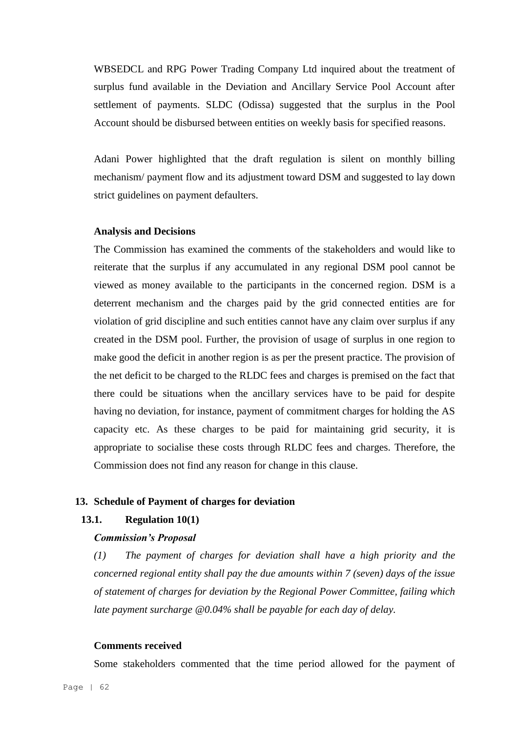WBSEDCL and RPG Power Trading Company Ltd inquired about the treatment of surplus fund available in the Deviation and Ancillary Service Pool Account after settlement of payments. SLDC (Odissa) suggested that the surplus in the Pool Account should be disbursed between entities on weekly basis for specified reasons.

Adani Power highlighted that the draft regulation is silent on monthly billing mechanism/ payment flow and its adjustment toward DSM and suggested to lay down strict guidelines on payment defaulters.

**Analysis and Decisions**

The Commission has examined the comments of the stakeholders and would like to reiterate that the surplus if any accumulated in any regional DSM pool cannot be viewed as money available to the participants in the concerned region. DSM is a deterrent mechanism and the charges paid by the grid connected entities are for violation of grid discipline and such entities cannot have any claim over surplus if any created in the DSM pool. Further, the provision of usage of surplus in one region to make good the deficit in another region is as per the present practice. The provision of the net deficit to be charged to the RLDC fees and charges is premised on the fact that there could be situations when the ancillary services have to be paid for despite having no deviation, for instance, payment of commitment charges for holding the AS capacity etc. As these charges to be paid for maintaining grid security, it is appropriate to socialise these costs through RLDC fees and charges. Therefore, the Commission does not find any reason for change in this clause.

## 13. Schedule of Payment of charges for deviation

### 13.1. Regulation 10(1)

***Commission's Proposal***

*(1) The payment of charges for deviation shall have a high priority and the concerned regional entity shall pay the due amounts within 7 (seven) days of the issue of statement of charges for deviation by the Regional Power Committee, failing which late payment surcharge @0.04% shall be payable for each day of delay.*

**Comments received**

Some stakeholders commented that the time period allowed for the payment of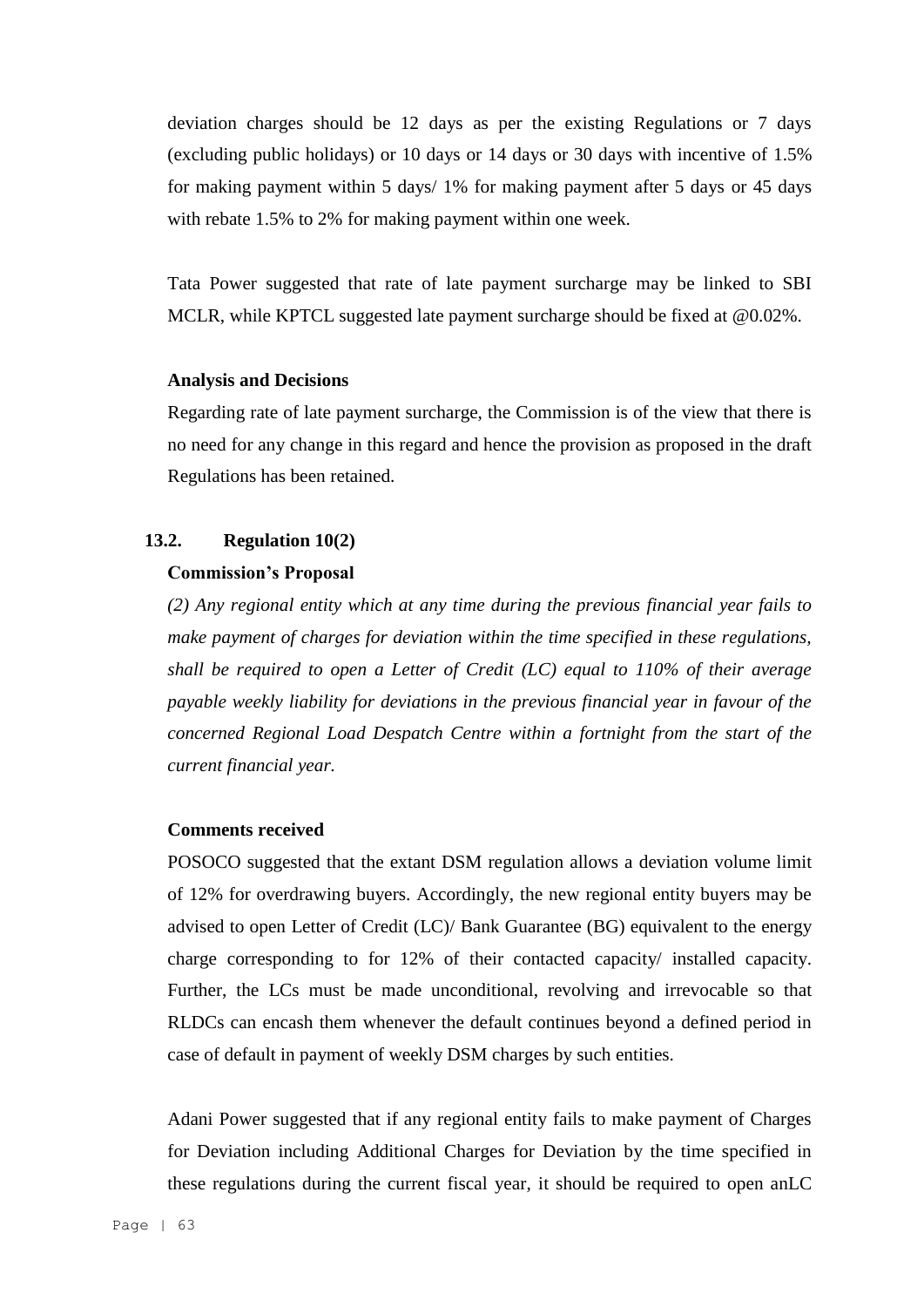deviation charges should be 12 days as per the existing Regulations or 7 days (excluding public holidays) or 10 days or 14 days or 30 days with incentive of 1.5% for making payment within 5 days/ 1% for making payment after 5 days or 45 days with rebate 1.5% to 2% for making payment within one week.

Tata Power suggested that rate of late payment surcharge may be linked to SBI MCLR, while KPTCL suggested late payment surcharge should be fixed at @0.02%.

**Analysis and Decisions**

Regarding rate of late payment surcharge, the Commission is of the view that there is no need for any change in this regard and hence the provision as proposed in the draft Regulations has been retained.

### 13.2. Regulation 10(2)

**Commission's Proposal**

*(2) Any regional entity which at any time during the previous financial year fails to make payment of charges for deviation within the time specified in these regulations, shall be required to open a Letter of Credit (LC) equal to 110% of their average payable weekly liability for deviations in the previous financial year in favour of the concerned Regional Load Despatch Centre within a fortnight from the start of the current financial year.*

**Comments received**

POSOCO suggested that the extant DSM regulation allows a deviation volume limit of 12% for overdrawing buyers. Accordingly, the new regional entity buyers may be advised to open Letter of Credit (LC)/ Bank Guarantee (BG) equivalent to the energy charge corresponding to for 12% of their contacted capacity/ installed capacity. Further, the LCs must be made unconditional, revolving and irrevocable so that RLDCs can encash them whenever the default continues beyond a defined period in case of default in payment of weekly DSM charges by such entities.

Adani Power suggested that if any regional entity fails to make payment of Charges for Deviation including Additional Charges for Deviation by the time specified in these regulations during the current fiscal year, it should be required to open anLC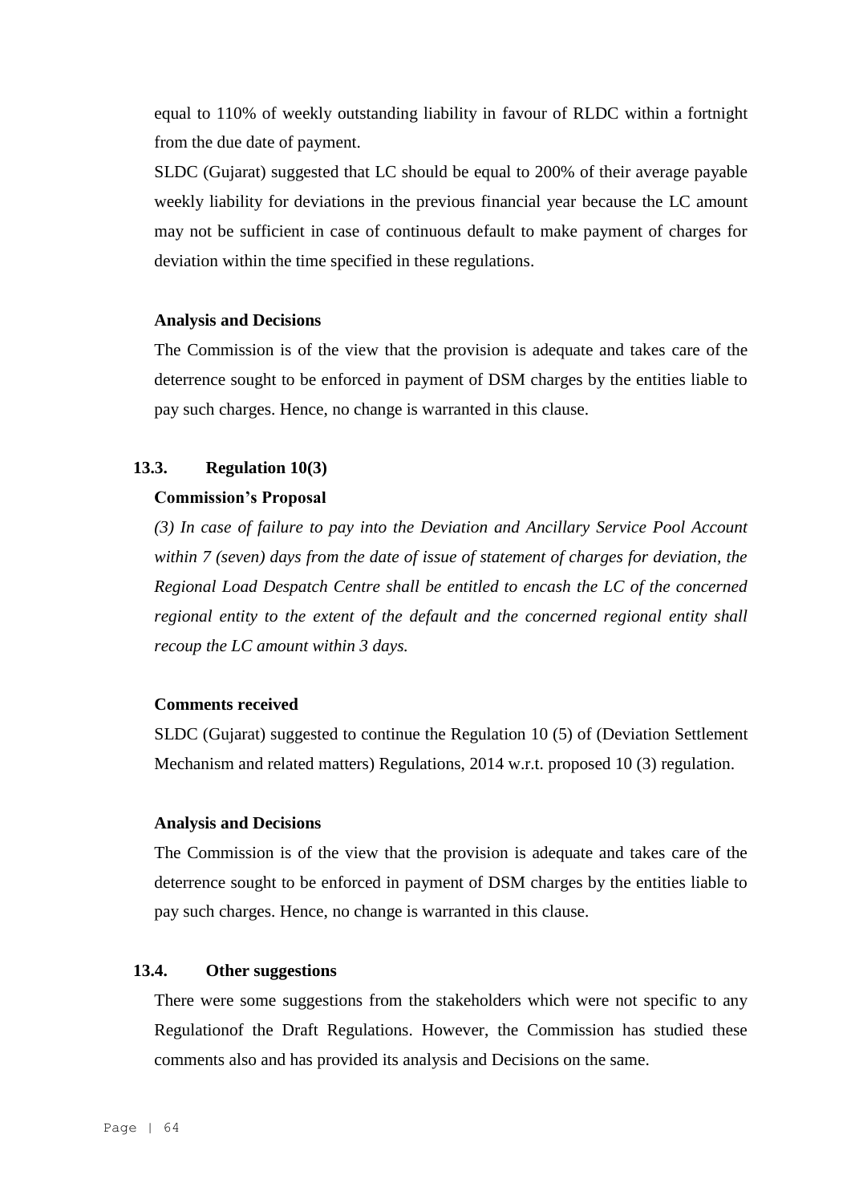equal to 110% of weekly outstanding liability in favour of RLDC within a fortnight from the due date of payment.

SLDC (Gujarat) suggested that LC should be equal to 200% of their average payable weekly liability for deviations in the previous financial year because the LC amount may not be sufficient in case of continuous default to make payment of charges for deviation within the time specified in these regulations.

**Analysis and Decisions**

The Commission is of the view that the provision is adequate and takes care of the deterrence sought to be enforced in payment of DSM charges by the entities liable to pay such charges. Hence, no change is warranted in this clause.

### 13.3. Regulation 10(3)

**Commission's Proposal**

*(3) In case of failure to pay into the Deviation and Ancillary Service Pool Account within 7 (seven) days from the date of issue of statement of charges for deviation, the Regional Load Despatch Centre shall be entitled to encash the LC of the concerned regional entity to the extent of the default and the concerned regional entity shall recoup the LC amount within 3 days.*

**Comments received**

SLDC (Gujarat) suggested to continue the Regulation 10 (5) of (Deviation Settlement Mechanism and related matters) Regulations, 2014 w.r.t. proposed 10 (3) regulation.

**Analysis and Decisions**

The Commission is of the view that the provision is adequate and takes care of the deterrence sought to be enforced in payment of DSM charges by the entities liable to pay such charges. Hence, no change is warranted in this clause.

### 13.4. Other suggestions

There were some suggestions from the stakeholders which were not specific to any Regulationof the Draft Regulations. However, the Commission has studied these comments also and has provided its analysis and Decisions on the same.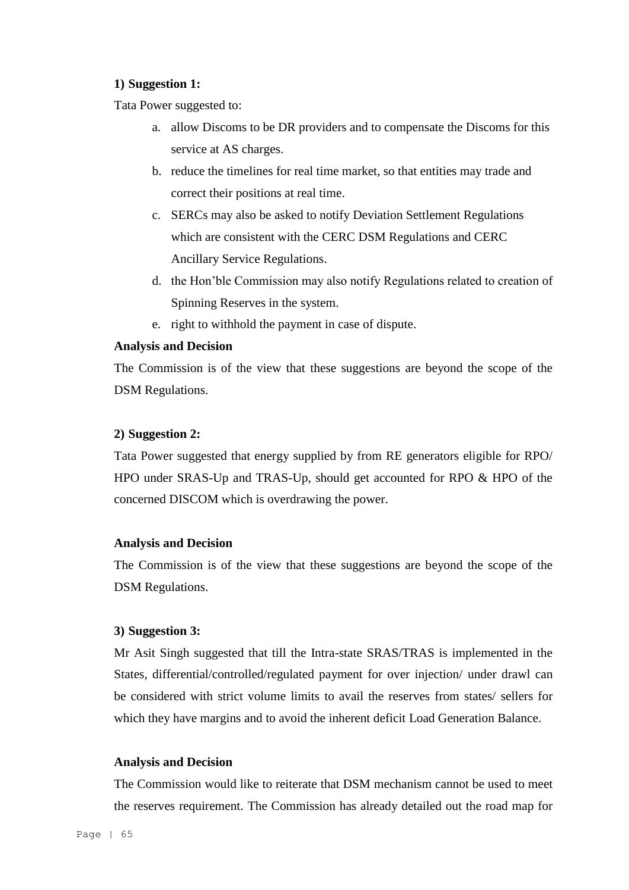**1) Suggestion 1:**

Tata Power suggested to:

a. allow Discoms to be DR providers and to compensate the Discoms for this service at AS charges.
b. reduce the timelines for real time market, so that entities may trade and correct their positions at real time.
c. SERCs may also be asked to notify Deviation Settlement Regulations which are consistent with the CERC DSM Regulations and CERC Ancillary Service Regulations.
d. the Hon'ble Commission may also notify Regulations related to creation of Spinning Reserves in the system.
e. right to withhold the payment in case of dispute.

**Analysis and Decision**

The Commission is of the view that these suggestions are beyond the scope of the DSM Regulations.

**2) Suggestion 2:**

Tata Power suggested that energy supplied by from RE generators eligible for RPO/ HPO under SRAS-Up and TRAS-Up, should get accounted for RPO & HPO of the concerned DISCOM which is overdrawing the power.

**Analysis and Decision**

The Commission is of the view that these suggestions are beyond the scope of the DSM Regulations.

**3) Suggestion 3:**

Mr Asit Singh suggested that till the Intra-state SRAS/TRAS is implemented in the States, differential/controlled/regulated payment for over injection/ under drawl can be considered with strict volume limits to avail the reserves from states/ sellers for which they have margins and to avoid the inherent deficit Load Generation Balance.

**Analysis and Decision**

The Commission would like to reiterate that DSM mechanism cannot be used to meet the reserves requirement. The Commission has already detailed out the road map for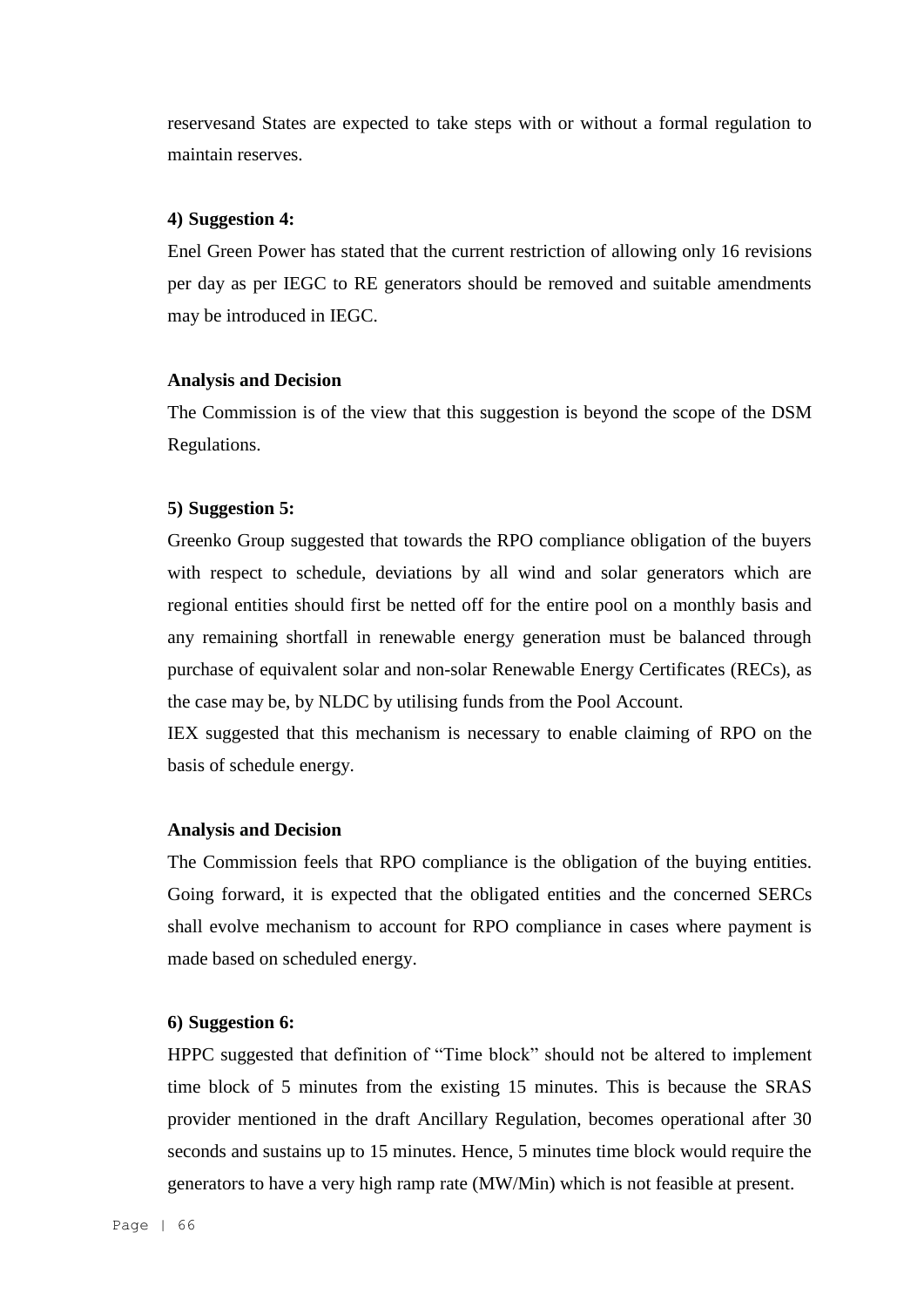reservesand States are expected to take steps with or without a formal regulation to maintain reserves.

**4) Suggestion 4:**

Enel Green Power has stated that the current restriction of allowing only 16 revisions per day as per IEGC to RE generators should be removed and suitable amendments may be introduced in IEGC.

**Analysis and Decision**

The Commission is of the view that this suggestion is beyond the scope of the DSM Regulations.

**5) Suggestion 5:**

Greenko Group suggested that towards the RPO compliance obligation of the buyers with respect to schedule, deviations by all wind and solar generators which are regional entities should first be netted off for the entire pool on a monthly basis and any remaining shortfall in renewable energy generation must be balanced through purchase of equivalent solar and non-solar Renewable Energy Certificates (RECs), as the case may be, by NLDC by utilising funds from the Pool Account.

IEX suggested that this mechanism is necessary to enable claiming of RPO on the basis of schedule energy.

**Analysis and Decision**

The Commission feels that RPO compliance is the obligation of the buying entities. Going forward, it is expected that the obligated entities and the concerned SERCs shall evolve mechanism to account for RPO compliance in cases where payment is made based on scheduled energy.

**6) Suggestion 6:**

HPPC suggested that definition of "Time block" should not be altered to implement time block of 5 minutes from the existing 15 minutes. This is because the SRAS provider mentioned in the draft Ancillary Regulation, becomes operational after 30 seconds and sustains up to 15 minutes. Hence, 5 minutes time block would require the generators to have a very high ramp rate (MW/Min) which is not feasible at present.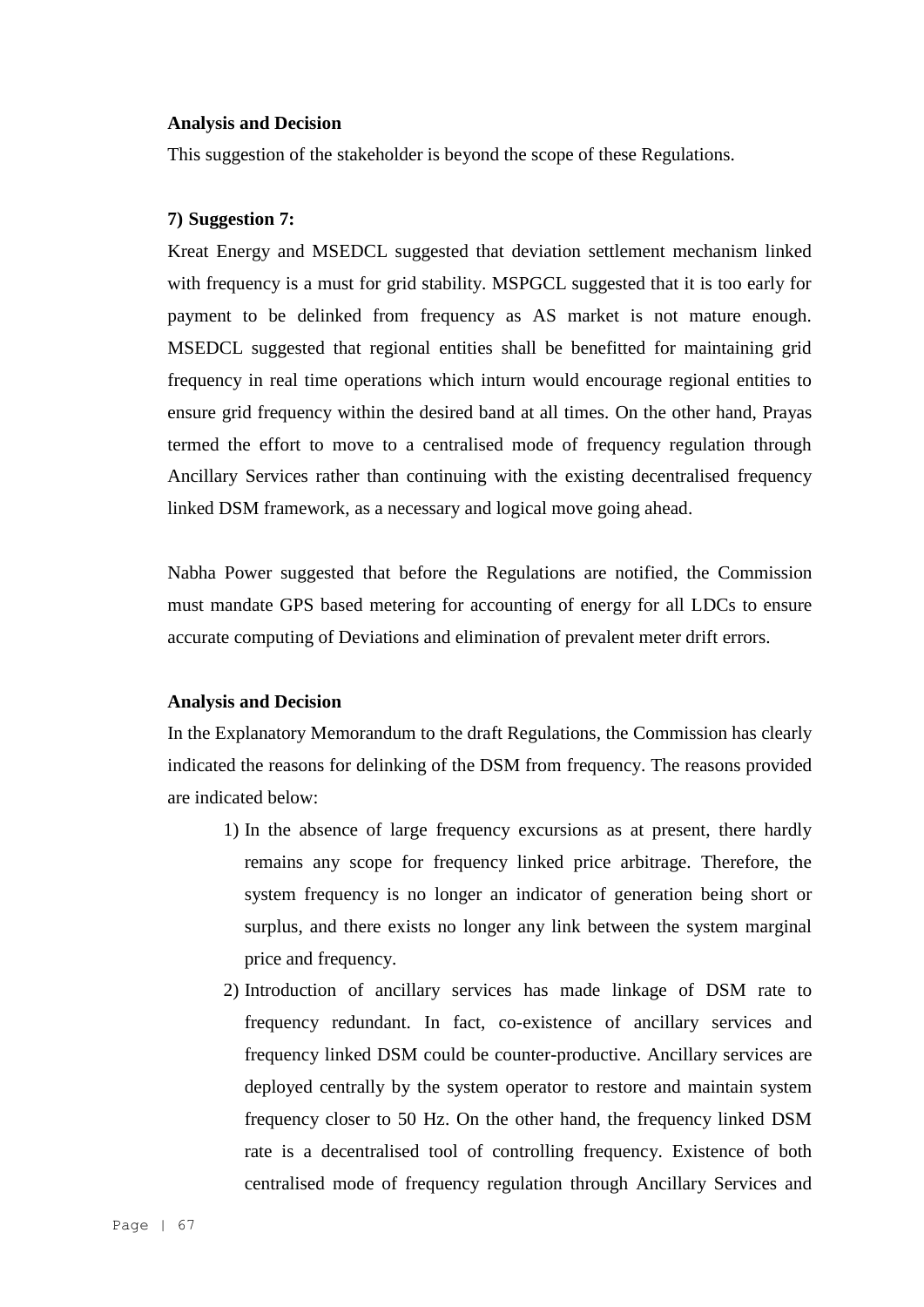**Analysis and Decision**

This suggestion of the stakeholder is beyond the scope of these Regulations.

**7) Suggestion 7:**

Kreat Energy and MSEDCL suggested that deviation settlement mechanism linked with frequency is a must for grid stability. MSPGCL suggested that it is too early for payment to be delinked from frequency as AS market is not mature enough. MSEDCL suggested that regional entities shall be benefitted for maintaining grid frequency in real time operations which inturn would encourage regional entities to ensure grid frequency within the desired band at all times. On the other hand, Prayas termed the effort to move to a centralised mode of frequency regulation through Ancillary Services rather than continuing with the existing decentralised frequency linked DSM framework, as a necessary and logical move going ahead.

Nabha Power suggested that before the Regulations are notified, the Commission must mandate GPS based metering for accounting of energy for all LDCs to ensure accurate computing of Deviations and elimination of prevalent meter drift errors.

**Analysis and Decision**

In the Explanatory Memorandum to the draft Regulations, the Commission has clearly indicated the reasons for delinking of the DSM from frequency. The reasons provided are indicated below:

1) In the absence of large frequency excursions as at present, there hardly remains any scope for frequency linked price arbitrage. Therefore, the system frequency is no longer an indicator of generation being short or surplus, and there exists no longer any link between the system marginal price and frequency.
2) Introduction of ancillary services has made linkage of DSM rate to frequency redundant. In fact, co-existence of ancillary services and frequency linked DSM could be counter-productive. Ancillary services are deployed centrally by the system operator to restore and maintain system frequency closer to 50 Hz. On the other hand, the frequency linked DSM rate is a decentralised tool of controlling frequency. Existence of both centralised mode of frequency regulation through Ancillary Services and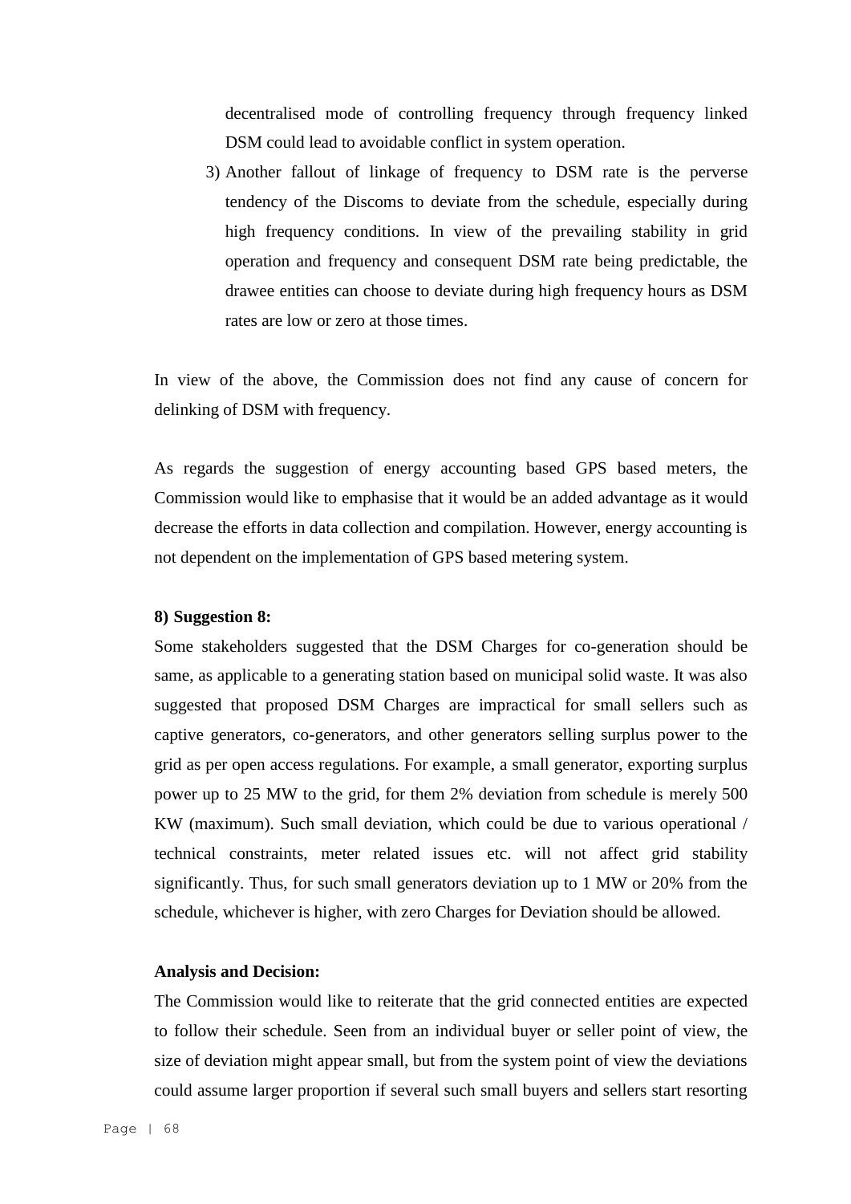decentralised mode of controlling frequency through frequency linked DSM could lead to avoidable conflict in system operation.

3) Another fallout of linkage of frequency to DSM rate is the perverse tendency of the Discoms to deviate from the schedule, especially during high frequency conditions. In view of the prevailing stability in grid operation and frequency and consequent DSM rate being predictable, the drawee entities can choose to deviate during high frequency hours as DSM rates are low or zero at those times.

In view of the above, the Commission does not find any cause of concern for delinking of DSM with frequency.

As regards the suggestion of energy accounting based GPS based meters, the Commission would like to emphasise that it would be an added advantage as it would decrease the efforts in data collection and compilation. However, energy accounting is not dependent on the implementation of GPS based metering system.

**8) Suggestion 8:**

Some stakeholders suggested that the DSM Charges for co-generation should be same, as applicable to a generating station based on municipal solid waste. It was also suggested that proposed DSM Charges are impractical for small sellers such as captive generators, co-generators, and other generators selling surplus power to the grid as per open access regulations. For example, a small generator, exporting surplus power up to 25 MW to the grid, for them 2% deviation from schedule is merely 500 KW (maximum). Such small deviation, which could be due to various operational / technical constraints, meter related issues etc. will not affect grid stability significantly. Thus, for such small generators deviation up to 1 MW or 20% from the schedule, whichever is higher, with zero Charges for Deviation should be allowed.

**Analysis and Decision:**

The Commission would like to reiterate that the grid connected entities are expected to follow their schedule. Seen from an individual buyer or seller point of view, the size of deviation might appear small, but from the system point of view the deviations could assume larger proportion if several such small buyers and sellers start resorting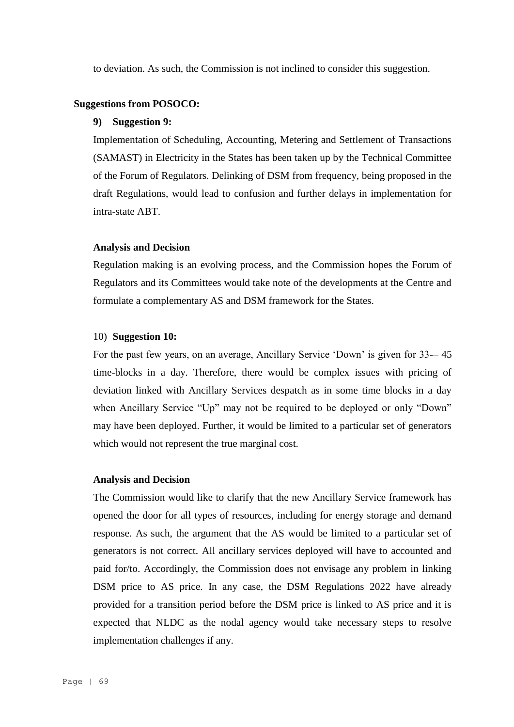to deviation. As such, the Commission is not inclined to consider this suggestion.

**Suggestions from POSOCO:**

**9) Suggestion 9:**

Implementation of Scheduling, Accounting, Metering and Settlement of Transactions (SAMAST) in Electricity in the States has been taken up by the Technical Committee of the Forum of Regulators. Delinking of DSM from frequency, being proposed in the draft Regulations, would lead to confusion and further delays in implementation for intra-state ABT.

**Analysis and Decision**

Regulation making is an evolving process, and the Commission hopes the Forum of Regulators and its Committees would take note of the developments at the Centre and formulate a complementary AS and DSM framework for the States.

10) **Suggestion 10:**

For the past few years, on an average, Ancillary Service 'Down' is given for 33-– 45 time-blocks in a day. Therefore, there would be complex issues with pricing of deviation linked with Ancillary Services despatch as in some time blocks in a day when Ancillary Service "Up" may not be required to be deployed or only "Down" may have been deployed. Further, it would be limited to a particular set of generators which would not represent the true marginal cost.

**Analysis and Decision**

The Commission would like to clarify that the new Ancillary Service framework has opened the door for all types of resources, including for energy storage and demand response. As such, the argument that the AS would be limited to a particular set of generators is not correct. All ancillary services deployed will have to accounted and paid for/to. Accordingly, the Commission does not envisage any problem in linking DSM price to AS price. In any case, the DSM Regulations 2022 have already provided for a transition period before the DSM price is linked to AS price and it is expected that NLDC as the nodal agency would take necessary steps to resolve implementation challenges if any.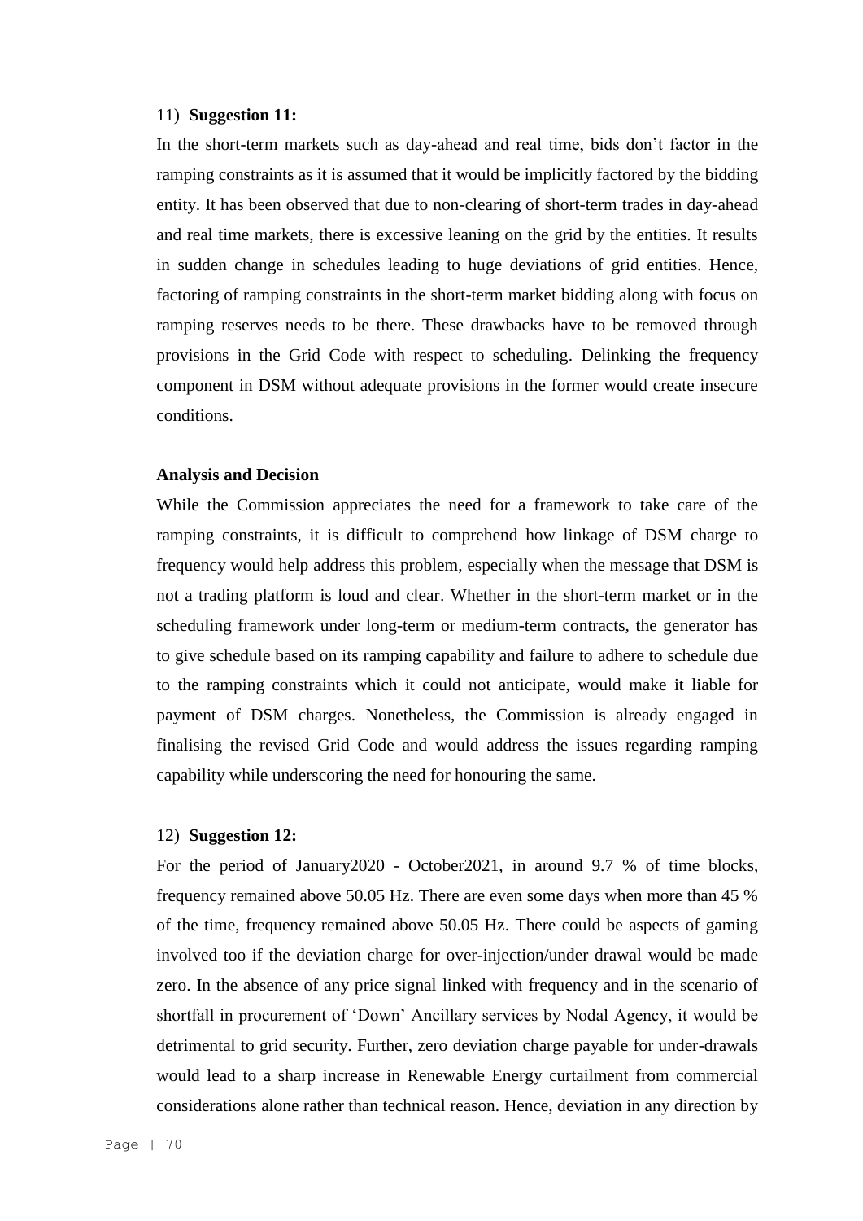11) **Suggestion 11:**

In the short-term markets such as day-ahead and real time, bids don't factor in the ramping constraints as it is assumed that it would be implicitly factored by the bidding entity. It has been observed that due to non-clearing of short-term trades in day-ahead and real time markets, there is excessive leaning on the grid by the entities. It results in sudden change in schedules leading to huge deviations of grid entities. Hence, factoring of ramping constraints in the short-term market bidding along with focus on ramping reserves needs to be there. These drawbacks have to be removed through provisions in the Grid Code with respect to scheduling. Delinking the frequency component in DSM without adequate provisions in the former would create insecure conditions.

**Analysis and Decision**

While the Commission appreciates the need for a framework to take care of the ramping constraints, it is difficult to comprehend how linkage of DSM charge to frequency would help address this problem, especially when the message that DSM is not a trading platform is loud and clear. Whether in the short-term market or in the scheduling framework under long-term or medium-term contracts, the generator has to give schedule based on its ramping capability and failure to adhere to schedule due to the ramping constraints which it could not anticipate, would make it liable for payment of DSM charges. Nonetheless, the Commission is already engaged in finalising the revised Grid Code and would address the issues regarding ramping capability while underscoring the need for honouring the same.

12) **Suggestion 12:**

For the period of January2020 - October2021, in around 9.7 % of time blocks, frequency remained above 50.05 Hz. There are even some days when more than 45 % of the time, frequency remained above 50.05 Hz. There could be aspects of gaming involved too if the deviation charge for over-injection/under drawal would be made zero. In the absence of any price signal linked with frequency and in the scenario of shortfall in procurement of 'Down' Ancillary services by Nodal Agency, it would be detrimental to grid security. Further, zero deviation charge payable for under-drawals would lead to a sharp increase in Renewable Energy curtailment from commercial considerations alone rather than technical reason. Hence, deviation in any direction by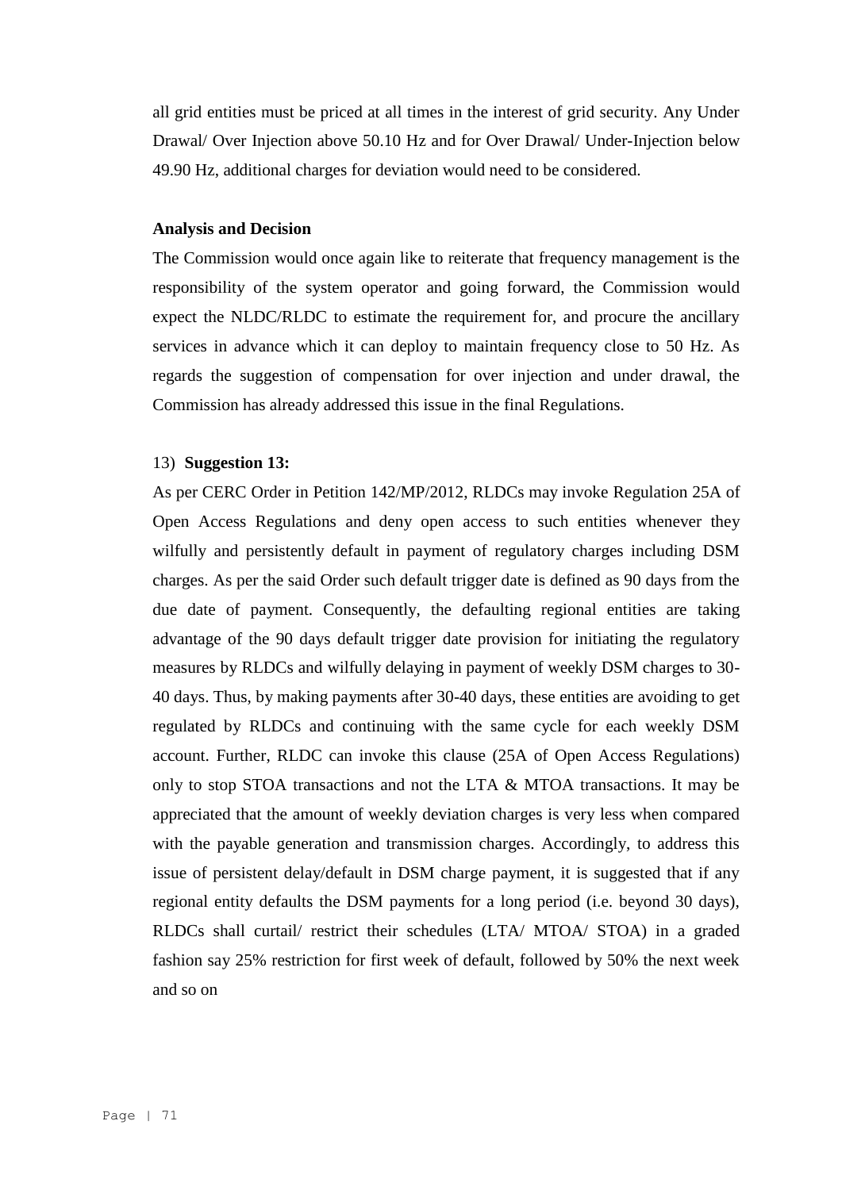all grid entities must be priced at all times in the interest of grid security. Any Under Drawal/ Over Injection above 50.10 Hz and for Over Drawal/ Under-Injection below 49.90 Hz, additional charges for deviation would need to be considered.

**Analysis and Decision**

The Commission would once again like to reiterate that frequency management is the responsibility of the system operator and going forward, the Commission would expect the NLDC/RLDC to estimate the requirement for, and procure the ancillary services in advance which it can deploy to maintain frequency close to 50 Hz. As regards the suggestion of compensation for over injection and under drawal, the Commission has already addressed this issue in the final Regulations.

13) **Suggestion 13:**

As per CERC Order in Petition 142/MP/2012, RLDCs may invoke Regulation 25A of Open Access Regulations and deny open access to such entities whenever they wilfully and persistently default in payment of regulatory charges including DSM charges. As per the said Order such default trigger date is defined as 90 days from the due date of payment. Consequently, the defaulting regional entities are taking advantage of the 90 days default trigger date provision for initiating the regulatory measures by RLDCs and wilfully delaying in payment of weekly DSM charges to 30-40 days. Thus, by making payments after 30-40 days, these entities are avoiding to get regulated by RLDCs and continuing with the same cycle for each weekly DSM account. Further, RLDC can invoke this clause (25A of Open Access Regulations) only to stop STOA transactions and not the LTA & MTOA transactions. It may be appreciated that the amount of weekly deviation charges is very less when compared with the payable generation and transmission charges. Accordingly, to address this issue of persistent delay/default in DSM charge payment, it is suggested that if any regional entity defaults the DSM payments for a long period (i.e. beyond 30 days), RLDCs shall curtail/ restrict their schedules (LTA/ MTOA/ STOA) in a graded fashion say 25% restriction for first week of default, followed by 50% the next week and so on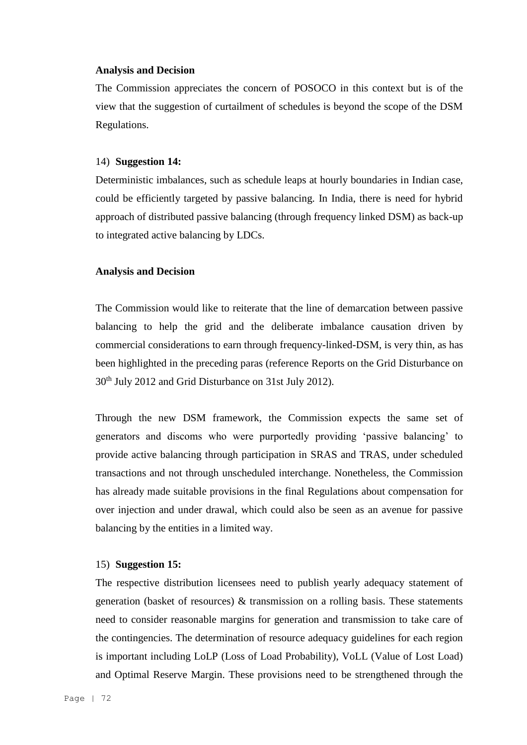**Analysis and Decision**

The Commission appreciates the concern of POSOCO in this context but is of the view that the suggestion of curtailment of schedules is beyond the scope of the DSM Regulations.

14) **Suggestion 14:**

Deterministic imbalances, such as schedule leaps at hourly boundaries in Indian case, could be efficiently targeted by passive balancing. In India, there is need for hybrid approach of distributed passive balancing (through frequency linked DSM) as back-up to integrated active balancing by LDCs.

**Analysis and Decision**

The Commission would like to reiterate that the line of demarcation between passive balancing to help the grid and the deliberate imbalance causation driven by commercial considerations to earn through frequency-linked-DSM, is very thin, as has been highlighted in the preceding paras (reference Reports on the Grid Disturbance on 30th July 2012 and Grid Disturbance on 31st July 2012).

Through the new DSM framework, the Commission expects the same set of generators and discoms who were purportedly providing 'passive balancing' to provide active balancing through participation in SRAS and TRAS, under scheduled transactions and not through unscheduled interchange. Nonetheless, the Commission has already made suitable provisions in the final Regulations about compensation for over injection and under drawal, which could also be seen as an avenue for passive balancing by the entities in a limited way.

15) **Suggestion 15:**

The respective distribution licensees need to publish yearly adequacy statement of generation (basket of resources) & transmission on a rolling basis. These statements need to consider reasonable margins for generation and transmission to take care of the contingencies. The determination of resource adequacy guidelines for each region is important including LoLP (Loss of Load Probability), VoLL (Value of Lost Load) and Optimal Reserve Margin. These provisions need to be strengthened through the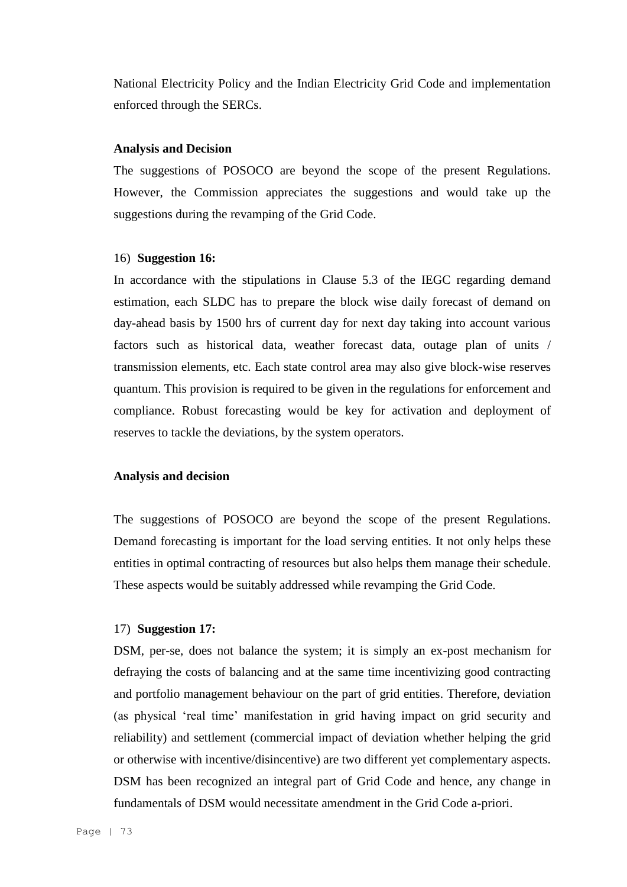National Electricity Policy and the Indian Electricity Grid Code and implementation enforced through the SERCs.

**Analysis and Decision**

The suggestions of POSOCO are beyond the scope of the present Regulations. However, the Commission appreciates the suggestions and would take up the suggestions during the revamping of the Grid Code.

16) **Suggestion 16:**

In accordance with the stipulations in Clause 5.3 of the IEGC regarding demand estimation, each SLDC has to prepare the block wise daily forecast of demand on day-ahead basis by 1500 hrs of current day for next day taking into account various factors such as historical data, weather forecast data, outage plan of units / transmission elements, etc. Each state control area may also give block-wise reserves quantum. This provision is required to be given in the regulations for enforcement and compliance. Robust forecasting would be key for activation and deployment of reserves to tackle the deviations, by the system operators.

**Analysis and decision**

The suggestions of POSOCO are beyond the scope of the present Regulations. Demand forecasting is important for the load serving entities. It not only helps these entities in optimal contracting of resources but also helps them manage their schedule. These aspects would be suitably addressed while revamping the Grid Code.

17) **Suggestion 17:**

DSM, per-se, does not balance the system; it is simply an ex-post mechanism for defraying the costs of balancing and at the same time incentivizing good contracting and portfolio management behaviour on the part of grid entities. Therefore, deviation (as physical 'real time' manifestation in grid having impact on grid security and reliability) and settlement (commercial impact of deviation whether helping the grid or otherwise with incentive/disincentive) are two different yet complementary aspects. DSM has been recognized an integral part of Grid Code and hence, any change in fundamentals of DSM would necessitate amendment in the Grid Code a-priori.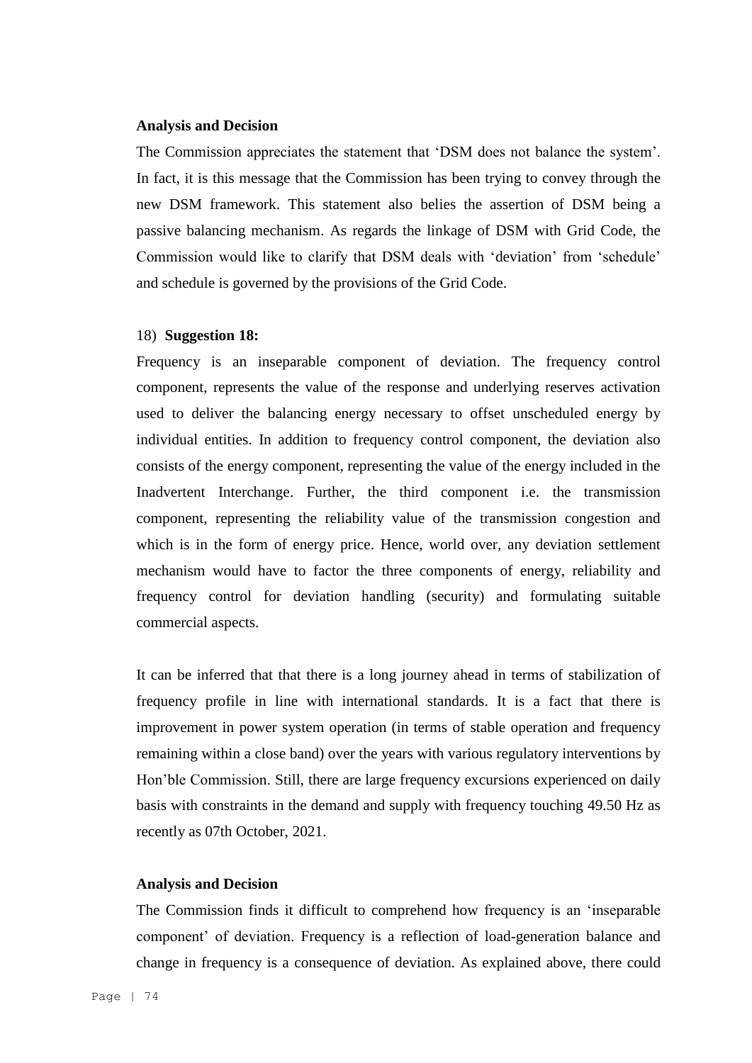**Analysis and Decision**

The Commission appreciates the statement that 'DSM does not balance the system'. In fact, it is this message that the Commission has been trying to convey through the new DSM framework. This statement also belies the assertion of DSM being a passive balancing mechanism. As regards the linkage of DSM with Grid Code, the Commission would like to clarify that DSM deals with 'deviation' from 'schedule' and schedule is governed by the provisions of the Grid Code.

18) **Suggestion 18:**

Frequency is an inseparable component of deviation. The frequency control component, represents the value of the response and underlying reserves activation used to deliver the balancing energy necessary to offset unscheduled energy by individual entities. In addition to frequency control component, the deviation also consists of the energy component, representing the value of the energy included in the Inadvertent Interchange. Further, the third component i.e. the transmission component, representing the reliability value of the transmission congestion and which is in the form of energy price. Hence, world over, any deviation settlement mechanism would have to factor the three components of energy, reliability and frequency control for deviation handling (security) and formulating suitable commercial aspects.

It can be inferred that that there is a long journey ahead in terms of stabilization of frequency profile in line with international standards. It is a fact that there is improvement in power system operation (in terms of stable operation and frequency remaining within a close band) over the years with various regulatory interventions by Hon'ble Commission. Still, there are large frequency excursions experienced on daily basis with constraints in the demand and supply with frequency touching 49.50 Hz as recently as 07th October, 2021.

**Analysis and Decision**

The Commission finds it difficult to comprehend how frequency is an 'inseparable component' of deviation. Frequency is a reflection of load-generation balance and change in frequency is a consequence of deviation. As explained above, there could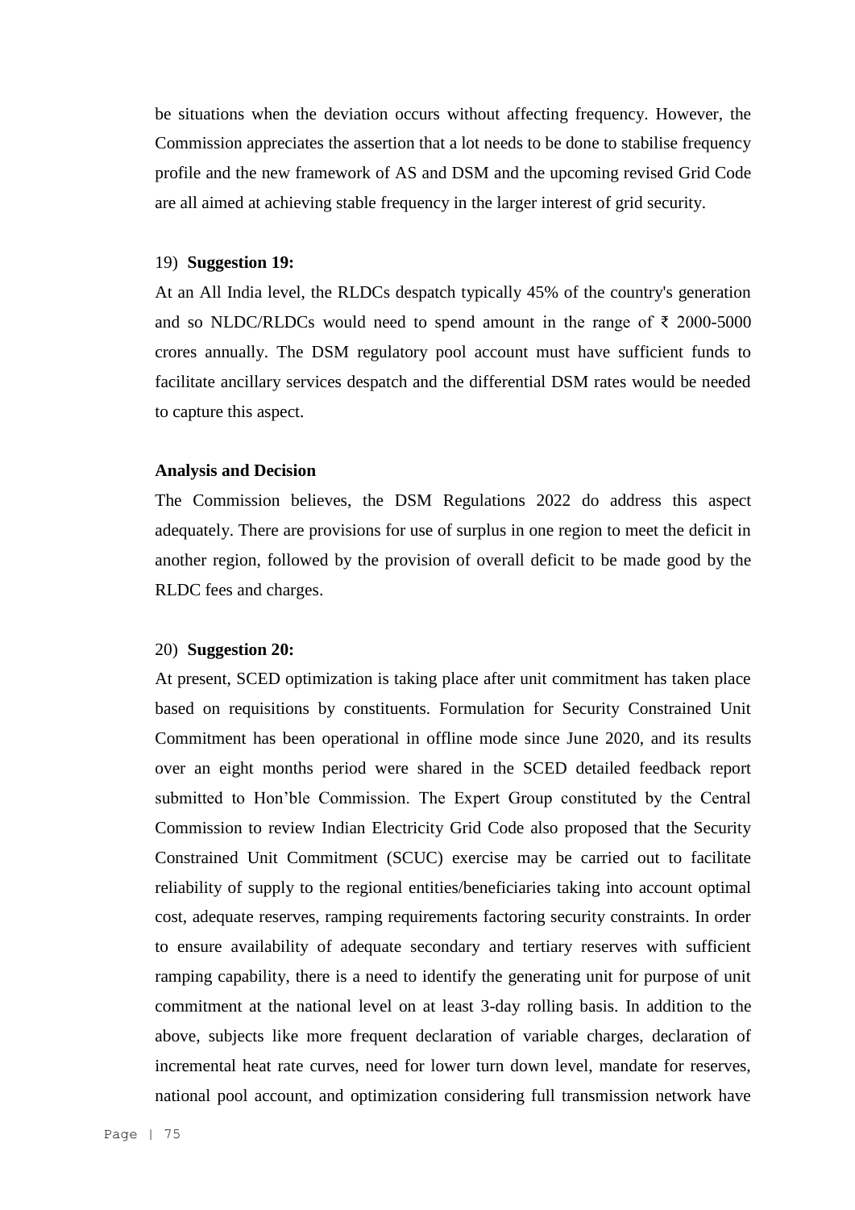be situations when the deviation occurs without affecting frequency. However, the Commission appreciates the assertion that a lot needs to be done to stabilise frequency profile and the new framework of AS and DSM and the upcoming revised Grid Code are all aimed at achieving stable frequency in the larger interest of grid security.

19) **Suggestion 19:**

At an All India level, the RLDCs despatch typically 45% of the country's generation and so NLDC/RLDCs would need to spend amount in the range of ₹ 2000-5000 crores annually. The DSM regulatory pool account must have sufficient funds to facilitate ancillary services despatch and the differential DSM rates would be needed to capture this aspect.

**Analysis and Decision**

The Commission believes, the DSM Regulations 2022 do address this aspect adequately. There are provisions for use of surplus in one region to meet the deficit in another region, followed by the provision of overall deficit to be made good by the RLDC fees and charges.

20) **Suggestion 20:**

At present, SCED optimization is taking place after unit commitment has taken place based on requisitions by constituents. Formulation for Security Constrained Unit Commitment has been operational in offline mode since June 2020, and its results over an eight months period were shared in the SCED detailed feedback report submitted to Hon'ble Commission. The Expert Group constituted by the Central Commission to review Indian Electricity Grid Code also proposed that the Security Constrained Unit Commitment (SCUC) exercise may be carried out to facilitate reliability of supply to the regional entities/beneficiaries taking into account optimal cost, adequate reserves, ramping requirements factoring security constraints. In order to ensure availability of adequate secondary and tertiary reserves with sufficient ramping capability, there is a need to identify the generating unit for purpose of unit commitment at the national level on at least 3-day rolling basis. In addition to the above, subjects like more frequent declaration of variable charges, declaration of incremental heat rate curves, need for lower turn down level, mandate for reserves, national pool account, and optimization considering full transmission network have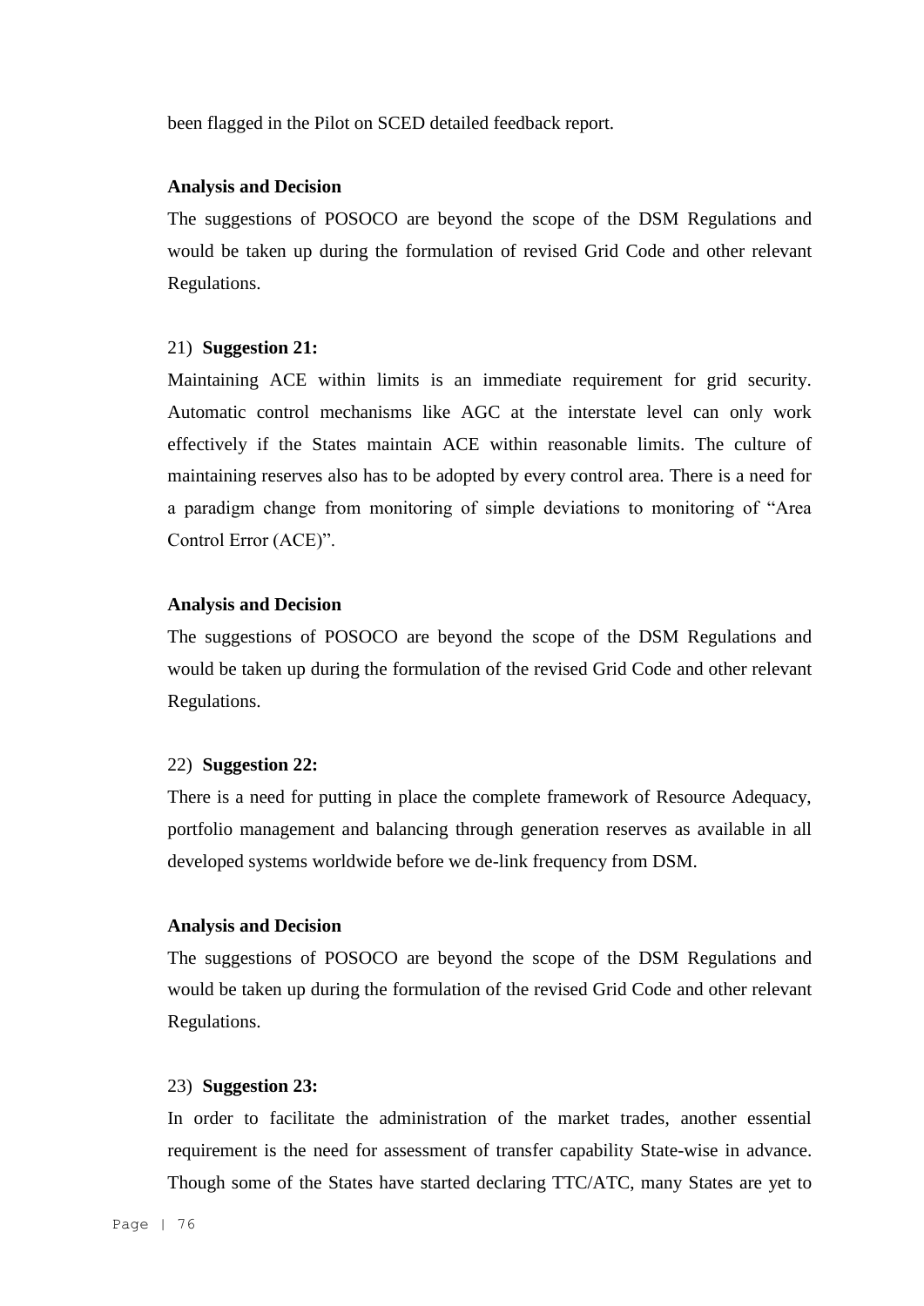been flagged in the Pilot on SCED detailed feedback report.

**Analysis and Decision**

The suggestions of POSOCO are beyond the scope of the DSM Regulations and would be taken up during the formulation of revised Grid Code and other relevant Regulations.

21) **Suggestion 21:**

Maintaining ACE within limits is an immediate requirement for grid security. Automatic control mechanisms like AGC at the interstate level can only work effectively if the States maintain ACE within reasonable limits. The culture of maintaining reserves also has to be adopted by every control area. There is a need for a paradigm change from monitoring of simple deviations to monitoring of "Area Control Error (ACE)".

**Analysis and Decision**

The suggestions of POSOCO are beyond the scope of the DSM Regulations and would be taken up during the formulation of the revised Grid Code and other relevant Regulations.

22) **Suggestion 22:**

There is a need for putting in place the complete framework of Resource Adequacy, portfolio management and balancing through generation reserves as available in all developed systems worldwide before we de-link frequency from DSM.

**Analysis and Decision**

The suggestions of POSOCO are beyond the scope of the DSM Regulations and would be taken up during the formulation of the revised Grid Code and other relevant Regulations.

23) **Suggestion 23:**

In order to facilitate the administration of the market trades, another essential requirement is the need for assessment of transfer capability State-wise in advance. Though some of the States have started declaring TTC/ATC, many States are yet to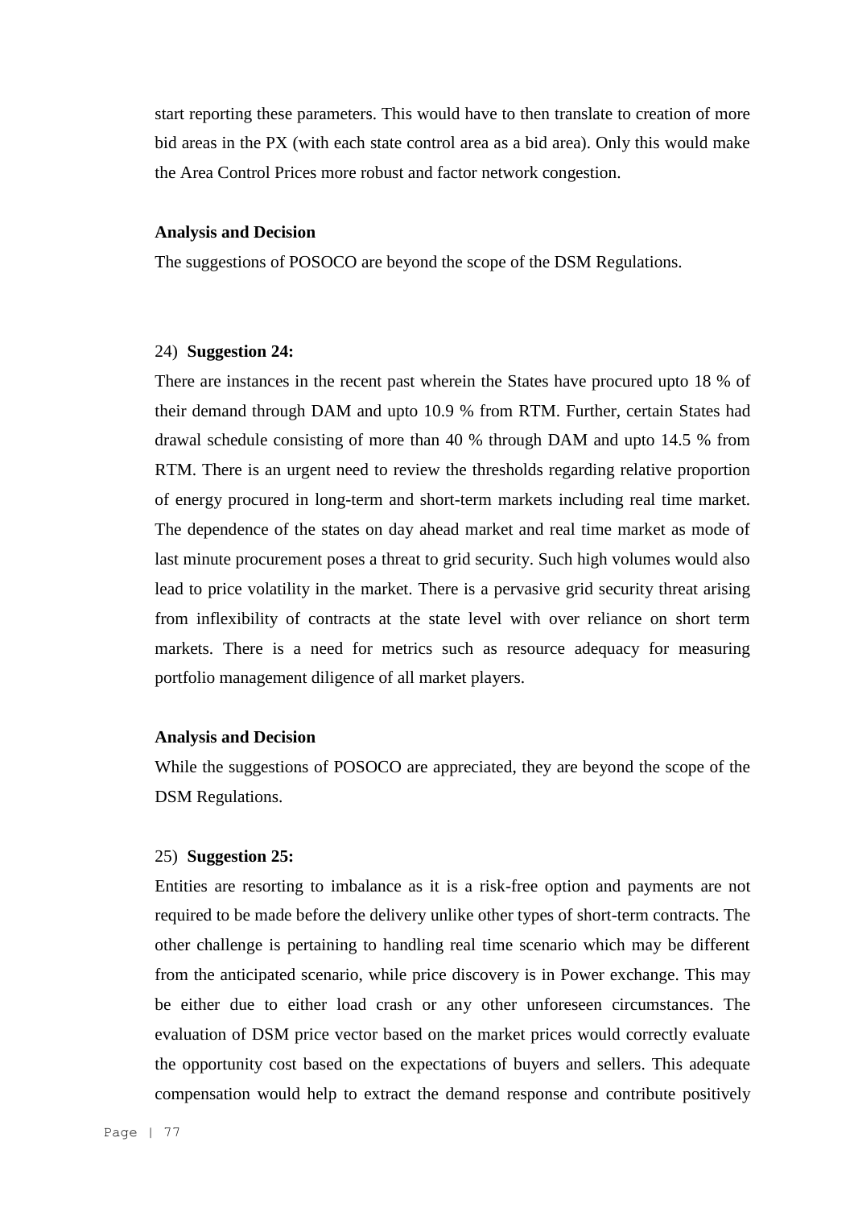start reporting these parameters. This would have to then translate to creation of more bid areas in the PX (with each state control area as a bid area). Only this would make the Area Control Prices more robust and factor network congestion.

**Analysis and Decision**

The suggestions of POSOCO are beyond the scope of the DSM Regulations.

24) **Suggestion 24:**

There are instances in the recent past wherein the States have procured upto 18 % of their demand through DAM and upto 10.9 % from RTM. Further, certain States had drawal schedule consisting of more than 40 % through DAM and upto 14.5 % from RTM. There is an urgent need to review the thresholds regarding relative proportion of energy procured in long-term and short-term markets including real time market. The dependence of the states on day ahead market and real time market as mode of last minute procurement poses a threat to grid security. Such high volumes would also lead to price volatility in the market. There is a pervasive grid security threat arising from inflexibility of contracts at the state level with over reliance on short term markets. There is a need for metrics such as resource adequacy for measuring portfolio management diligence of all market players.

**Analysis and Decision**

While the suggestions of POSOCO are appreciated, they are beyond the scope of the DSM Regulations.

25) **Suggestion 25:**

Entities are resorting to imbalance as it is a risk-free option and payments are not required to be made before the delivery unlike other types of short-term contracts. The other challenge is pertaining to handling real time scenario which may be different from the anticipated scenario, while price discovery is in Power exchange. This may be either due to either load crash or any other unforeseen circumstances. The evaluation of DSM price vector based on the market prices would correctly evaluate the opportunity cost based on the expectations of buyers and sellers. This adequate compensation would help to extract the demand response and contribute positively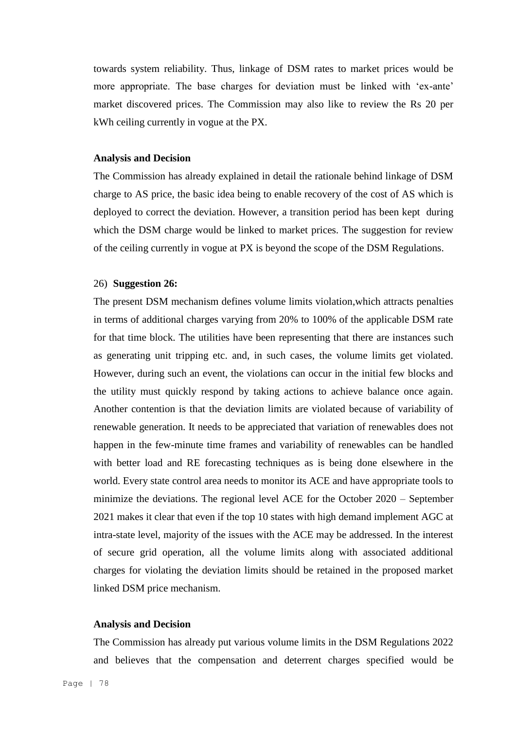towards system reliability. Thus, linkage of DSM rates to market prices would be more appropriate. The base charges for deviation must be linked with 'ex-ante' market discovered prices. The Commission may also like to review the Rs 20 per kWh ceiling currently in vogue at the PX.

**Analysis and Decision**

The Commission has already explained in detail the rationale behind linkage of DSM charge to AS price, the basic idea being to enable recovery of the cost of AS which is deployed to correct the deviation. However, a transition period has been kept during which the DSM charge would be linked to market prices. The suggestion for review of the ceiling currently in vogue at PX is beyond the scope of the DSM Regulations.

26) **Suggestion 26:**

The present DSM mechanism defines volume limits violation,which attracts penalties in terms of additional charges varying from 20% to 100% of the applicable DSM rate for that time block. The utilities have been representing that there are instances such as generating unit tripping etc. and, in such cases, the volume limits get violated. However, during such an event, the violations can occur in the initial few blocks and the utility must quickly respond by taking actions to achieve balance once again. Another contention is that the deviation limits are violated because of variability of renewable generation. It needs to be appreciated that variation of renewables does not happen in the few-minute time frames and variability of renewables can be handled with better load and RE forecasting techniques as is being done elsewhere in the world. Every state control area needs to monitor its ACE and have appropriate tools to minimize the deviations. The regional level ACE for the October 2020 – September 2021 makes it clear that even if the top 10 states with high demand implement AGC at intra-state level, majority of the issues with the ACE may be addressed. In the interest of secure grid operation, all the volume limits along with associated additional charges for violating the deviation limits should be retained in the proposed market linked DSM price mechanism.

**Analysis and Decision**

The Commission has already put various volume limits in the DSM Regulations 2022 and believes that the compensation and deterrent charges specified would be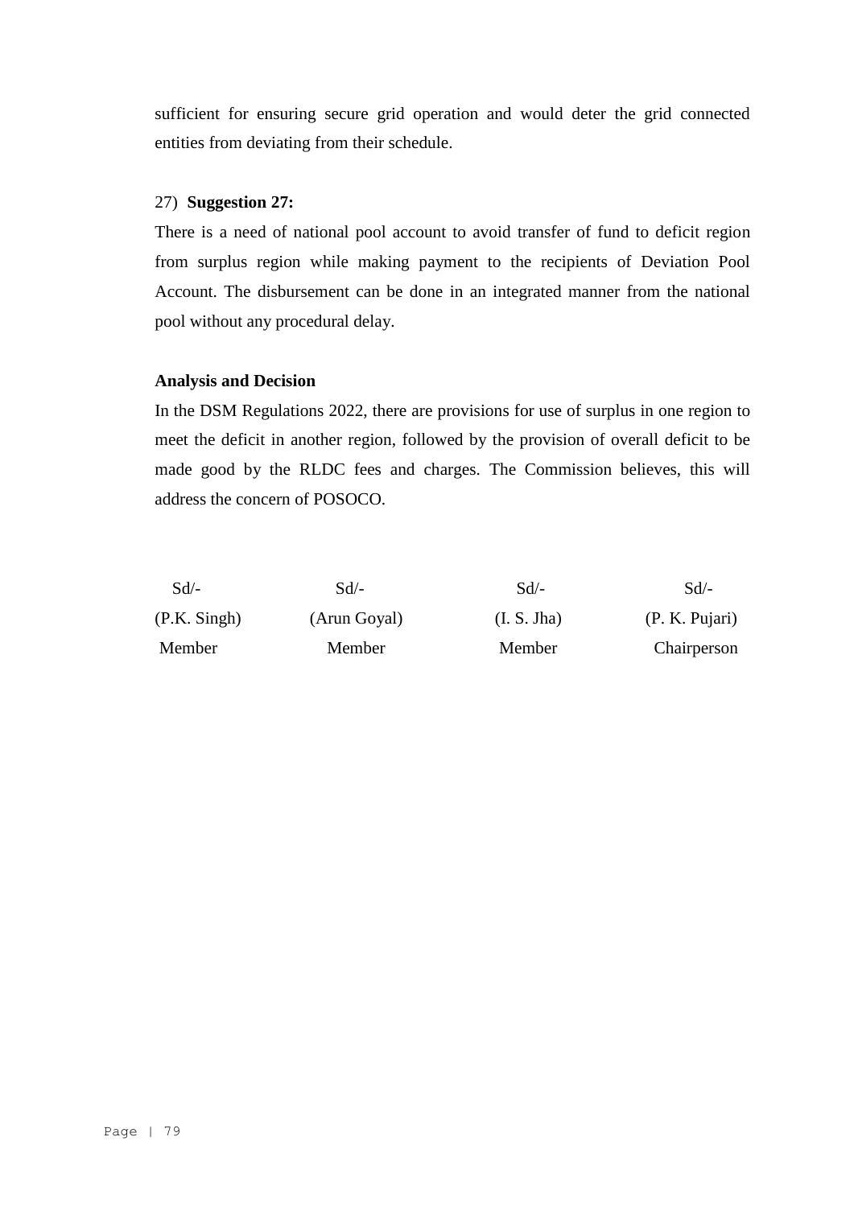sufficient for ensuring secure grid operation and would deter the grid connected entities from deviating from their schedule.

27) **Suggestion 27:**

There is a need of national pool account to avoid transfer of fund to deficit region from surplus region while making payment to the recipients of Deviation Pool Account. The disbursement can be done in an integrated manner from the national pool without any procedural delay.

**Analysis and Decision**

In the DSM Regulations 2022, there are provisions for use of surplus in one region to meet the deficit in another region, followed by the provision of overall deficit to be made good by the RLDC fees and charges. The Commission believes, this will address the concern of POSOCO.

| | | | |
|---|---|---|---|
| Sd/- | Sd/- | Sd/- | Sd/- |
| (P.K. Singh) | (Arun Goyal) | (I. S. Jha) | (P. K. Pujari) |
| Member | Member | Member | Chairperson |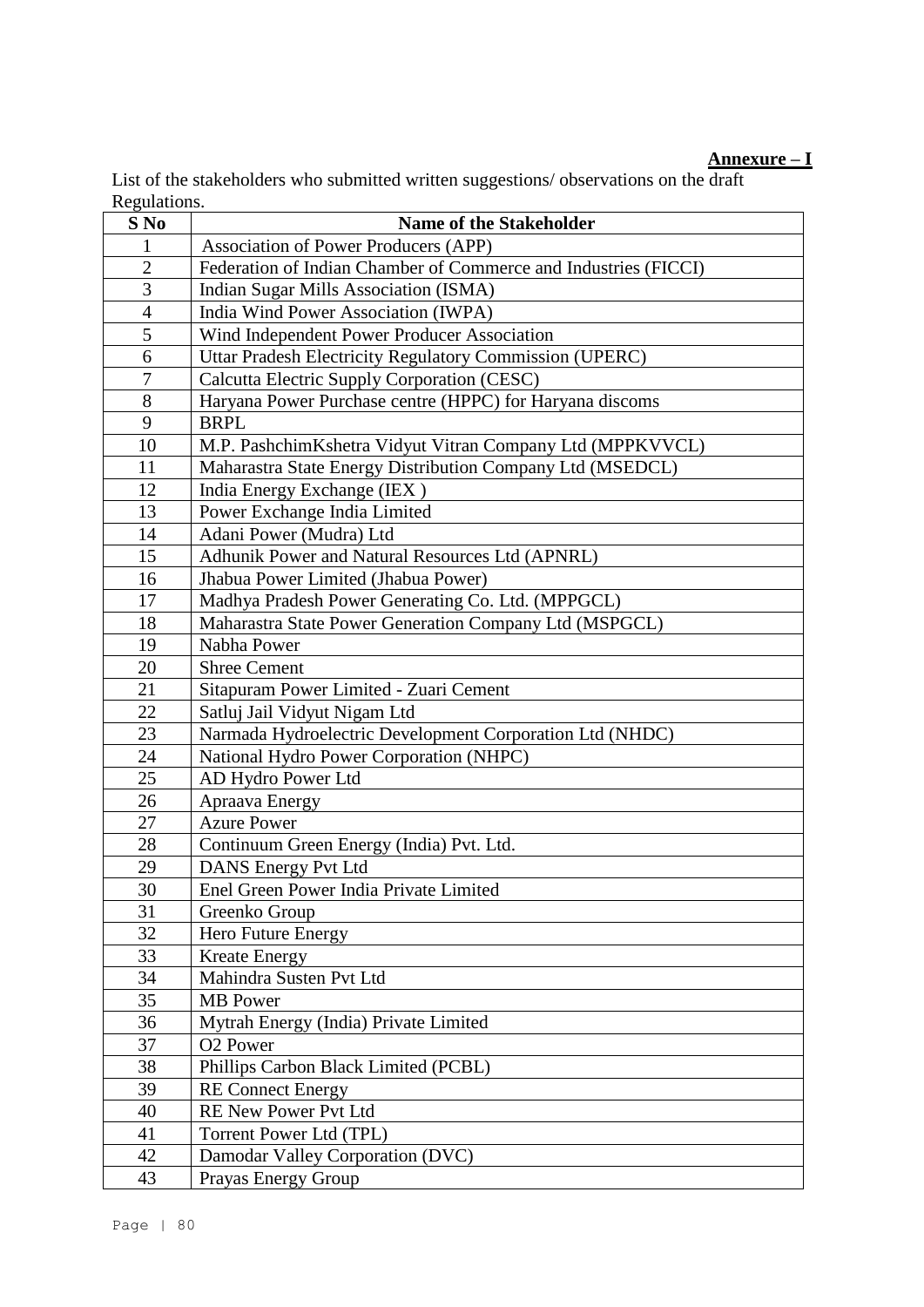**Annexure – I**

List of the stakeholders who submitted written suggestions/ observations on the draft Regulations.

| S No | Name of the Stakeholder |
|---|---|
| 1 | Association of Power Producers (APP) |
| 2 | Federation of Indian Chamber of Commerce and Industries (FICCI) |
| 3 | Indian Sugar Mills Association (ISMA) |
| 4 | India Wind Power Association (IWPA) |
| 5 | Wind Independent Power Producer Association |
| 6 | Uttar Pradesh Electricity Regulatory Commission (UPERC) |
| 7 | Calcutta Electric Supply Corporation (CESC) |
| 8 | Haryana Power Purchase centre (HPPC) for Haryana discoms |
| 9 | BRPL |
| 10 | M.P. PashchimKshetra Vidyut Vitran Company Ltd (MPPKVVCL) |
| 11 | Maharastra State Energy Distribution Company Ltd (MSEDCL) |
| 12 | India Energy Exchange (IEX ) |
| 13 | Power Exchange India Limited |
| 14 | Adani Power (Mudra) Ltd |
| 15 | Adhunik Power and Natural Resources Ltd (APNRL) |
| 16 | Jhabua Power Limited (Jhabua Power) |
| 17 | Madhya Pradesh Power Generating Co. Ltd. (MPPGCL) |
| 18 | Maharastra State Power Generation Company Ltd (MSPGCL) |
| 19 | Nabha Power |
| 20 | Shree Cement |
| 21 | Sitapuram Power Limited - Zuari Cement |
| 22 | Satluj Jail Vidyut Nigam Ltd |
| 23 | Narmada Hydroelectric Development Corporation Ltd (NHDC) |
| 24 | National Hydro Power Corporation (NHPC) |
| 25 | AD Hydro Power Ltd |
| 26 | Apraava Energy |
| 27 | Azure Power |
| 28 | Continuum Green Energy (India) Pvt. Ltd. |
| 29 | DANS Energy Pvt Ltd |
| 30 | Enel Green Power India Private Limited |
| 31 | Greenko Group |
| 32 | Hero Future Energy |
| 33 | Kreate Energy |
| 34 | Mahindra Susten Pvt Ltd |
| 35 | MB Power |
| 36 | Mytrah Energy (India) Private Limited |
| 37 | O2 Power |
| 38 | Phillips Carbon Black Limited (PCBL) |
| 39 | RE Connect Energy |
| 40 | RE New Power Pvt Ltd |
| 41 | Torrent Power Ltd (TPL) |
| 42 | Damodar Valley Corporation (DVC) |
| 43 | Prayas Energy Group |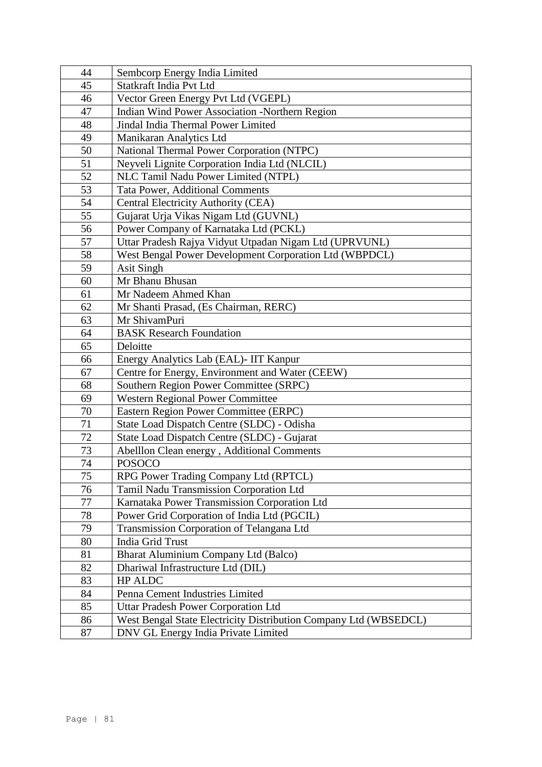| | |
|---|---|
| 44 | Sembcorp Energy India Limited |
| 45 | Statkraft India Pvt Ltd |
| 46 | Vector Green Energy Pvt Ltd (VGEPL) |
| 47 | Indian Wind Power Association -Northern Region |
| 48 | Jindal India Thermal Power Limited |
| 49 | Manikaran Analytics Ltd |
| 50 | National Thermal Power Corporation (NTPC) |
| 51 | Neyveli Lignite Corporation India Ltd (NLCIL) |
| 52 | NLC Tamil Nadu Power Limited (NTPL) |
| 53 | Tata Power, Additional Comments |
| 54 | Central Electricity Authority (CEA) |
| 55 | Gujarat Urja Vikas Nigam Ltd (GUVNL) |
| 56 | Power Company of Karnataka Ltd (PCKL) |
| 57 | Uttar Pradesh Rajya Vidyut Utpadan Nigam Ltd (UPRVUNL) |
| 58 | West Bengal Power Development Corporation Ltd (WBPDCL) |
| 59 | Asit Singh |
| 60 | Mr Bhanu Bhusan |
| 61 | Mr Nadeem Ahmed Khan |
| 62 | Mr Shanti Prasad, (Es Chairman, RERC) |
| 63 | Mr ShivamPuri |
| 64 | BASK Research Foundation |
| 65 | Deloitte |
| 66 | Energy Analytics Lab (EAL)- IIT Kanpur |
| 67 | Centre for Energy, Environment and Water (CEEW) |
| 68 | Southern Region Power Committee (SRPC) |
| 69 | Western Regional Power Committee |
| 70 | Eastern Region Power Committee (ERPC) |
| 71 | State Load Dispatch Centre (SLDC) - Odisha |
| 72 | State Load Dispatch Centre (SLDC) - Gujarat |
| 73 | Abelllon Clean energy , Additional Comments |
| 74 | POSOCO |
| 75 | RPG Power Trading Company Ltd (RPTCL) |
| 76 | Tamil Nadu Transmission Corporation Ltd |
| 77 | Karnataka Power Transmission Corporation Ltd |
| 78 | Power Grid Corporation of India Ltd (PGCIL) |
| 79 | Transmission Corporation of Telangana Ltd |
| 80 | India Grid Trust |
| 81 | Bharat Aluminium Company Ltd (Balco) |
| 82 | Dhariwal Infrastructure Ltd (DIL) |
| 83 | HP ALDC |
| 84 | Penna Cement Industries Limited |
| 85 | Uttar Pradesh Power Corporation Ltd |
| 86 | West Bengal State Electricity Distribution Company Ltd (WBSEDCL) |
| 87 | DNV GL Energy India Private Limited |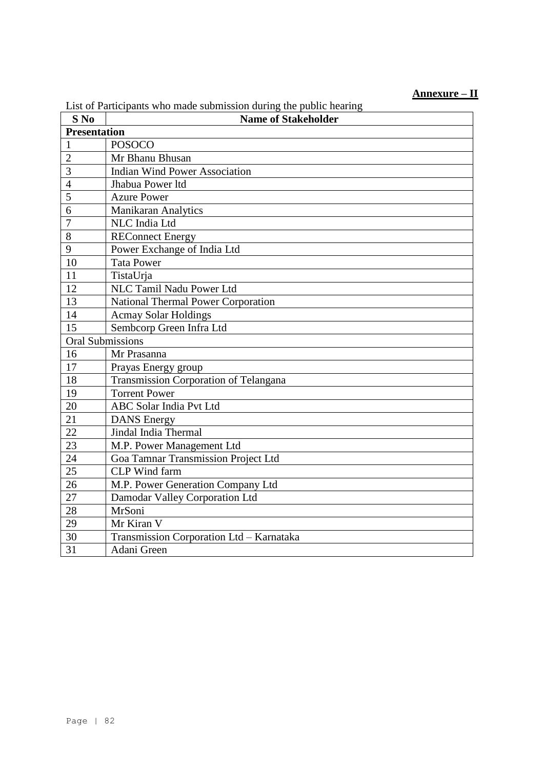**Annexure – II**

List of Participants who made submission during the public hearing

| S No | Name of Stakeholder |
|---|---|
| **Presentation** | |
| 1 | POSOCO |
| 2 | Mr Bhanu Bhusan |
| 3 | Indian Wind Power Association |
| 4 | Jhabua Power ltd |
| 5 | Azure Power |
| 6 | Manikaran Analytics |
| 7 | NLC India Ltd |
| 8 | REConnect Energy |
| 9 | Power Exchange of India Ltd |
| 10 | Tata Power |
| 11 | TistaUrja |
| 12 | NLC Tamil Nadu Power Ltd |
| 13 | National Thermal Power Corporation |
| 14 | Acmay Solar Holdings |
| 15 | Sembcorp Green Infra Ltd |
| Oral Submissions | |
| 16 | Mr Prasanna |
| 17 | Prayas Energy group |
| 18 | Transmission Corporation of Telangana |
| 19 | Torrent Power |
| 20 | ABC Solar India Pvt Ltd |
| 21 | DANS Energy |
| 22 | Jindal India Thermal |
| 23 | M.P. Power Management Ltd |
| 24 | Goa Tamnar Transmission Project Ltd |
| 25 | CLP Wind farm |
| 26 | M.P. Power Generation Company Ltd |
| 27 | Damodar Valley Corporation Ltd |
| 28 | MrSoni |
| 29 | Mr Kiran V |
| 30 | Transmission Corporation Ltd – Karnataka |
| 31 | Adani Green |